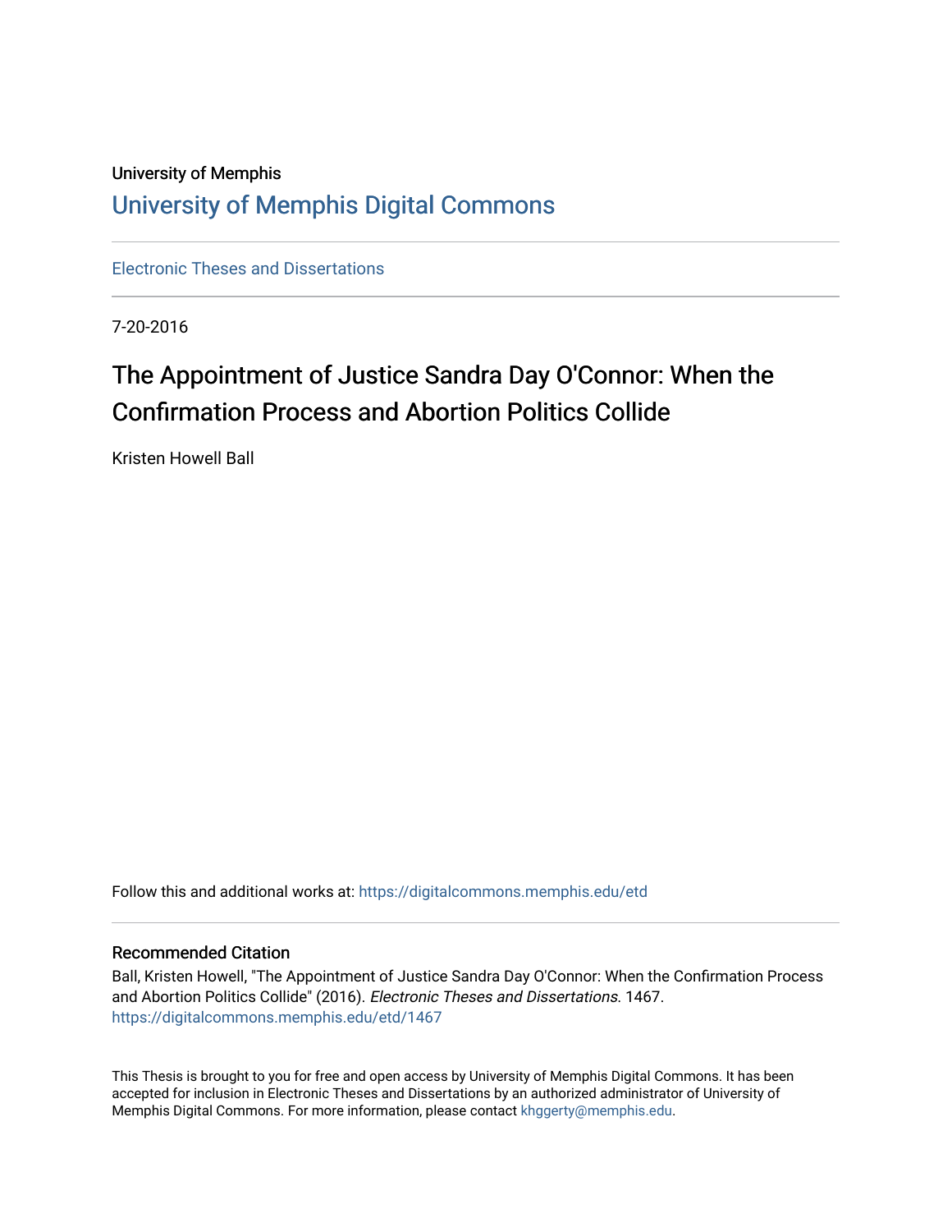University of Memphis

# University of Memphis Digital Commons

Electronic Theses and Dissertations

7-20-2016

# The Appointment of Justice Sandra Day O'Connor: When the Confirmation Process and Abortion Politics Collide

Kristen Howell Ball

Follow this and additional works at: https://digitalcommons.memphis.edu/etd

## Recommended Citation

Ball, Kristen Howell, "The Appointment of Justice Sandra Day O'Connor: When the Confirmation Process and Abortion Politics Collide" (2016). *Electronic Theses and Dissertations.* 1467.
https://digitalcommons.memphis.edu/etd/1467

This Thesis is brought to you for free and open access by University of Memphis Digital Commons. It has been accepted for inclusion in Electronic Theses and Dissertations by an authorized administrator of University of Memphis Digital Commons. For more information, please contact khggerty@memphis.edu.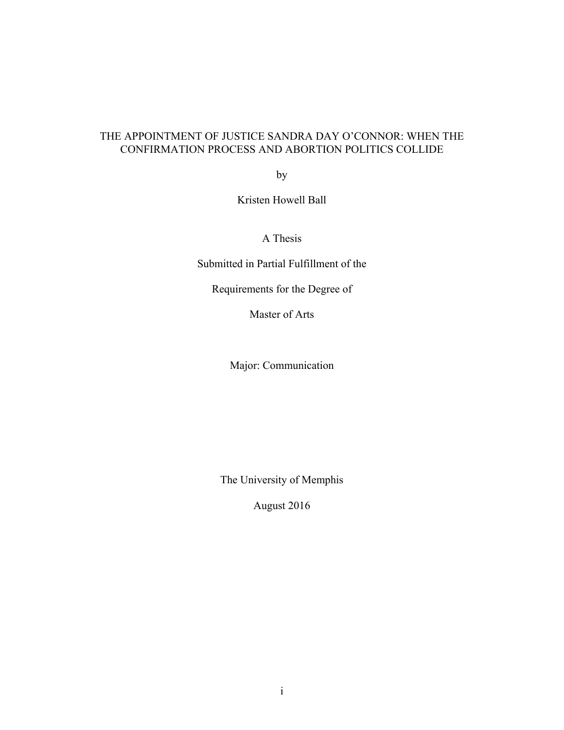# THE APPOINTMENT OF JUSTICE SANDRA DAY O'CONNOR: WHEN THE CONFIRMATION PROCESS AND ABORTION POLITICS COLLIDE

by

Kristen Howell Ball

A Thesis

Submitted in Partial Fulfillment of the

Requirements for the Degree of

Master of Arts

Major: Communication

The University of Memphis

August 2016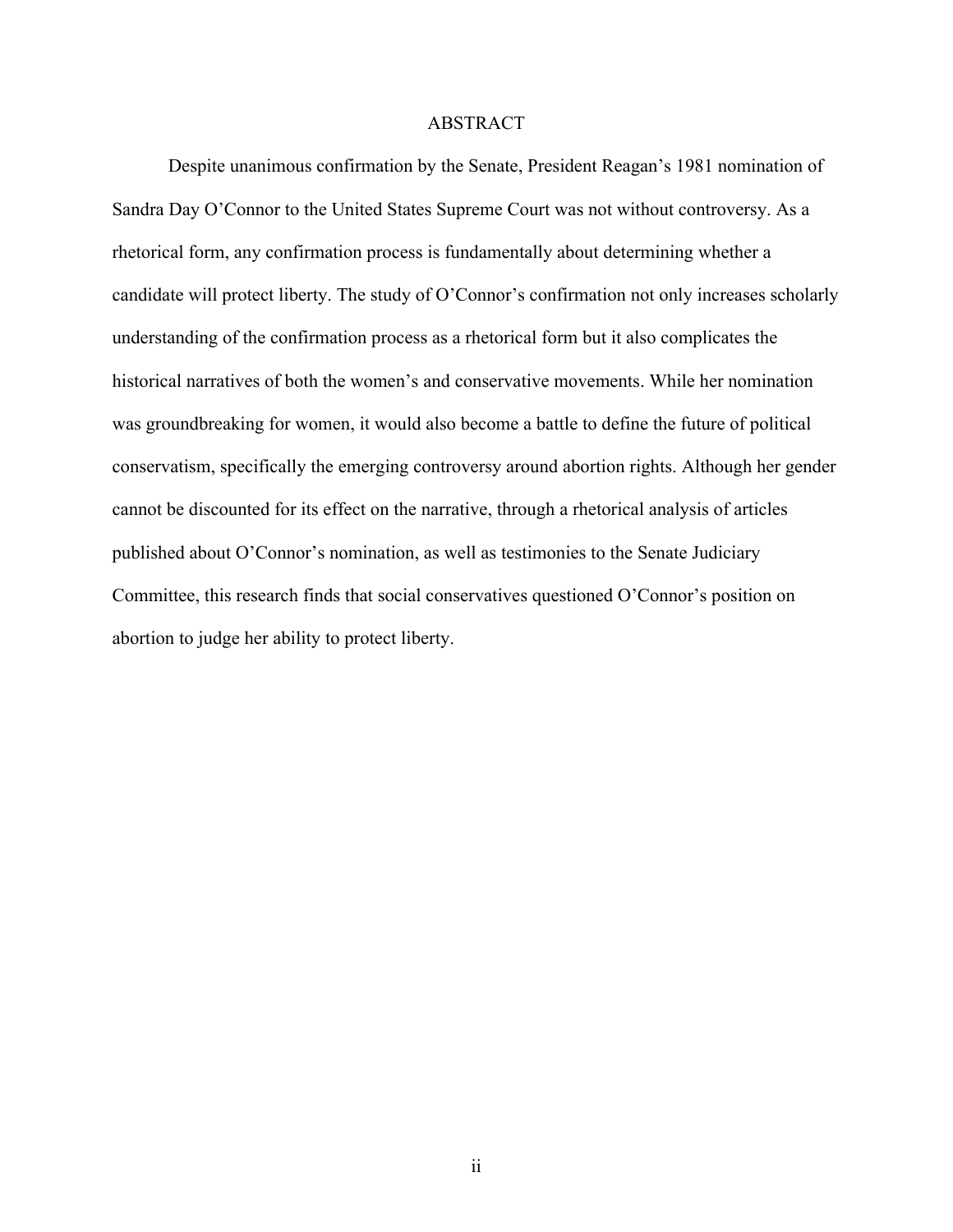# ABSTRACT

Despite unanimous confirmation by the Senate, President Reagan's 1981 nomination of Sandra Day O'Connor to the United States Supreme Court was not without controversy. As a rhetorical form, any confirmation process is fundamentally about determining whether a candidate will protect liberty. The study of O'Connor's confirmation not only increases scholarly understanding of the confirmation process as a rhetorical form but it also complicates the historical narratives of both the women's and conservative movements. While her nomination was groundbreaking for women, it would also become a battle to define the future of political conservatism, specifically the emerging controversy around abortion rights. Although her gender cannot be discounted for its effect on the narrative, through a rhetorical analysis of articles published about O'Connor's nomination, as well as testimonies to the Senate Judiciary Committee, this research finds that social conservatives questioned O'Connor's position on abortion to judge her ability to protect liberty.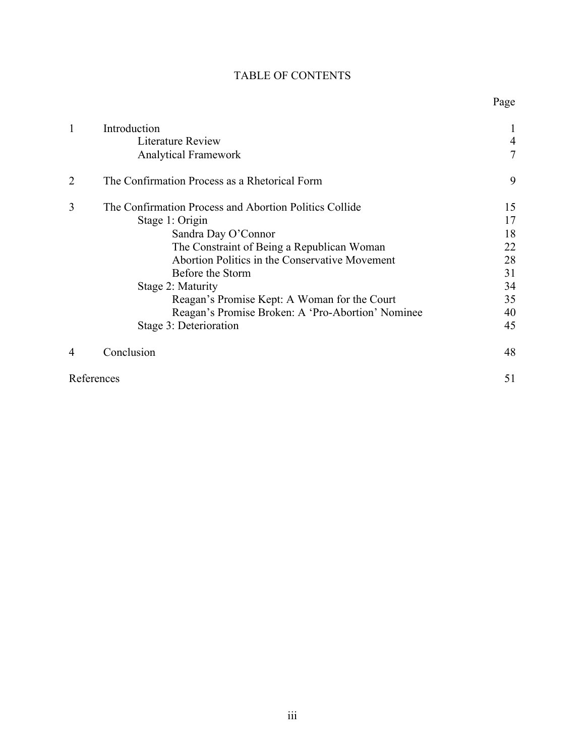# TABLE OF CONTENTS

| | | Page |
|---|---|---|
| 1 | Introduction | 1 |
| | Literature Review | 4 |
| | Analytical Framework | 7 |
| 2 | The Confirmation Process as a Rhetorical Form | 9 |
| 3 | The Confirmation Process and Abortion Politics Collide | 15 |
| | Stage 1: Origin | 17 |
| | Sandra Day O'Connor | 18 |
| | The Constraint of Being a Republican Woman | 22 |
| | Abortion Politics in the Conservative Movement | 28 |
| | Before the Storm | 31 |
| | Stage 2: Maturity | 34 |
| | Reagan's Promise Kept: A Woman for the Court | 35 |
| | Reagan's Promise Broken: A 'Pro-Abortion' Nominee | 40 |
| | Stage 3: Deterioration | 45 |
| 4 | Conclusion | 48 |
| References | | 51 |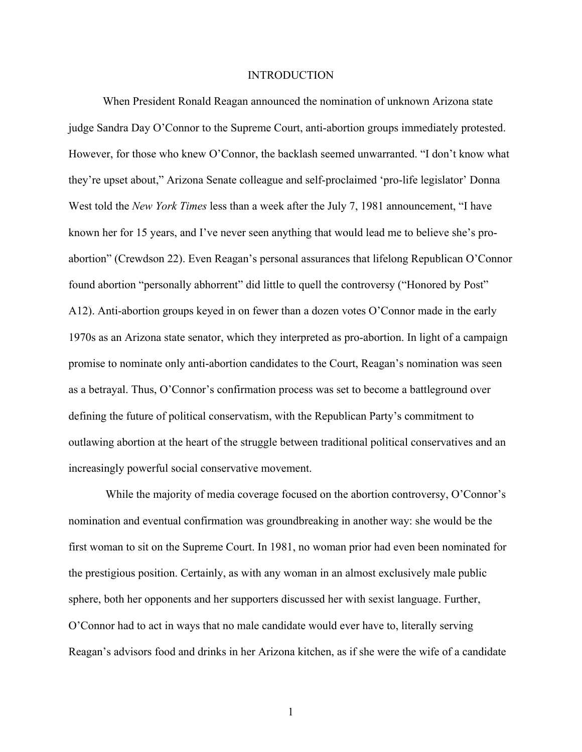# INTRODUCTION

When President Ronald Reagan announced the nomination of unknown Arizona state judge Sandra Day O'Connor to the Supreme Court, anti-abortion groups immediately protested. However, for those who knew O'Connor, the backlash seemed unwarranted. "I don't know what they're upset about," Arizona Senate colleague and self-proclaimed 'pro-life legislator' Donna West told the *New York Times* less than a week after the July 7, 1981 announcement, "I have known her for 15 years, and I've never seen anything that would lead me to believe she's pro-abortion" (Crewdson 22). Even Reagan's personal assurances that lifelong Republican O'Connor found abortion "personally abhorrent" did little to quell the controversy ("Honored by Post" A12). Anti-abortion groups keyed in on fewer than a dozen votes O'Connor made in the early 1970s as an Arizona state senator, which they interpreted as pro-abortion. In light of a campaign promise to nominate only anti-abortion candidates to the Court, Reagan's nomination was seen as a betrayal. Thus, O'Connor's confirmation process was set to become a battleground over defining the future of political conservatism, with the Republican Party's commitment to outlawing abortion at the heart of the struggle between traditional political conservatives and an increasingly powerful social conservative movement.

While the majority of media coverage focused on the abortion controversy, O'Connor's nomination and eventual confirmation was groundbreaking in another way: she would be the first woman to sit on the Supreme Court. In 1981, no woman prior had even been nominated for the prestigious position. Certainly, as with any woman in an almost exclusively male public sphere, both her opponents and her supporters discussed her with sexist language. Further, O'Connor had to act in ways that no male candidate would ever have to, literally serving Reagan's advisors food and drinks in her Arizona kitchen, as if she were the wife of a candidate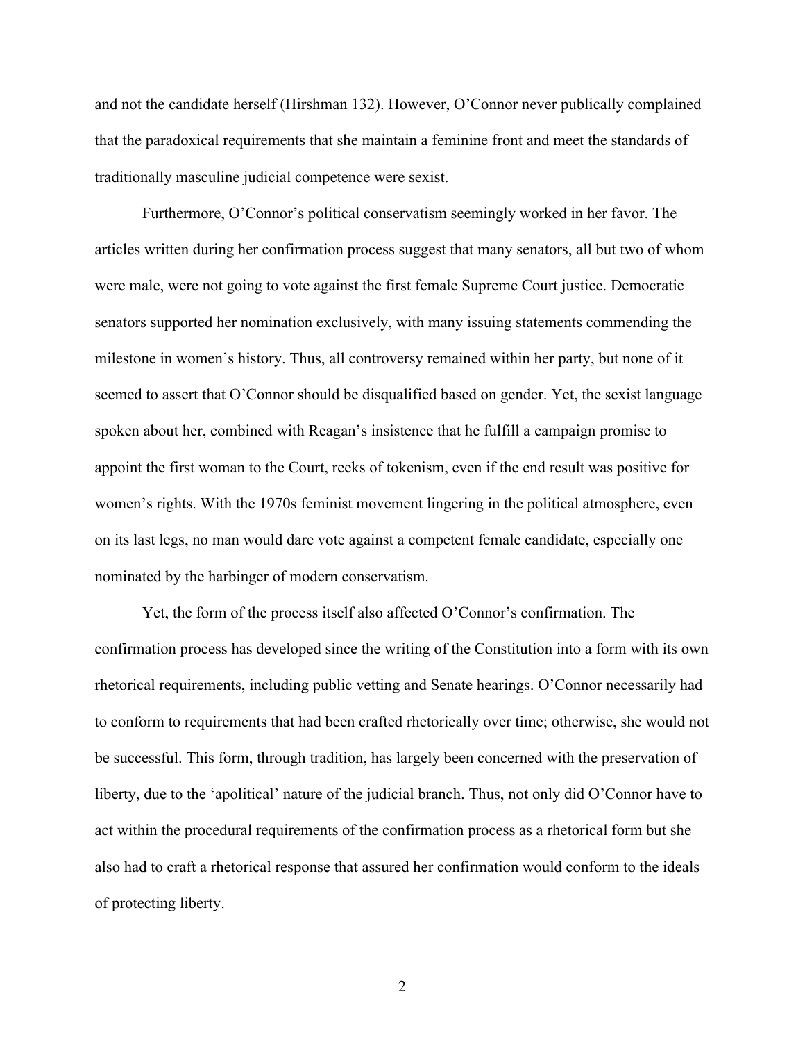and not the candidate herself (Hirshman 132). However, O'Connor never publically complained that the paradoxical requirements that she maintain a feminine front and meet the standards of traditionally masculine judicial competence were sexist.

Furthermore, O'Connor's political conservatism seemingly worked in her favor. The articles written during her confirmation process suggest that many senators, all but two of whom were male, were not going to vote against the first female Supreme Court justice. Democratic senators supported her nomination exclusively, with many issuing statements commending the milestone in women's history. Thus, all controversy remained within her party, but none of it seemed to assert that O'Connor should be disqualified based on gender. Yet, the sexist language spoken about her, combined with Reagan's insistence that he fulfill a campaign promise to appoint the first woman to the Court, reeks of tokenism, even if the end result was positive for women's rights. With the 1970s feminist movement lingering in the political atmosphere, even on its last legs, no man would dare vote against a competent female candidate, especially one nominated by the harbinger of modern conservatism.

Yet, the form of the process itself also affected O'Connor's confirmation. The confirmation process has developed since the writing of the Constitution into a form with its own rhetorical requirements, including public vetting and Senate hearings. O'Connor necessarily had to conform to requirements that had been crafted rhetorically over time; otherwise, she would not be successful. This form, through tradition, has largely been concerned with the preservation of liberty, due to the 'apolitical' nature of the judicial branch. Thus, not only did O'Connor have to act within the procedural requirements of the confirmation process as a rhetorical form but she also had to craft a rhetorical response that assured her confirmation would conform to the ideals of protecting liberty.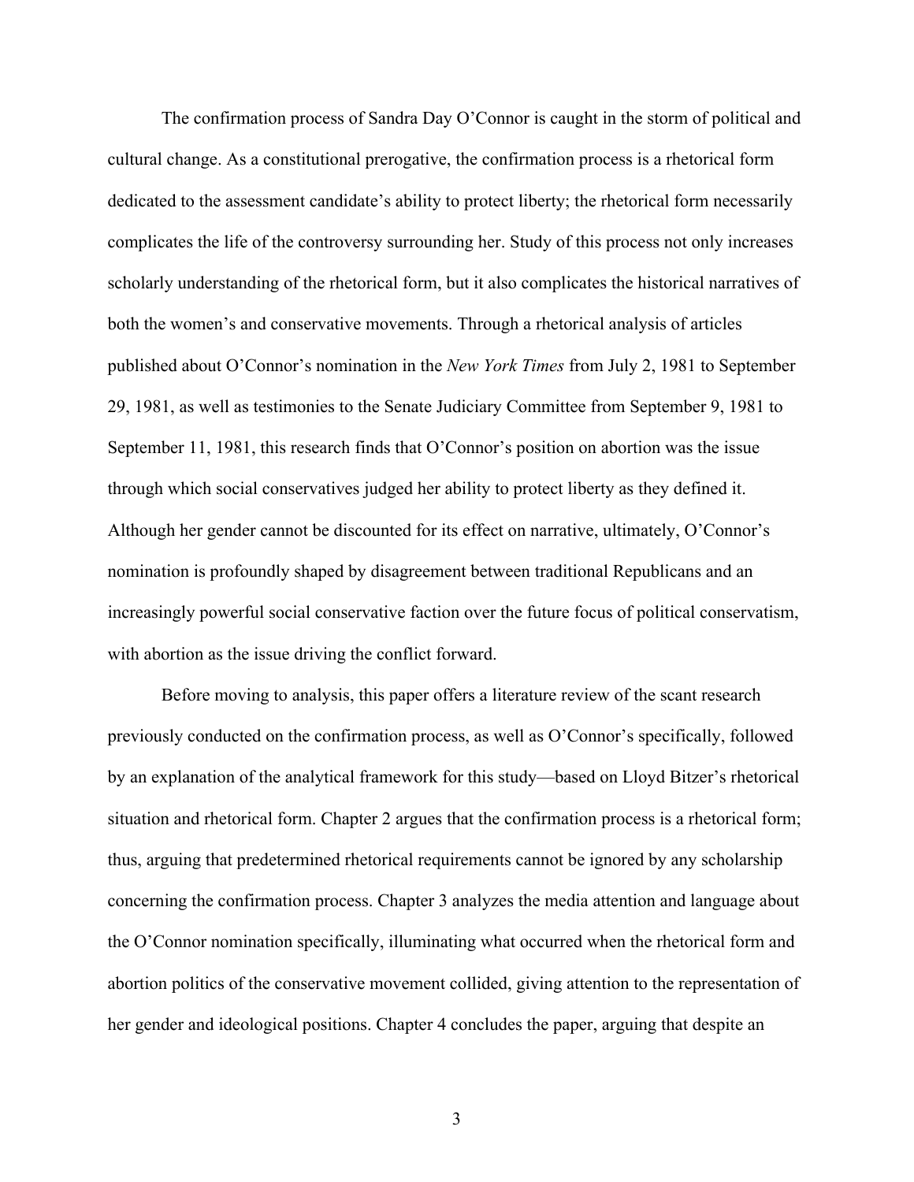The confirmation process of Sandra Day O'Connor is caught in the storm of political and cultural change. As a constitutional prerogative, the confirmation process is a rhetorical form dedicated to the assessment candidate's ability to protect liberty; the rhetorical form necessarily complicates the life of the controversy surrounding her. Study of this process not only increases scholarly understanding of the rhetorical form, but it also complicates the historical narratives of both the women's and conservative movements. Through a rhetorical analysis of articles published about O'Connor's nomination in the *New York Times* from July 2, 1981 to September 29, 1981, as well as testimonies to the Senate Judiciary Committee from September 9, 1981 to September 11, 1981, this research finds that O'Connor's position on abortion was the issue through which social conservatives judged her ability to protect liberty as they defined it. Although her gender cannot be discounted for its effect on narrative, ultimately, O'Connor's nomination is profoundly shaped by disagreement between traditional Republicans and an increasingly powerful social conservative faction over the future focus of political conservatism, with abortion as the issue driving the conflict forward.

Before moving to analysis, this paper offers a literature review of the scant research previously conducted on the confirmation process, as well as O'Connor's specifically, followed by an explanation of the analytical framework for this study—based on Lloyd Bitzer's rhetorical situation and rhetorical form. Chapter 2 argues that the confirmation process is a rhetorical form; thus, arguing that predetermined rhetorical requirements cannot be ignored by any scholarship concerning the confirmation process. Chapter 3 analyzes the media attention and language about the O'Connor nomination specifically, illuminating what occurred when the rhetorical form and abortion politics of the conservative movement collided, giving attention to the representation of her gender and ideological positions. Chapter 4 concludes the paper, arguing that despite an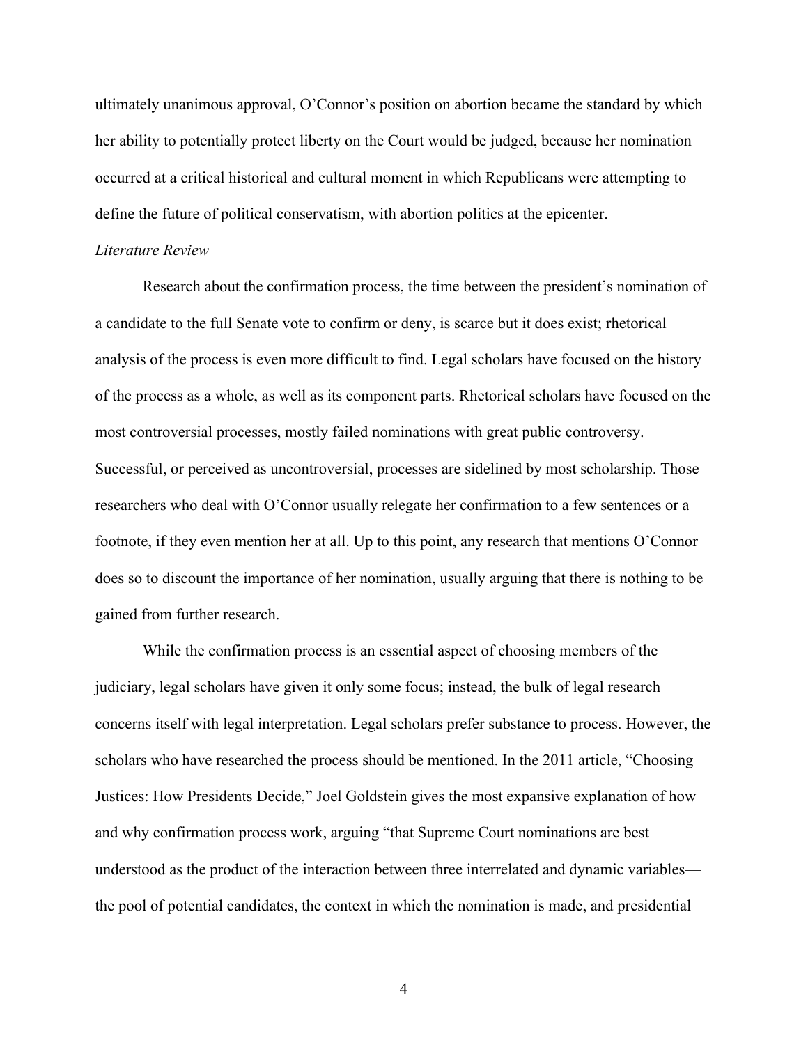ultimately unanimous approval, O'Connor's position on abortion became the standard by which her ability to potentially protect liberty on the Court would be judged, because her nomination occurred at a critical historical and cultural moment in which Republicans were attempting to define the future of political conservatism, with abortion politics at the epicenter.

*Literature Review*

Research about the confirmation process, the time between the president's nomination of a candidate to the full Senate vote to confirm or deny, is scarce but it does exist; rhetorical analysis of the process is even more difficult to find. Legal scholars have focused on the history of the process as a whole, as well as its component parts. Rhetorical scholars have focused on the most controversial processes, mostly failed nominations with great public controversy. Successful, or perceived as uncontroversial, processes are sidelined by most scholarship. Those researchers who deal with O'Connor usually relegate her confirmation to a few sentences or a footnote, if they even mention her at all. Up to this point, any research that mentions O'Connor does so to discount the importance of her nomination, usually arguing that there is nothing to be gained from further research.

While the confirmation process is an essential aspect of choosing members of the judiciary, legal scholars have given it only some focus; instead, the bulk of legal research concerns itself with legal interpretation. Legal scholars prefer substance to process. However, the scholars who have researched the process should be mentioned. In the 2011 article, "Choosing Justices: How Presidents Decide," Joel Goldstein gives the most expansive explanation of how and why confirmation process work, arguing "that Supreme Court nominations are best understood as the product of the interaction between three interrelated and dynamic variables—the pool of potential candidates, the context in which the nomination is made, and presidential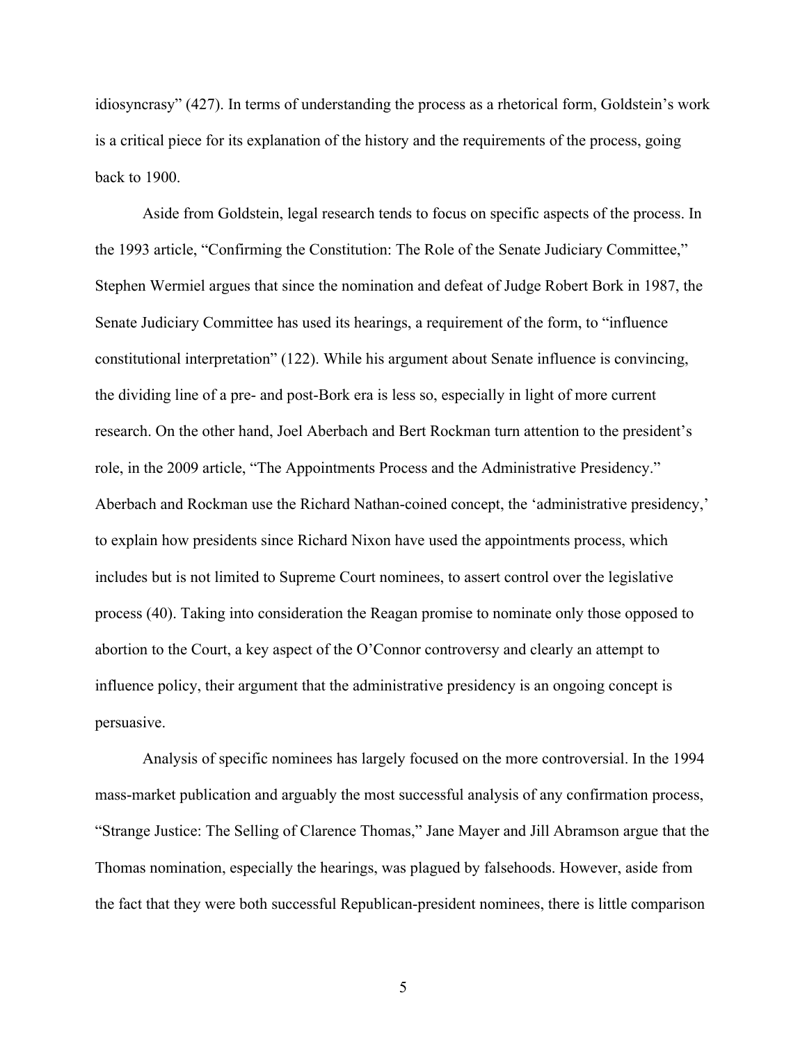idiosyncrasy" (427). In terms of understanding the process as a rhetorical form, Goldstein's work is a critical piece for its explanation of the history and the requirements of the process, going back to 1900.

Aside from Goldstein, legal research tends to focus on specific aspects of the process. In the 1993 article, "Confirming the Constitution: The Role of the Senate Judiciary Committee," Stephen Wermiel argues that since the nomination and defeat of Judge Robert Bork in 1987, the Senate Judiciary Committee has used its hearings, a requirement of the form, to "influence constitutional interpretation" (122). While his argument about Senate influence is convincing, the dividing line of a pre- and post-Bork era is less so, especially in light of more current research. On the other hand, Joel Aberbach and Bert Rockman turn attention to the president's role, in the 2009 article, "The Appointments Process and the Administrative Presidency." Aberbach and Rockman use the Richard Nathan-coined concept, the 'administrative presidency,' to explain how presidents since Richard Nixon have used the appointments process, which includes but is not limited to Supreme Court nominees, to assert control over the legislative process (40). Taking into consideration the Reagan promise to nominate only those opposed to abortion to the Court, a key aspect of the O'Connor controversy and clearly an attempt to influence policy, their argument that the administrative presidency is an ongoing concept is persuasive.

Analysis of specific nominees has largely focused on the more controversial. In the 1994 mass-market publication and arguably the most successful analysis of any confirmation process, "Strange Justice: The Selling of Clarence Thomas," Jane Mayer and Jill Abramson argue that the Thomas nomination, especially the hearings, was plagued by falsehoods. However, aside from the fact that they were both successful Republican-president nominees, there is little comparison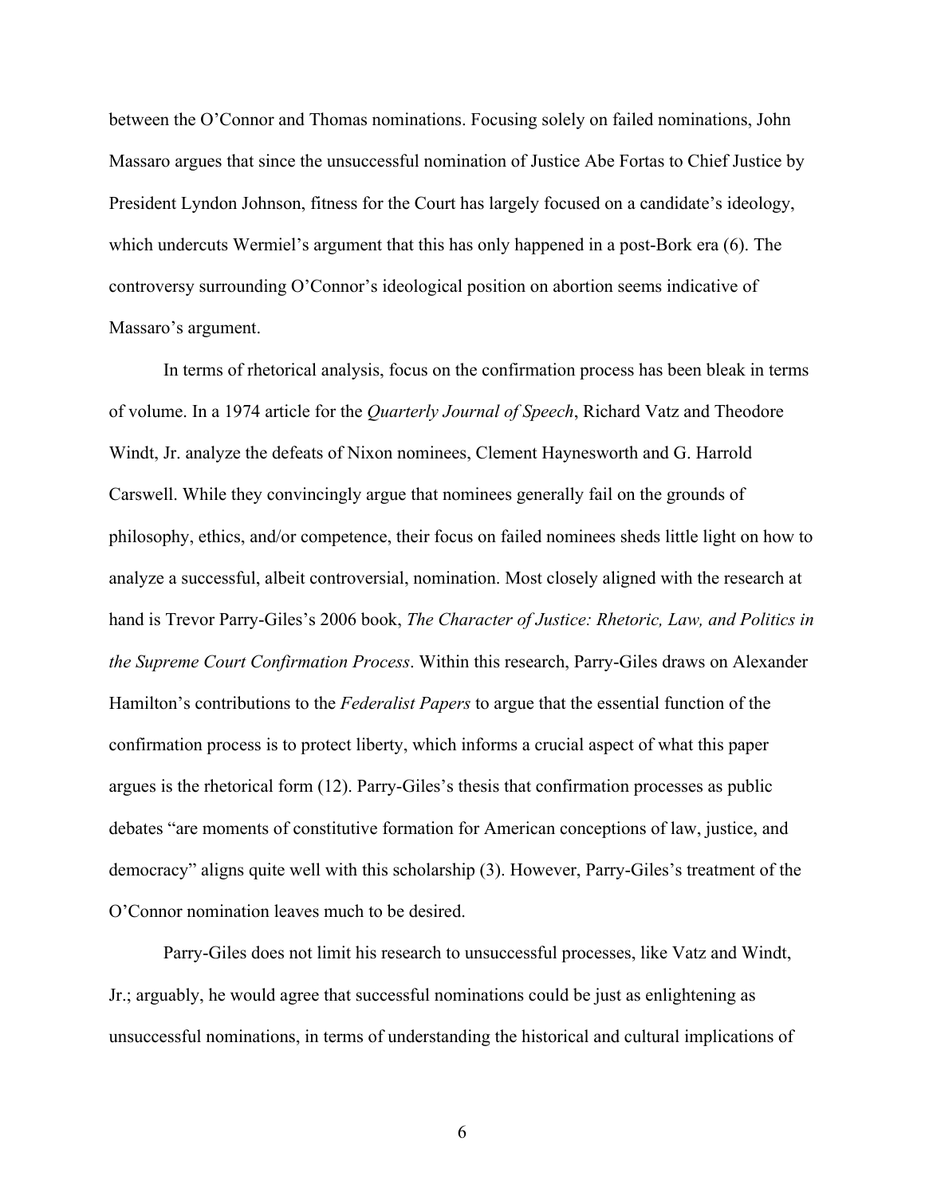between the O'Connor and Thomas nominations. Focusing solely on failed nominations, John Massaro argues that since the unsuccessful nomination of Justice Abe Fortas to Chief Justice by President Lyndon Johnson, fitness for the Court has largely focused on a candidate's ideology, which undercuts Wermiel's argument that this has only happened in a post-Bork era (6). The controversy surrounding O'Connor's ideological position on abortion seems indicative of Massaro's argument.

In terms of rhetorical analysis, focus on the confirmation process has been bleak in terms of volume. In a 1974 article for the *Quarterly Journal of Speech*, Richard Vatz and Theodore Windt, Jr. analyze the defeats of Nixon nominees, Clement Haynesworth and G. Harrold Carswell. While they convincingly argue that nominees generally fail on the grounds of philosophy, ethics, and/or competence, their focus on failed nominees sheds little light on how to analyze a successful, albeit controversial, nomination. Most closely aligned with the research at hand is Trevor Parry-Giles's 2006 book, *The Character of Justice: Rhetoric, Law, and Politics in the Supreme Court Confirmation Process*. Within this research, Parry-Giles draws on Alexander Hamilton's contributions to the *Federalist Papers* to argue that the essential function of the confirmation process is to protect liberty, which informs a crucial aspect of what this paper argues is the rhetorical form (12). Parry-Giles's thesis that confirmation processes as public debates "are moments of constitutive formation for American conceptions of law, justice, and democracy" aligns quite well with this scholarship (3). However, Parry-Giles's treatment of the O'Connor nomination leaves much to be desired.

Parry-Giles does not limit his research to unsuccessful processes, like Vatz and Windt, Jr.; arguably, he would agree that successful nominations could be just as enlightening as unsuccessful nominations, in terms of understanding the historical and cultural implications of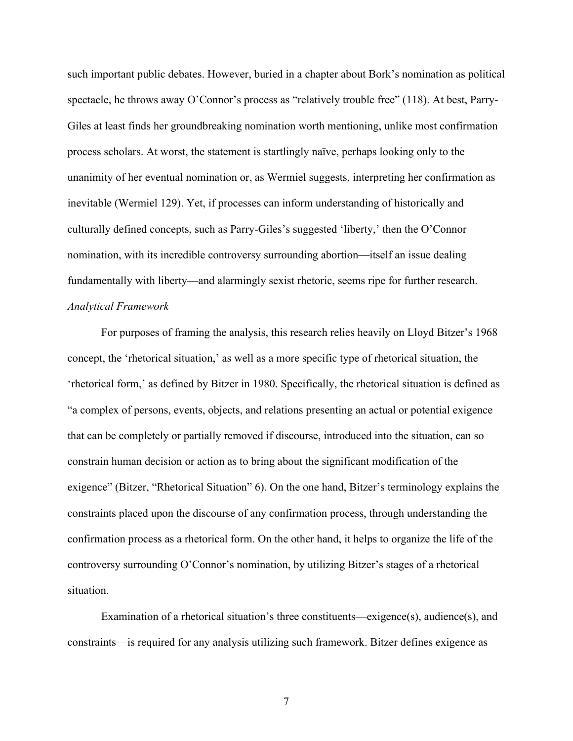such important public debates. However, buried in a chapter about Bork's nomination as political spectacle, he throws away O'Connor's process as "relatively trouble free" (118). At best, Parry-Giles at least finds her groundbreaking nomination worth mentioning, unlike most confirmation process scholars. At worst, the statement is startlingly naïve, perhaps looking only to the unanimity of her eventual nomination or, as Wermiel suggests, interpreting her confirmation as inevitable (Wermiel 129). Yet, if processes can inform understanding of historically and culturally defined concepts, such as Parry-Giles's suggested 'liberty,' then the O'Connor nomination, with its incredible controversy surrounding abortion—itself an issue dealing fundamentally with liberty—and alarmingly sexist rhetoric, seems ripe for further research.

*Analytical Framework*

For purposes of framing the analysis, this research relies heavily on Lloyd Bitzer's 1968 concept, the 'rhetorical situation,' as well as a more specific type of rhetorical situation, the 'rhetorical form,' as defined by Bitzer in 1980. Specifically, the rhetorical situation is defined as "a complex of persons, events, objects, and relations presenting an actual or potential exigence that can be completely or partially removed if discourse, introduced into the situation, can so constrain human decision or action as to bring about the significant modification of the exigence" (Bitzer, "Rhetorical Situation" 6). On the one hand, Bitzer's terminology explains the constraints placed upon the discourse of any confirmation process, through understanding the confirmation process as a rhetorical form. On the other hand, it helps to organize the life of the controversy surrounding O'Connor's nomination, by utilizing Bitzer's stages of a rhetorical situation.

Examination of a rhetorical situation's three constituents—exigence(s), audience(s), and constraints—is required for any analysis utilizing such framework. Bitzer defines exigence as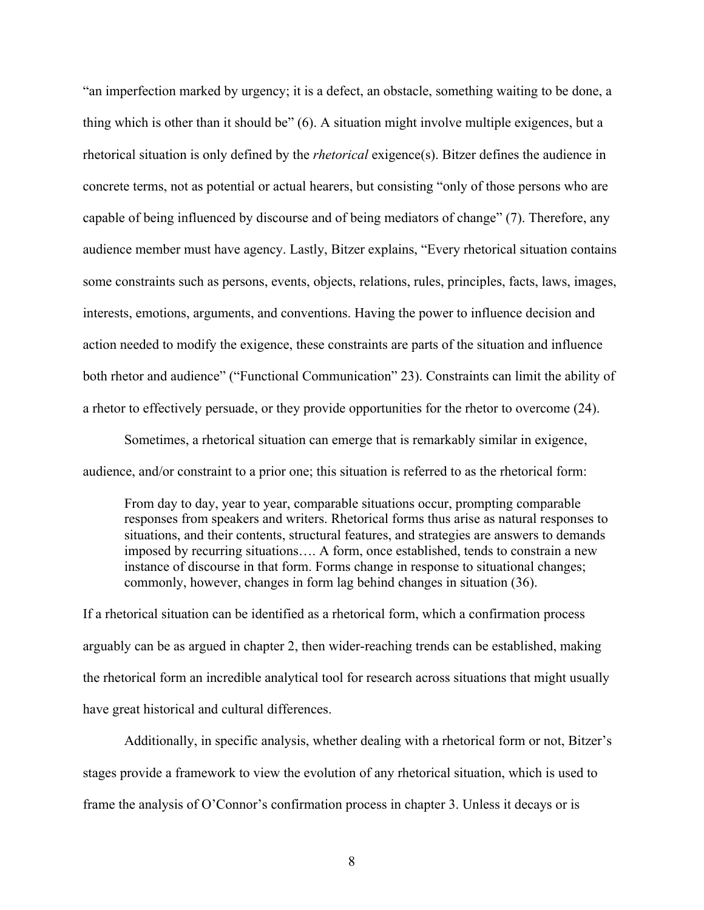"an imperfection marked by urgency; it is a defect, an obstacle, something waiting to be done, a thing which is other than it should be" (6). A situation might involve multiple exigences, but a rhetorical situation is only defined by the *rhetorical* exigence(s). Bitzer defines the audience in concrete terms, not as potential or actual hearers, but consisting "only of those persons who are capable of being influenced by discourse and of being mediators of change" (7). Therefore, any audience member must have agency. Lastly, Bitzer explains, "Every rhetorical situation contains some constraints such as persons, events, objects, relations, rules, principles, facts, laws, images, interests, emotions, arguments, and conventions. Having the power to influence decision and action needed to modify the exigence, these constraints are parts of the situation and influence both rhetor and audience" ("Functional Communication" 23). Constraints can limit the ability of a rhetor to effectively persuade, or they provide opportunities for the rhetor to overcome (24).

Sometimes, a rhetorical situation can emerge that is remarkably similar in exigence, audience, and/or constraint to a prior one; this situation is referred to as the rhetorical form:

> From day to day, year to year, comparable situations occur, prompting comparable responses from speakers and writers. Rhetorical forms thus arise as natural responses to situations, and their contents, structural features, and strategies are answers to demands imposed by recurring situations…. A form, once established, tends to constrain a new instance of discourse in that form. Forms change in response to situational changes; commonly, however, changes in form lag behind changes in situation (36).

If a rhetorical situation can be identified as a rhetorical form, which a confirmation process arguably can be as argued in chapter 2, then wider-reaching trends can be established, making the rhetorical form an incredible analytical tool for research across situations that might usually have great historical and cultural differences.

Additionally, in specific analysis, whether dealing with a rhetorical form or not, Bitzer's stages provide a framework to view the evolution of any rhetorical situation, which is used to frame the analysis of O'Connor's confirmation process in chapter 3. Unless it decays or is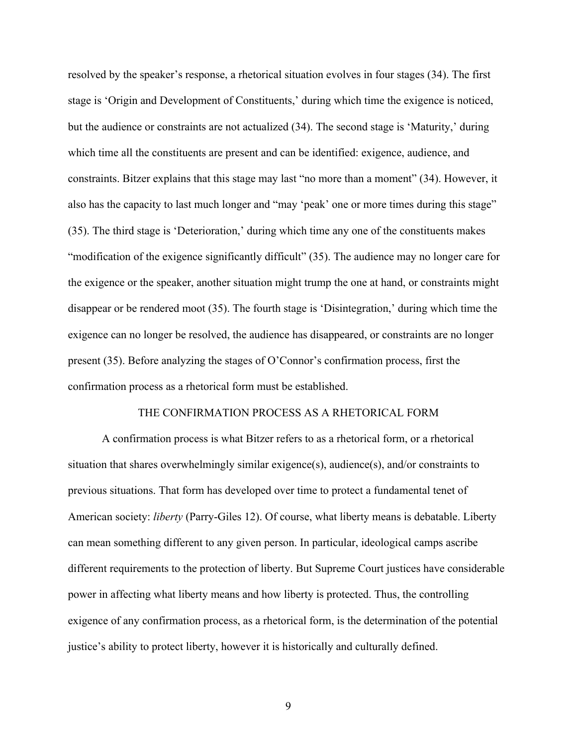resolved by the speaker's response, a rhetorical situation evolves in four stages (34). The first stage is 'Origin and Development of Constituents,' during which time the exigence is noticed, but the audience or constraints are not actualized (34). The second stage is 'Maturity,' during which time all the constituents are present and can be identified: exigence, audience, and constraints. Bitzer explains that this stage may last "no more than a moment" (34). However, it also has the capacity to last much longer and "may 'peak' one or more times during this stage" (35). The third stage is 'Deterioration,' during which time any one of the constituents makes "modification of the exigence significantly difficult" (35). The audience may no longer care for the exigence or the speaker, another situation might trump the one at hand, or constraints might disappear or be rendered moot (35). The fourth stage is 'Disintegration,' during which time the exigence can no longer be resolved, the audience has disappeared, or constraints are no longer present (35). Before analyzing the stages of O'Connor's confirmation process, first the confirmation process as a rhetorical form must be established.

## THE CONFIRMATION PROCESS AS A RHETORICAL FORM

A confirmation process is what Bitzer refers to as a rhetorical form, or a rhetorical situation that shares overwhelmingly similar exigence(s), audience(s), and/or constraints to previous situations. That form has developed over time to protect a fundamental tenet of American society: *liberty* (Parry-Giles 12). Of course, what liberty means is debatable. Liberty can mean something different to any given person. In particular, ideological camps ascribe different requirements to the protection of liberty. But Supreme Court justices have considerable power in affecting what liberty means and how liberty is protected. Thus, the controlling exigence of any confirmation process, as a rhetorical form, is the determination of the potential justice's ability to protect liberty, however it is historically and culturally defined.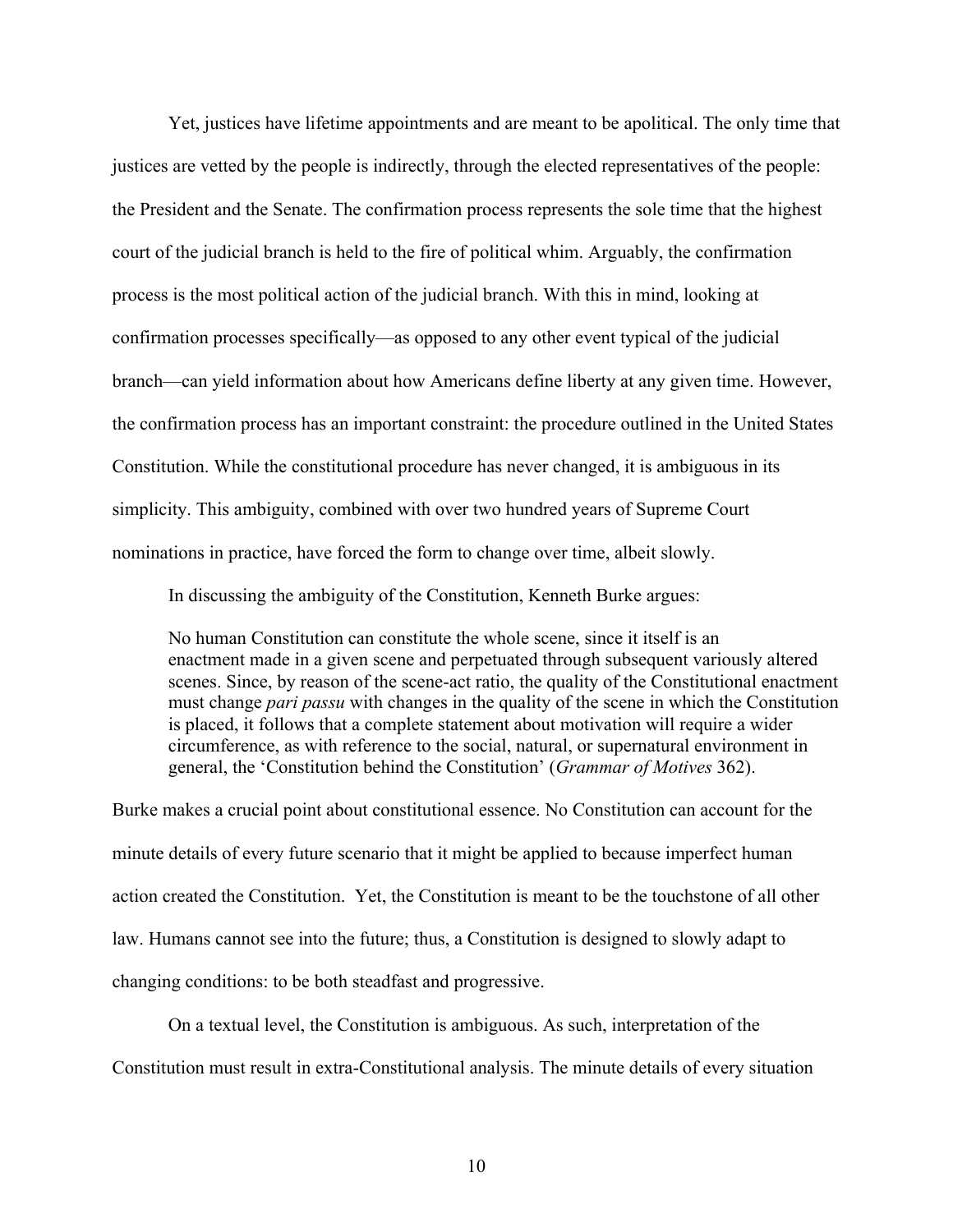Yet, justices have lifetime appointments and are meant to be apolitical. The only time that justices are vetted by the people is indirectly, through the elected representatives of the people: the President and the Senate. The confirmation process represents the sole time that the highest court of the judicial branch is held to the fire of political whim. Arguably, the confirmation process is the most political action of the judicial branch. With this in mind, looking at confirmation processes specifically—as opposed to any other event typical of the judicial branch—can yield information about how Americans define liberty at any given time. However, the confirmation process has an important constraint: the procedure outlined in the United States Constitution. While the constitutional procedure has never changed, it is ambiguous in its simplicity. This ambiguity, combined with over two hundred years of Supreme Court nominations in practice, have forced the form to change over time, albeit slowly.

In discussing the ambiguity of the Constitution, Kenneth Burke argues:

> No human Constitution can constitute the whole scene, since it itself is an enactment made in a given scene and perpetuated through subsequent variously altered scenes. Since, by reason of the scene-act ratio, the quality of the Constitutional enactment must change *pari passu* with changes in the quality of the scene in which the Constitution is placed, it follows that a complete statement about motivation will require a wider circumference, as with reference to the social, natural, or supernatural environment in general, the 'Constitution behind the Constitution' (*Grammar of Motives* 362).

Burke makes a crucial point about constitutional essence. No Constitution can account for the minute details of every future scenario that it might be applied to because imperfect human action created the Constitution. Yet, the Constitution is meant to be the touchstone of all other law. Humans cannot see into the future; thus, a Constitution is designed to slowly adapt to changing conditions: to be both steadfast and progressive.

On a textual level, the Constitution is ambiguous. As such, interpretation of the Constitution must result in extra-Constitutional analysis. The minute details of every situation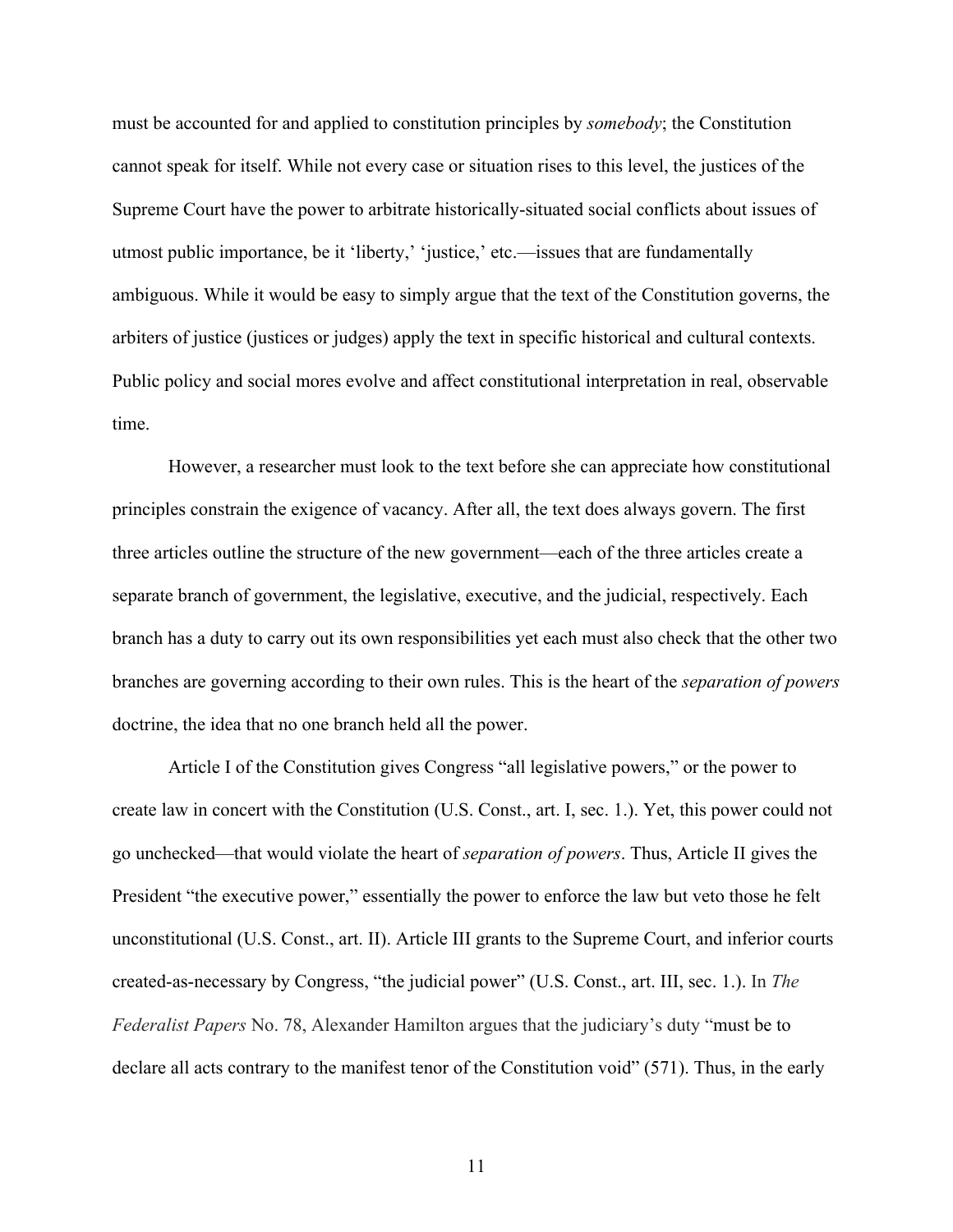must be accounted for and applied to constitution principles by *somebody*; the Constitution cannot speak for itself. While not every case or situation rises to this level, the justices of the Supreme Court have the power to arbitrate historically-situated social conflicts about issues of utmost public importance, be it 'liberty,' 'justice,' etc.—issues that are fundamentally ambiguous. While it would be easy to simply argue that the text of the Constitution governs, the arbiters of justice (justices or judges) apply the text in specific historical and cultural contexts. Public policy and social mores evolve and affect constitutional interpretation in real, observable time.

However, a researcher must look to the text before she can appreciate how constitutional principles constrain the exigence of vacancy. After all, the text does always govern. The first three articles outline the structure of the new government—each of the three articles create a separate branch of government, the legislative, executive, and the judicial, respectively. Each branch has a duty to carry out its own responsibilities yet each must also check that the other two branches are governing according to their own rules. This is the heart of the *separation of powers* doctrine, the idea that no one branch held all the power.

Article I of the Constitution gives Congress "all legislative powers," or the power to create law in concert with the Constitution (U.S. Const., art. I, sec. 1.). Yet, this power could not go unchecked—that would violate the heart of *separation of powers*. Thus, Article II gives the President "the executive power," essentially the power to enforce the law but veto those he felt unconstitutional (U.S. Const., art. II). Article III grants to the Supreme Court, and inferior courts created-as-necessary by Congress, "the judicial power" (U.S. Const., art. III, sec. 1.). In *The Federalist Papers* No. 78, Alexander Hamilton argues that the judiciary's duty "must be to declare all acts contrary to the manifest tenor of the Constitution void" (571). Thus, in the early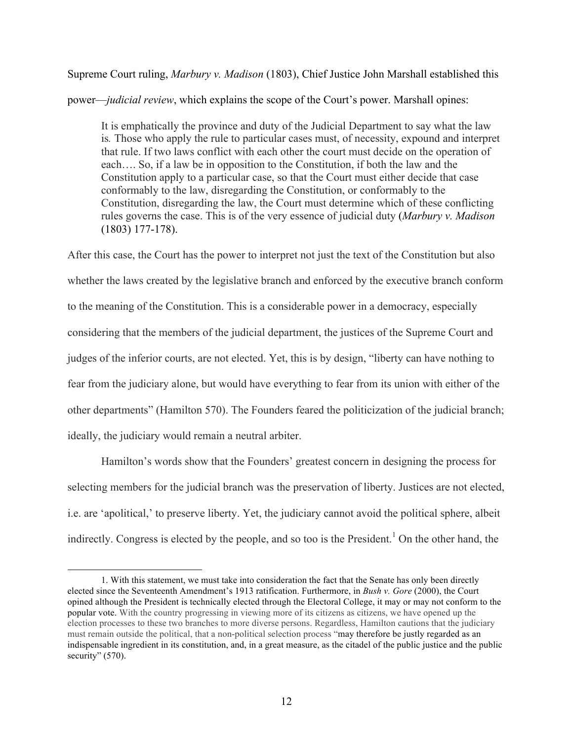Supreme Court ruling, *Marbury v. Madison* (1803), Chief Justice John Marshall established this power—*judicial review*, which explains the scope of the Court's power. Marshall opines:

> It is emphatically the province and duty of the Judicial Department to say what the law is. Those who apply the rule to particular cases must, of necessity, expound and interpret that rule. If two laws conflict with each other the court must decide on the operation of each…. So, if a law be in opposition to the Constitution, if both the law and the Constitution apply to a particular case, so that the Court must either decide that case conformably to the law, disregarding the Constitution, or conformably to the Constitution, disregarding the law, the Court must determine which of these conflicting rules governs the case. This is of the very essence of judicial duty (*Marbury v. Madison* (1803) 177-178).

After this case, the Court has the power to interpret not just the text of the Constitution but also whether the laws created by the legislative branch and enforced by the executive branch conform to the meaning of the Constitution. This is a considerable power in a democracy, especially considering that the members of the judicial department, the justices of the Supreme Court and judges of the inferior courts, are not elected. Yet, this is by design, "liberty can have nothing to fear from the judiciary alone, but would have everything to fear from its union with either of the other departments" (Hamilton 570). The Founders feared the politicization of the judicial branch; ideally, the judiciary would remain a neutral arbiter.

Hamilton's words show that the Founders' greatest concern in designing the process for selecting members for the judicial branch was the preservation of liberty. Justices are not elected, i.e. are 'apolitical,' to preserve liberty. Yet, the judiciary cannot avoid the political sphere, albeit indirectly. Congress is elected by the people, and so too is the President.[1] On the other hand, the

---

1. With this statement, we must take into consideration the fact that the Senate has only been directly elected since the Seventeenth Amendment's 1913 ratification. Furthermore, in *Bush v. Gore* (2000), the Court opined although the President is technically elected through the Electoral College, it may or may not conform to the popular vote. With the country progressing in viewing more of its citizens as citizens, we have opened up the election processes to these two branches to more diverse persons. Regardless, Hamilton cautions that the judiciary must remain outside the political, that a non-political selection process "may therefore be justly regarded as an indispensable ingredient in its constitution, and, in a great measure, as the citadel of the public justice and the public security" (570).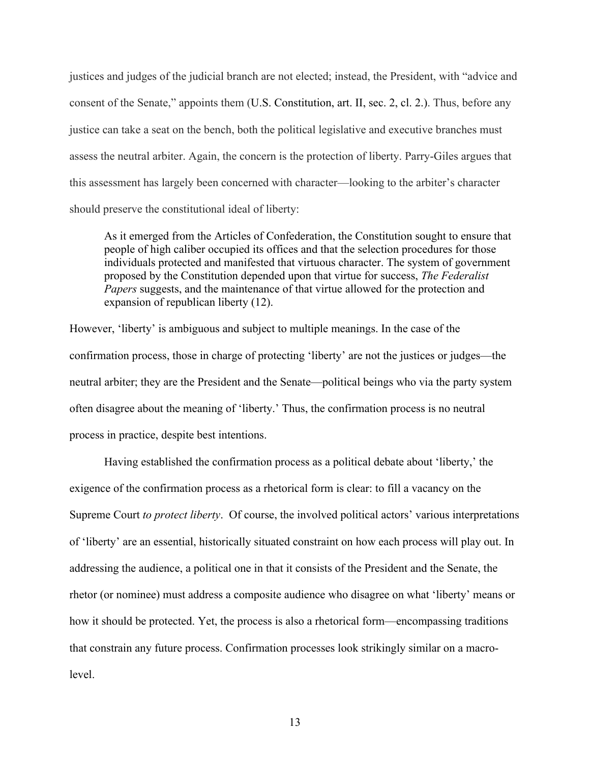justices and judges of the judicial branch are not elected; instead, the President, with "advice and consent of the Senate," appoints them (U.S. Constitution, art. II, sec. 2, cl. 2.). Thus, before any justice can take a seat on the bench, both the political legislative and executive branches must assess the neutral arbiter. Again, the concern is the protection of liberty. Parry-Giles argues that this assessment has largely been concerned with character—looking to the arbiter's character should preserve the constitutional ideal of liberty:

> As it emerged from the Articles of Confederation, the Constitution sought to ensure that people of high caliber occupied its offices and that the selection procedures for those individuals protected and manifested that virtuous character. The system of government proposed by the Constitution depended upon that virtue for success, *The Federalist Papers* suggests, and the maintenance of that virtue allowed for the protection and expansion of republican liberty (12).

However, 'liberty' is ambiguous and subject to multiple meanings. In the case of the confirmation process, those in charge of protecting 'liberty' are not the justices or judges—the neutral arbiter; they are the President and the Senate—political beings who via the party system often disagree about the meaning of 'liberty.' Thus, the confirmation process is no neutral process in practice, despite best intentions.

Having established the confirmation process as a political debate about 'liberty,' the exigence of the confirmation process as a rhetorical form is clear: to fill a vacancy on the Supreme Court *to protect liberty*. Of course, the involved political actors' various interpretations of 'liberty' are an essential, historically situated constraint on how each process will play out. In addressing the audience, a political one in that it consists of the President and the Senate, the rhetor (or nominee) must address a composite audience who disagree on what 'liberty' means or how it should be protected. Yet, the process is also a rhetorical form—encompassing traditions that constrain any future process. Confirmation processes look strikingly similar on a macro-level.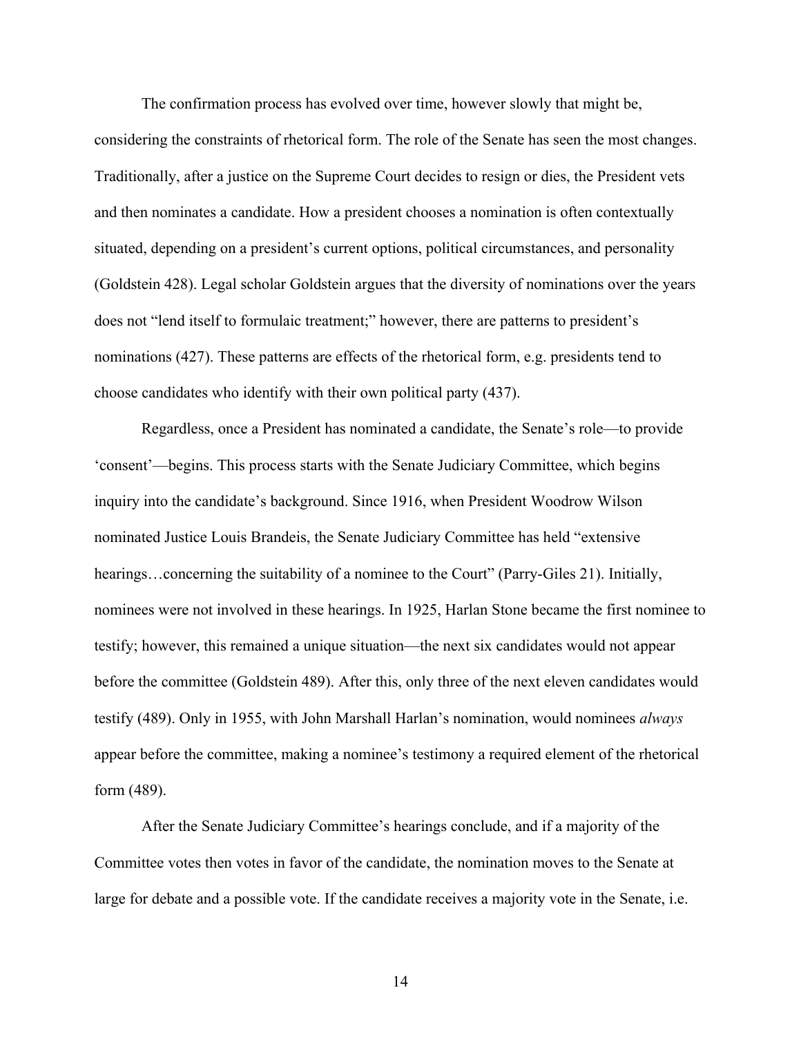The confirmation process has evolved over time, however slowly that might be, considering the constraints of rhetorical form. The role of the Senate has seen the most changes. Traditionally, after a justice on the Supreme Court decides to resign or dies, the President vets and then nominates a candidate. How a president chooses a nomination is often contextually situated, depending on a president's current options, political circumstances, and personality (Goldstein 428). Legal scholar Goldstein argues that the diversity of nominations over the years does not "lend itself to formulaic treatment;" however, there are patterns to president's nominations (427). These patterns are effects of the rhetorical form, e.g. presidents tend to choose candidates who identify with their own political party (437).

Regardless, once a President has nominated a candidate, the Senate's role—to provide 'consent'—begins. This process starts with the Senate Judiciary Committee, which begins inquiry into the candidate's background. Since 1916, when President Woodrow Wilson nominated Justice Louis Brandeis, the Senate Judiciary Committee has held "extensive hearings…concerning the suitability of a nominee to the Court" (Parry-Giles 21). Initially, nominees were not involved in these hearings. In 1925, Harlan Stone became the first nominee to testify; however, this remained a unique situation—the next six candidates would not appear before the committee (Goldstein 489). After this, only three of the next eleven candidates would testify (489). Only in 1955, with John Marshall Harlan's nomination, would nominees *always* appear before the committee, making a nominee's testimony a required element of the rhetorical form (489).

After the Senate Judiciary Committee's hearings conclude, and if a majority of the Committee votes then votes in favor of the candidate, the nomination moves to the Senate at large for debate and a possible vote. If the candidate receives a majority vote in the Senate, i.e.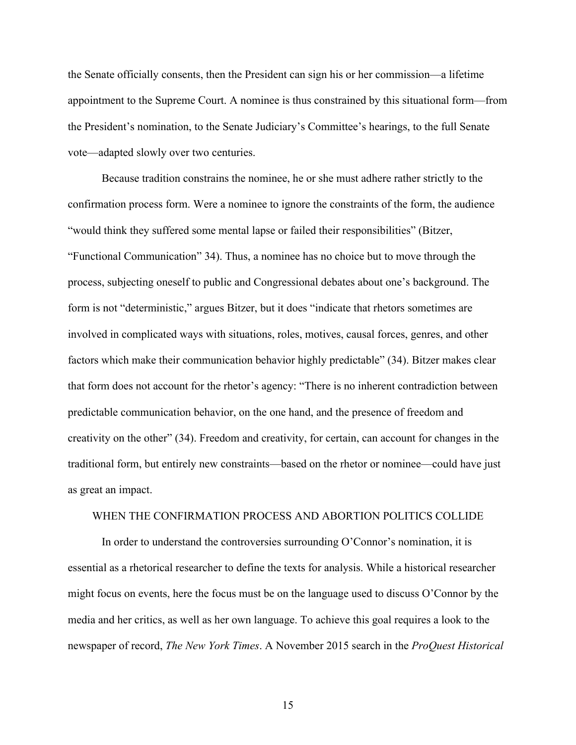the Senate officially consents, then the President can sign his or her commission—a lifetime appointment to the Supreme Court. A nominee is thus constrained by this situational form—from the President's nomination, to the Senate Judiciary's Committee's hearings, to the full Senate vote—adapted slowly over two centuries.

Because tradition constrains the nominee, he or she must adhere rather strictly to the confirmation process form. Were a nominee to ignore the constraints of the form, the audience "would think they suffered some mental lapse or failed their responsibilities" (Bitzer, "Functional Communication" 34). Thus, a nominee has no choice but to move through the process, subjecting oneself to public and Congressional debates about one's background. The form is not "deterministic," argues Bitzer, but it does "indicate that rhetors sometimes are involved in complicated ways with situations, roles, motives, causal forces, genres, and other factors which make their communication behavior highly predictable" (34). Bitzer makes clear that form does not account for the rhetor's agency: "There is no inherent contradiction between predictable communication behavior, on the one hand, and the presence of freedom and creativity on the other" (34). Freedom and creativity, for certain, can account for changes in the traditional form, but entirely new constraints—based on the rhetor or nominee—could have just as great an impact.

## WHEN THE CONFIRMATION PROCESS AND ABORTION POLITICS COLLIDE

In order to understand the controversies surrounding O'Connor's nomination, it is essential as a rhetorical researcher to define the texts for analysis. While a historical researcher might focus on events, here the focus must be on the language used to discuss O'Connor by the media and her critics, as well as her own language. To achieve this goal requires a look to the newspaper of record, *The New York Times*. A November 2015 search in the *ProQuest Historical*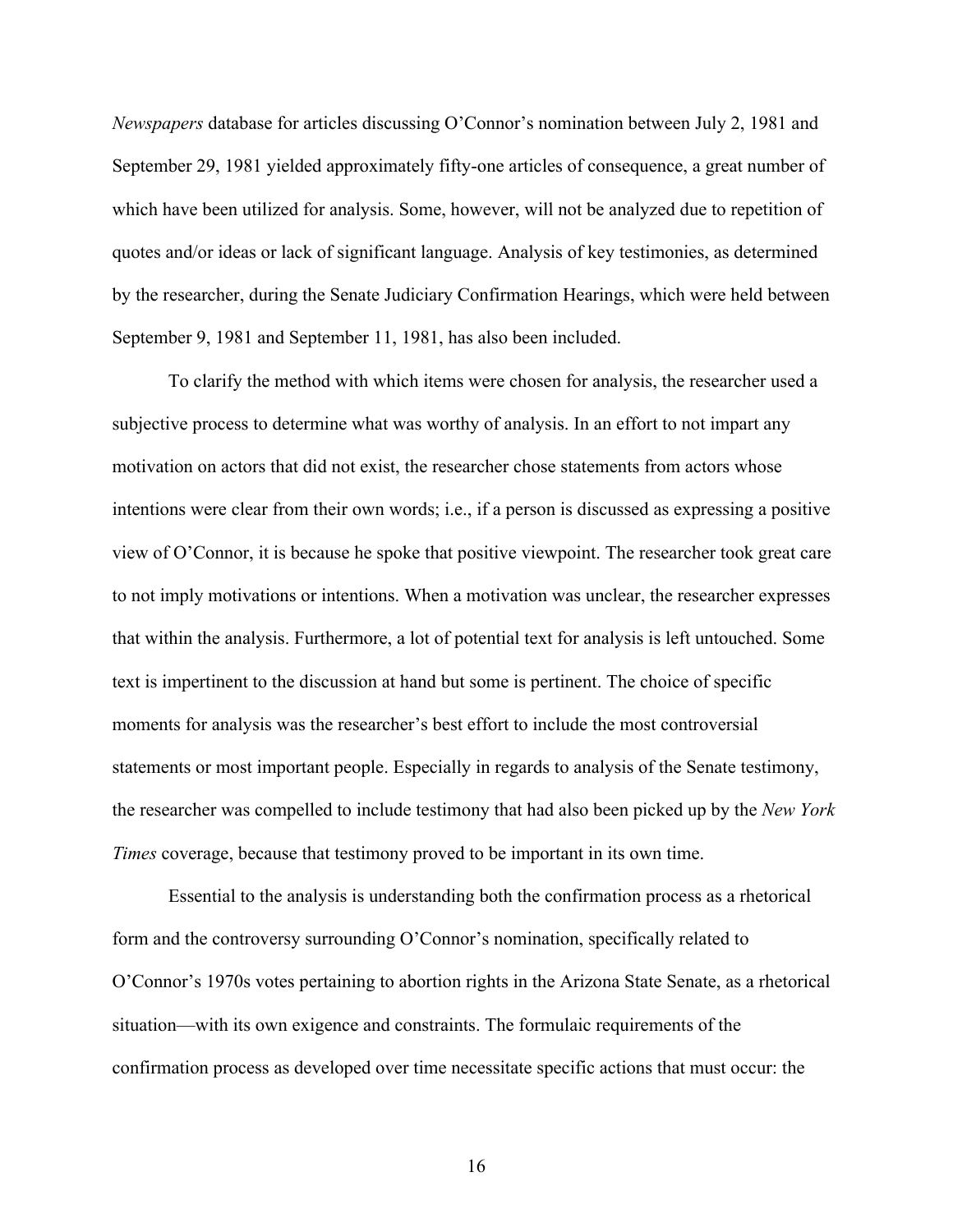*Newspapers* database for articles discussing O'Connor's nomination between July 2, 1981 and September 29, 1981 yielded approximately fifty-one articles of consequence, a great number of which have been utilized for analysis. Some, however, will not be analyzed due to repetition of quotes and/or ideas or lack of significant language. Analysis of key testimonies, as determined by the researcher, during the Senate Judiciary Confirmation Hearings, which were held between September 9, 1981 and September 11, 1981, has also been included.

To clarify the method with which items were chosen for analysis, the researcher used a subjective process to determine what was worthy of analysis. In an effort to not impart any motivation on actors that did not exist, the researcher chose statements from actors whose intentions were clear from their own words; i.e., if a person is discussed as expressing a positive view of O'Connor, it is because he spoke that positive viewpoint. The researcher took great care to not imply motivations or intentions. When a motivation was unclear, the researcher expresses that within the analysis. Furthermore, a lot of potential text for analysis is left untouched. Some text is impertinent to the discussion at hand but some is pertinent. The choice of specific moments for analysis was the researcher's best effort to include the most controversial statements or most important people. Especially in regards to analysis of the Senate testimony, the researcher was compelled to include testimony that had also been picked up by the *New York Times* coverage, because that testimony proved to be important in its own time.

Essential to the analysis is understanding both the confirmation process as a rhetorical form and the controversy surrounding O'Connor's nomination, specifically related to O'Connor's 1970s votes pertaining to abortion rights in the Arizona State Senate, as a rhetorical situation—with its own exigence and constraints. The formulaic requirements of the confirmation process as developed over time necessitate specific actions that must occur: the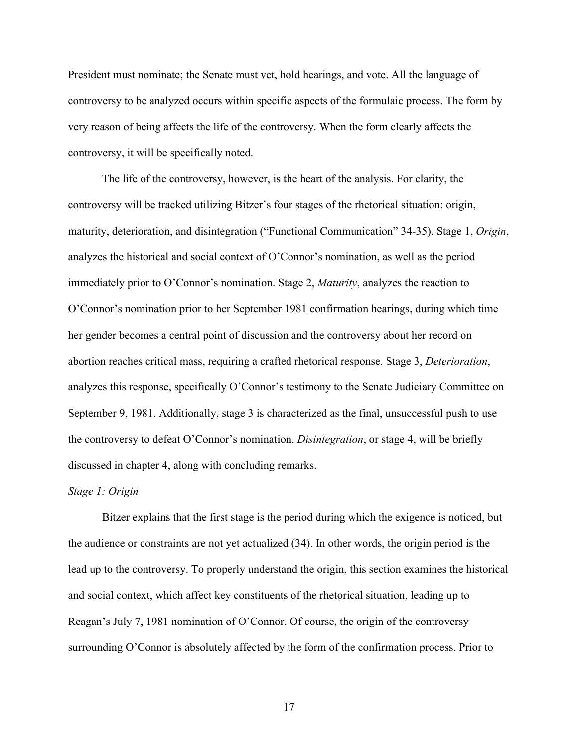President must nominate; the Senate must vet, hold hearings, and vote. All the language of controversy to be analyzed occurs within specific aspects of the formulaic process. The form by very reason of being affects the life of the controversy. When the form clearly affects the controversy, it will be specifically noted.

The life of the controversy, however, is the heart of the analysis. For clarity, the controversy will be tracked utilizing Bitzer's four stages of the rhetorical situation: origin, maturity, deterioration, and disintegration ("Functional Communication" 34-35). Stage 1, *Origin*, analyzes the historical and social context of O'Connor's nomination, as well as the period immediately prior to O'Connor's nomination. Stage 2, *Maturity*, analyzes the reaction to O'Connor's nomination prior to her September 1981 confirmation hearings, during which time her gender becomes a central point of discussion and the controversy about her record on abortion reaches critical mass, requiring a crafted rhetorical response. Stage 3, *Deterioration*, analyzes this response, specifically O'Connor's testimony to the Senate Judiciary Committee on September 9, 1981. Additionally, stage 3 is characterized as the final, unsuccessful push to use the controversy to defeat O'Connor's nomination. *Disintegration*, or stage 4, will be briefly discussed in chapter 4, along with concluding remarks.

*Stage 1: Origin*

Bitzer explains that the first stage is the period during which the exigence is noticed, but the audience or constraints are not yet actualized (34). In other words, the origin period is the lead up to the controversy. To properly understand the origin, this section examines the historical and social context, which affect key constituents of the rhetorical situation, leading up to Reagan's July 7, 1981 nomination of O'Connor. Of course, the origin of the controversy surrounding O'Connor is absolutely affected by the form of the confirmation process. Prior to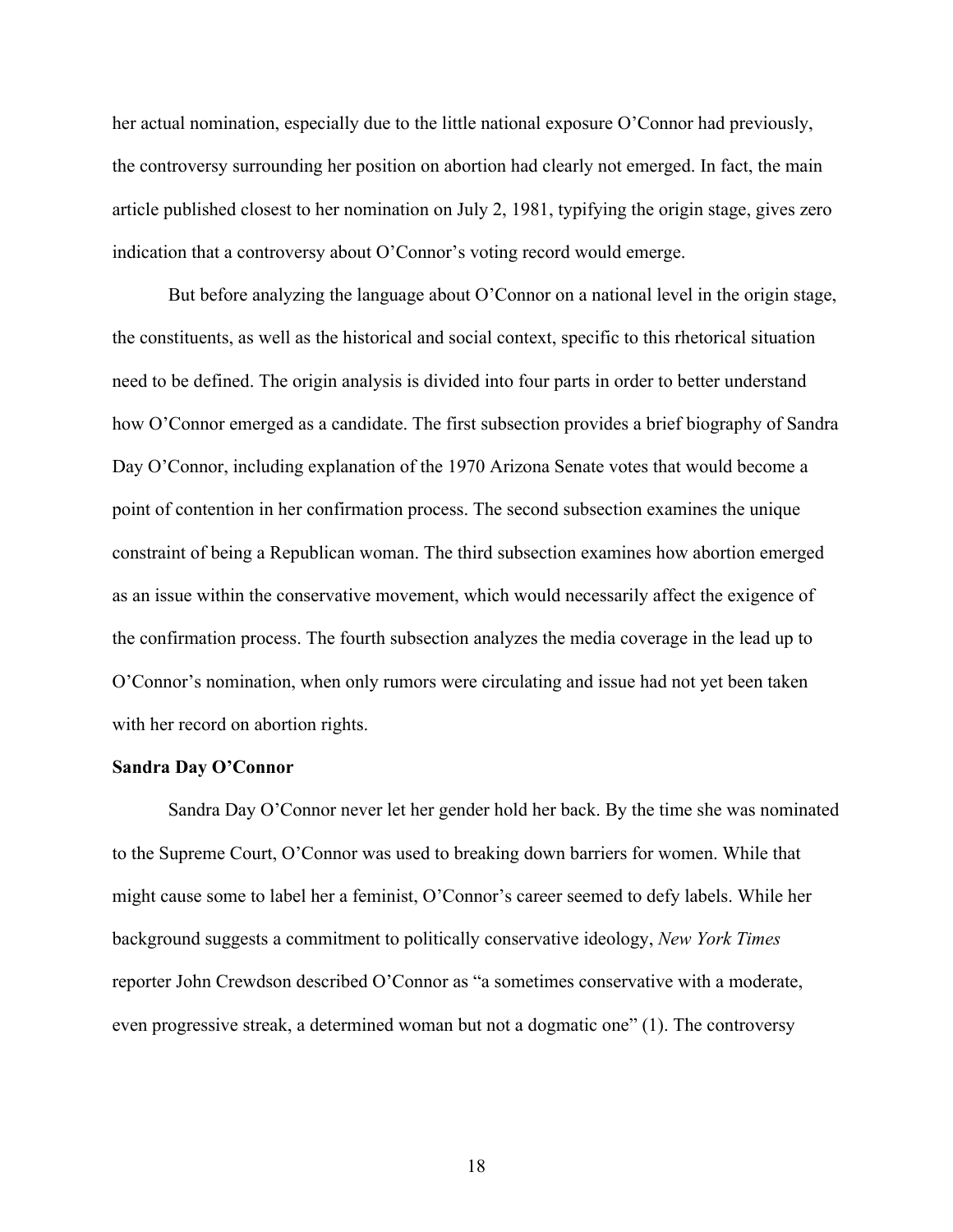her actual nomination, especially due to the little national exposure O'Connor had previously, the controversy surrounding her position on abortion had clearly not emerged. In fact, the main article published closest to her nomination on July 2, 1981, typifying the origin stage, gives zero indication that a controversy about O'Connor's voting record would emerge.

But before analyzing the language about O'Connor on a national level in the origin stage, the constituents, as well as the historical and social context, specific to this rhetorical situation need to be defined. The origin analysis is divided into four parts in order to better understand how O'Connor emerged as a candidate. The first subsection provides a brief biography of Sandra Day O'Connor, including explanation of the 1970 Arizona Senate votes that would become a point of contention in her confirmation process. The second subsection examines the unique constraint of being a Republican woman. The third subsection examines how abortion emerged as an issue within the conservative movement, which would necessarily affect the exigence of the confirmation process. The fourth subsection analyzes the media coverage in the lead up to O'Connor's nomination, when only rumors were circulating and issue had not yet been taken with her record on abortion rights.

**Sandra Day O'Connor**

Sandra Day O'Connor never let her gender hold her back. By the time she was nominated to the Supreme Court, O'Connor was used to breaking down barriers for women. While that might cause some to label her a feminist, O'Connor's career seemed to defy labels. While her background suggests a commitment to politically conservative ideology, *New York Times* reporter John Crewdson described O'Connor as "a sometimes conservative with a moderate, even progressive streak, a determined woman but not a dogmatic one" (1). The controversy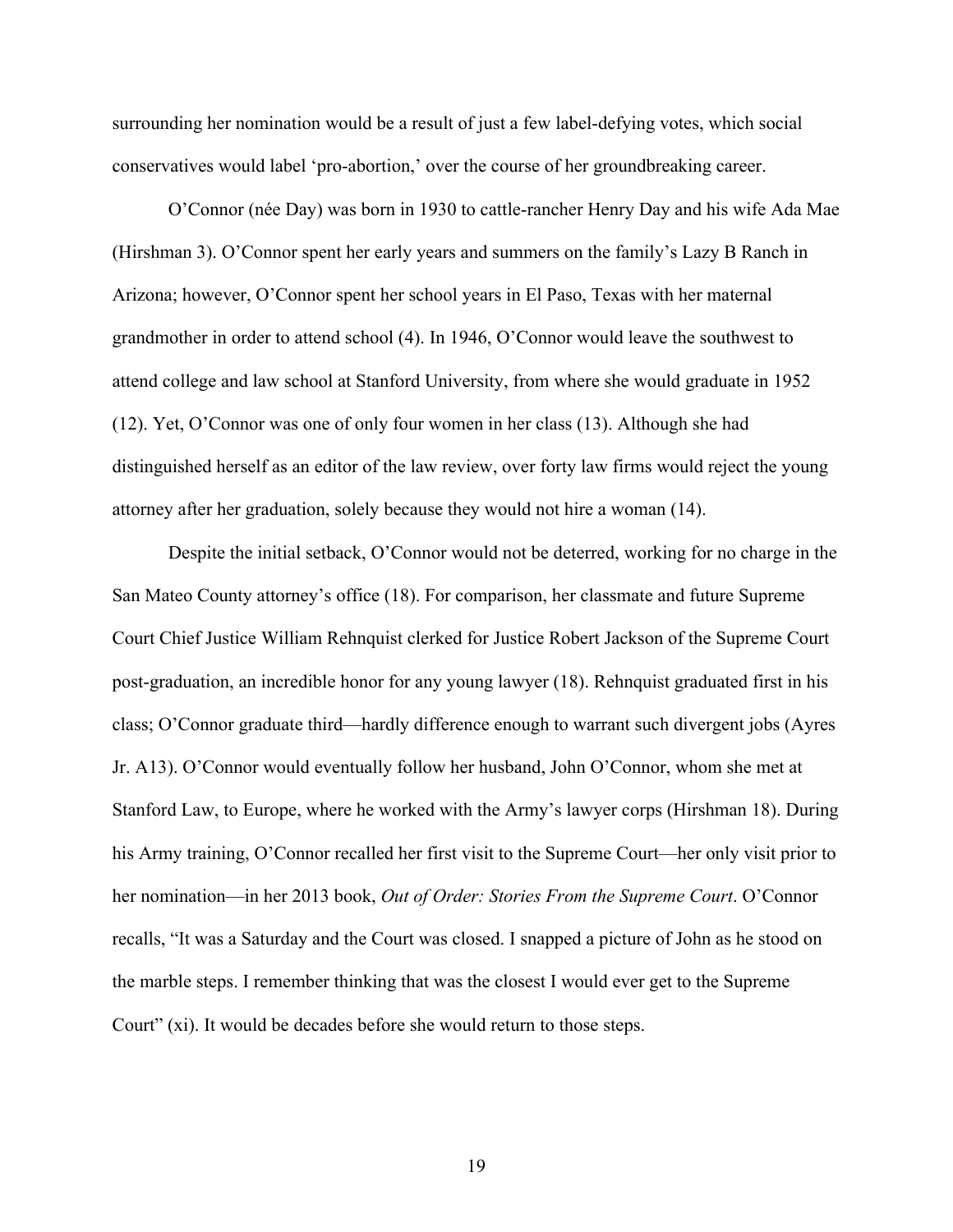surrounding her nomination would be a result of just a few label-defying votes, which social conservatives would label 'pro-abortion,' over the course of her groundbreaking career.

O'Connor (née Day) was born in 1930 to cattle-rancher Henry Day and his wife Ada Mae (Hirshman 3). O'Connor spent her early years and summers on the family's Lazy B Ranch in Arizona; however, O'Connor spent her school years in El Paso, Texas with her maternal grandmother in order to attend school (4). In 1946, O'Connor would leave the southwest to attend college and law school at Stanford University, from where she would graduate in 1952 (12). Yet, O'Connor was one of only four women in her class (13). Although she had distinguished herself as an editor of the law review, over forty law firms would reject the young attorney after her graduation, solely because they would not hire a woman (14).

Despite the initial setback, O'Connor would not be deterred, working for no charge in the San Mateo County attorney's office (18). For comparison, her classmate and future Supreme Court Chief Justice William Rehnquist clerked for Justice Robert Jackson of the Supreme Court post-graduation, an incredible honor for any young lawyer (18). Rehnquist graduated first in his class; O'Connor graduate third—hardly difference enough to warrant such divergent jobs (Ayres Jr. A13). O'Connor would eventually follow her husband, John O'Connor, whom she met at Stanford Law, to Europe, where he worked with the Army's lawyer corps (Hirshman 18). During his Army training, O'Connor recalled her first visit to the Supreme Court—her only visit prior to her nomination—in her 2013 book, *Out of Order: Stories From the Supreme Court*. O'Connor recalls, "It was a Saturday and the Court was closed. I snapped a picture of John as he stood on the marble steps. I remember thinking that was the closest I would ever get to the Supreme Court" (xi). It would be decades before she would return to those steps.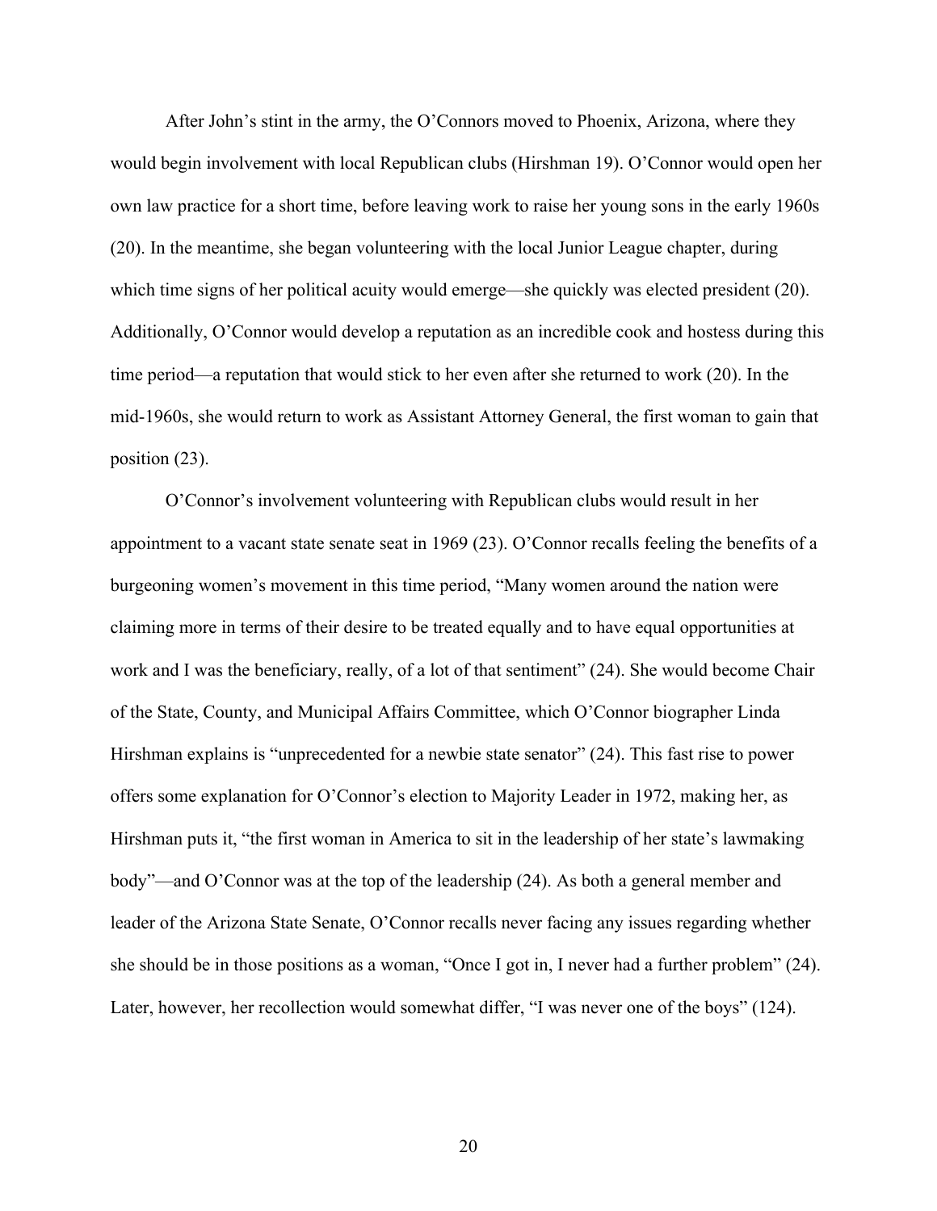After John's stint in the army, the O'Connors moved to Phoenix, Arizona, where they would begin involvement with local Republican clubs (Hirshman 19). O'Connor would open her own law practice for a short time, before leaving work to raise her young sons in the early 1960s (20). In the meantime, she began volunteering with the local Junior League chapter, during which time signs of her political acuity would emerge—she quickly was elected president (20). Additionally, O'Connor would develop a reputation as an incredible cook and hostess during this time period—a reputation that would stick to her even after she returned to work (20). In the mid-1960s, she would return to work as Assistant Attorney General, the first woman to gain that position (23).

O'Connor's involvement volunteering with Republican clubs would result in her appointment to a vacant state senate seat in 1969 (23). O'Connor recalls feeling the benefits of a burgeoning women's movement in this time period, "Many women around the nation were claiming more in terms of their desire to be treated equally and to have equal opportunities at work and I was the beneficiary, really, of a lot of that sentiment" (24). She would become Chair of the State, County, and Municipal Affairs Committee, which O'Connor biographer Linda Hirshman explains is "unprecedented for a newbie state senator" (24). This fast rise to power offers some explanation for O'Connor's election to Majority Leader in 1972, making her, as Hirshman puts it, "the first woman in America to sit in the leadership of her state's lawmaking body"—and O'Connor was at the top of the leadership (24). As both a general member and leader of the Arizona State Senate, O'Connor recalls never facing any issues regarding whether she should be in those positions as a woman, "Once I got in, I never had a further problem" (24). Later, however, her recollection would somewhat differ, "I was never one of the boys" (124).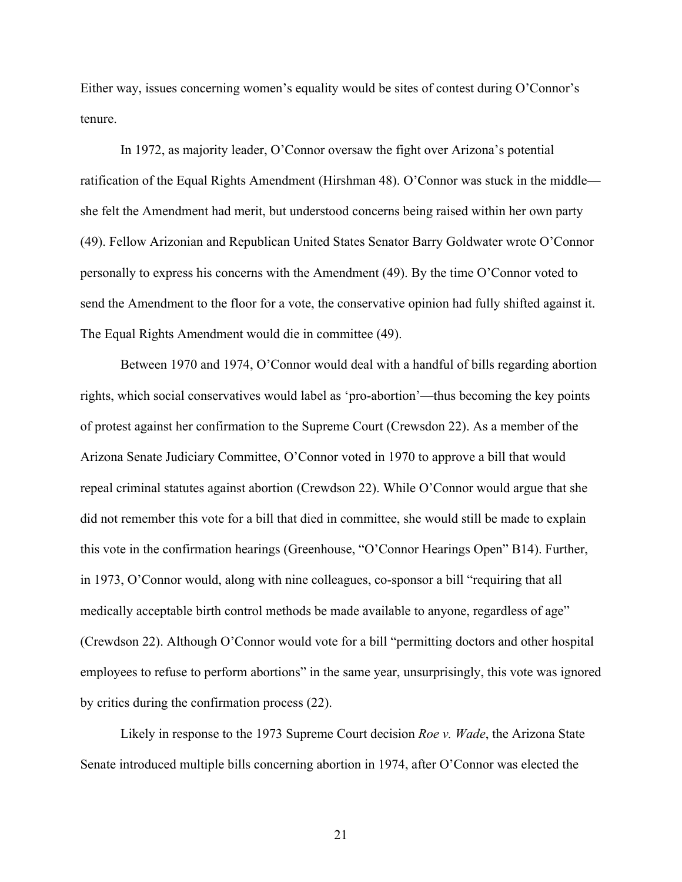Either way, issues concerning women's equality would be sites of contest during O'Connor's tenure.

In 1972, as majority leader, O'Connor oversaw the fight over Arizona's potential ratification of the Equal Rights Amendment (Hirshman 48). O'Connor was stuck in the middle—she felt the Amendment had merit, but understood concerns being raised within her own party (49). Fellow Arizonian and Republican United States Senator Barry Goldwater wrote O'Connor personally to express his concerns with the Amendment (49). By the time O'Connor voted to send the Amendment to the floor for a vote, the conservative opinion had fully shifted against it. The Equal Rights Amendment would die in committee (49).

Between 1970 and 1974, O'Connor would deal with a handful of bills regarding abortion rights, which social conservatives would label as 'pro-abortion'—thus becoming the key points of protest against her confirmation to the Supreme Court (Crewsdon 22). As a member of the Arizona Senate Judiciary Committee, O'Connor voted in 1970 to approve a bill that would repeal criminal statutes against abortion (Crewdson 22). While O'Connor would argue that she did not remember this vote for a bill that died in committee, she would still be made to explain this vote in the confirmation hearings (Greenhouse, "O'Connor Hearings Open" B14). Further, in 1973, O'Connor would, along with nine colleagues, co-sponsor a bill "requiring that all medically acceptable birth control methods be made available to anyone, regardless of age" (Crewdson 22). Although O'Connor would vote for a bill "permitting doctors and other hospital employees to refuse to perform abortions" in the same year, unsurprisingly, this vote was ignored by critics during the confirmation process (22).

Likely in response to the 1973 Supreme Court decision *Roe v. Wade*, the Arizona State Senate introduced multiple bills concerning abortion in 1974, after O'Connor was elected the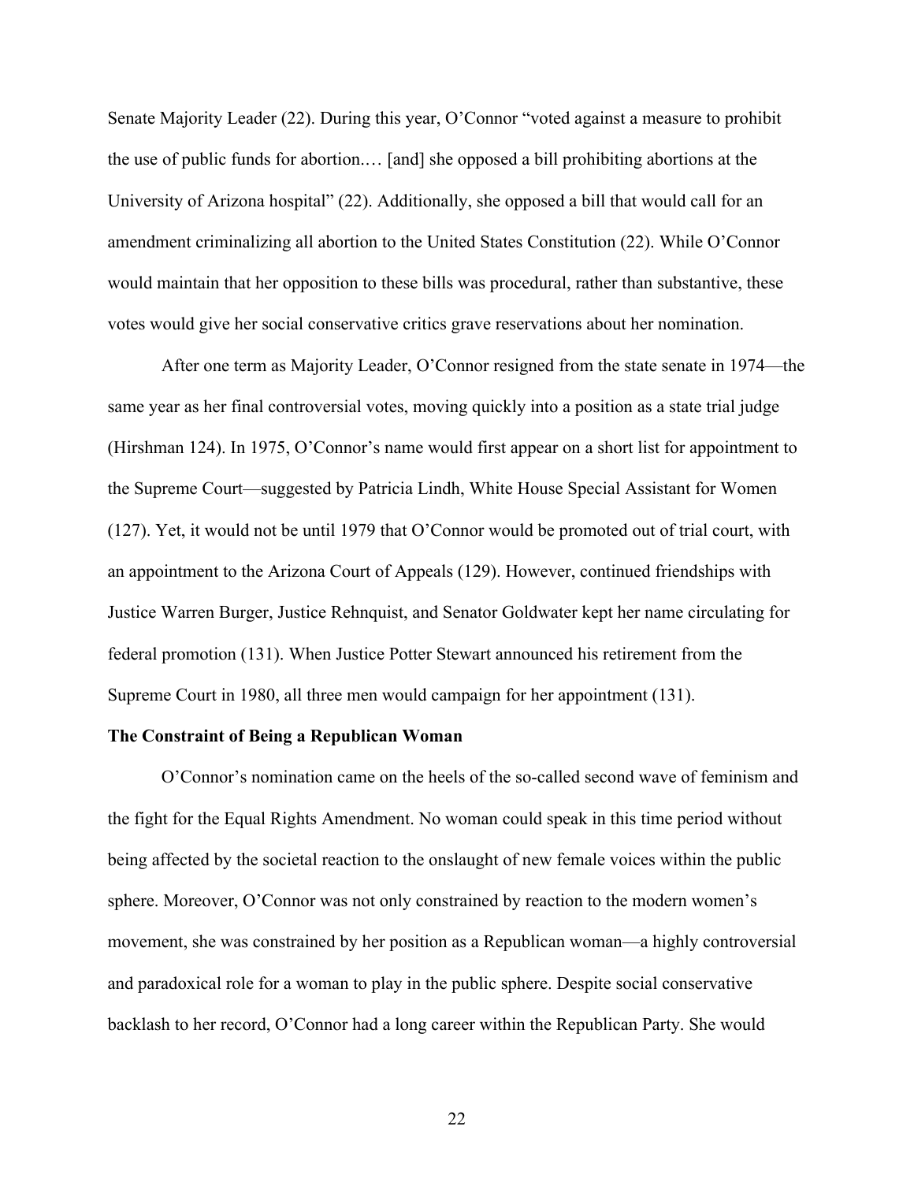Senate Majority Leader (22). During this year, O'Connor "voted against a measure to prohibit the use of public funds for abortion.… [and] she opposed a bill prohibiting abortions at the University of Arizona hospital" (22). Additionally, she opposed a bill that would call for an amendment criminalizing all abortion to the United States Constitution (22). While O'Connor would maintain that her opposition to these bills was procedural, rather than substantive, these votes would give her social conservative critics grave reservations about her nomination.

After one term as Majority Leader, O'Connor resigned from the state senate in 1974—the same year as her final controversial votes, moving quickly into a position as a state trial judge (Hirshman 124). In 1975, O'Connor's name would first appear on a short list for appointment to the Supreme Court—suggested by Patricia Lindh, White House Special Assistant for Women (127). Yet, it would not be until 1979 that O'Connor would be promoted out of trial court, with an appointment to the Arizona Court of Appeals (129). However, continued friendships with Justice Warren Burger, Justice Rehnquist, and Senator Goldwater kept her name circulating for federal promotion (131). When Justice Potter Stewart announced his retirement from the Supreme Court in 1980, all three men would campaign for her appointment (131).

**The Constraint of Being a Republican Woman**

O'Connor's nomination came on the heels of the so-called second wave of feminism and the fight for the Equal Rights Amendment. No woman could speak in this time period without being affected by the societal reaction to the onslaught of new female voices within the public sphere. Moreover, O'Connor was not only constrained by reaction to the modern women's movement, she was constrained by her position as a Republican woman—a highly controversial and paradoxical role for a woman to play in the public sphere. Despite social conservative backlash to her record, O'Connor had a long career within the Republican Party. She would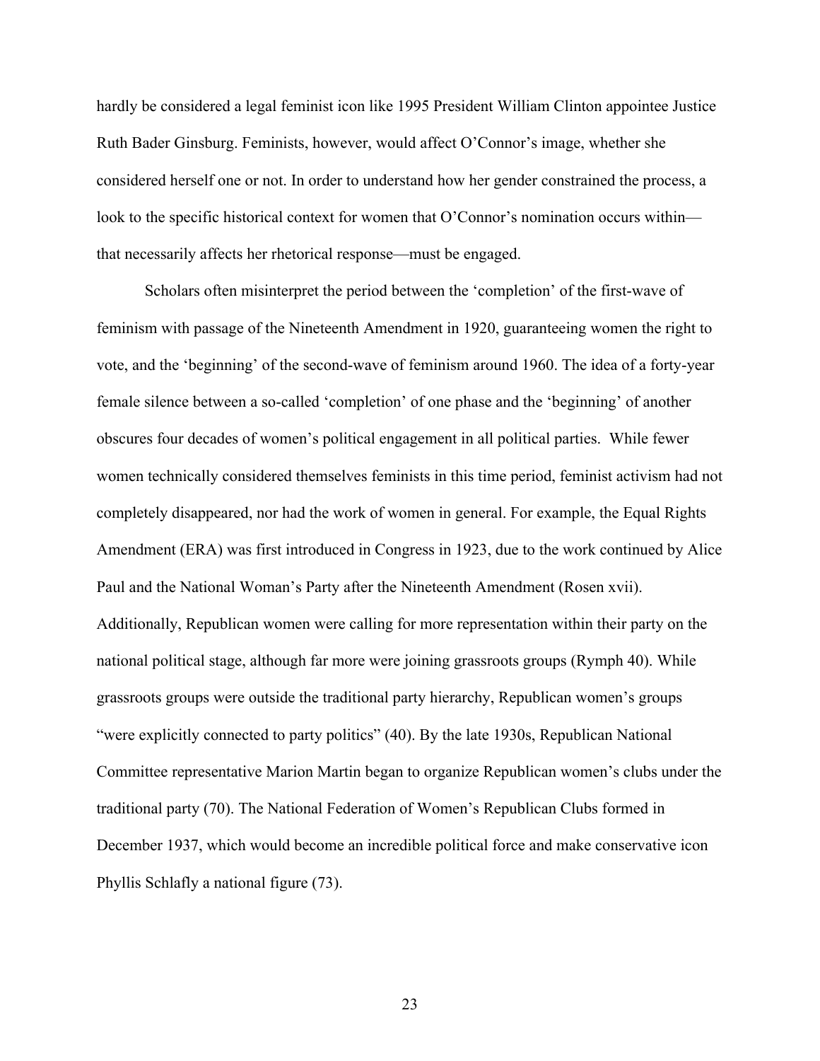hardly be considered a legal feminist icon like 1995 President William Clinton appointee Justice Ruth Bader Ginsburg. Feminists, however, would affect O'Connor's image, whether she considered herself one or not. In order to understand how her gender constrained the process, a look to the specific historical context for women that O'Connor's nomination occurs within—that necessarily affects her rhetorical response—must be engaged.

Scholars often misinterpret the period between the 'completion' of the first-wave of feminism with passage of the Nineteenth Amendment in 1920, guaranteeing women the right to vote, and the 'beginning' of the second-wave of feminism around 1960. The idea of a forty-year female silence between a so-called 'completion' of one phase and the 'beginning' of another obscures four decades of women's political engagement in all political parties. While fewer women technically considered themselves feminists in this time period, feminist activism had not completely disappeared, nor had the work of women in general. For example, the Equal Rights Amendment (ERA) was first introduced in Congress in 1923, due to the work continued by Alice Paul and the National Woman's Party after the Nineteenth Amendment (Rosen xvii). Additionally, Republican women were calling for more representation within their party on the national political stage, although far more were joining grassroots groups (Rymph 40). While grassroots groups were outside the traditional party hierarchy, Republican women's groups "were explicitly connected to party politics" (40). By the late 1930s, Republican National Committee representative Marion Martin began to organize Republican women's clubs under the traditional party (70). The National Federation of Women's Republican Clubs formed in December 1937, which would become an incredible political force and make conservative icon Phyllis Schlafly a national figure (73).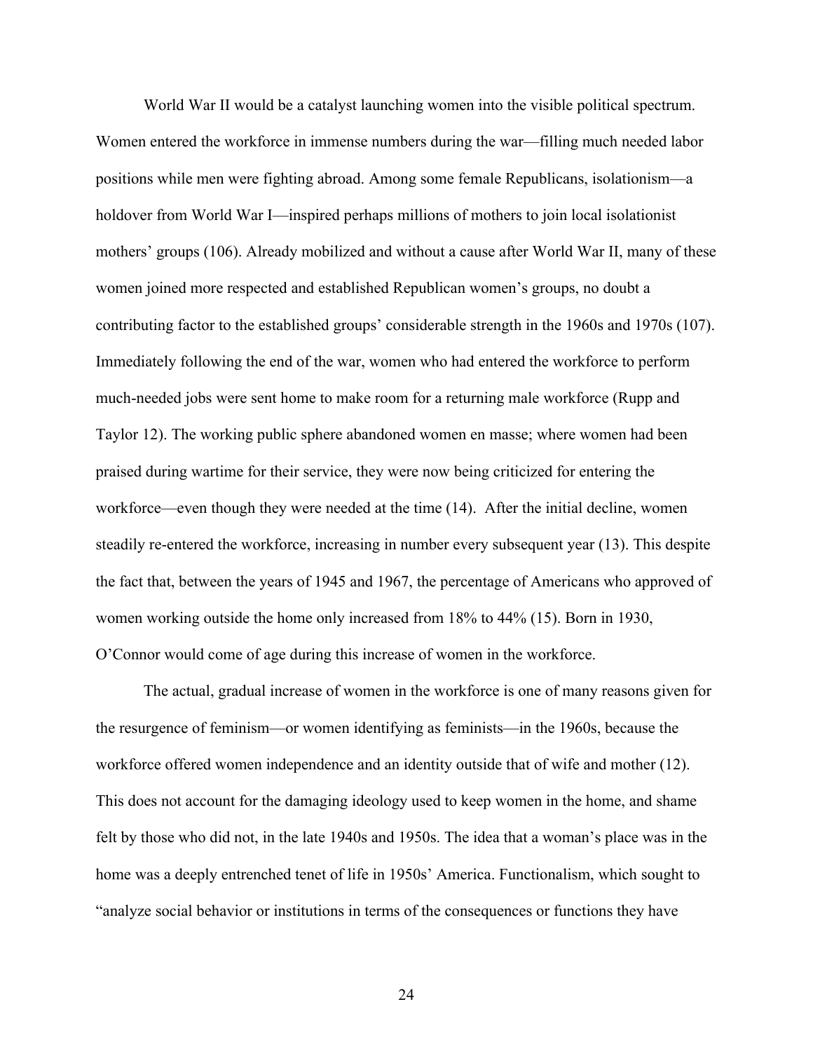World War II would be a catalyst launching women into the visible political spectrum. Women entered the workforce in immense numbers during the war—filling much needed labor positions while men were fighting abroad. Among some female Republicans, isolationism—a holdover from World War I—inspired perhaps millions of mothers to join local isolationist mothers' groups (106). Already mobilized and without a cause after World War II, many of these women joined more respected and established Republican women's groups, no doubt a contributing factor to the established groups' considerable strength in the 1960s and 1970s (107). Immediately following the end of the war, women who had entered the workforce to perform much-needed jobs were sent home to make room for a returning male workforce (Rupp and Taylor 12). The working public sphere abandoned women en masse; where women had been praised during wartime for their service, they were now being criticized for entering the workforce—even though they were needed at the time (14). After the initial decline, women steadily re-entered the workforce, increasing in number every subsequent year (13). This despite the fact that, between the years of 1945 and 1967, the percentage of Americans who approved of women working outside the home only increased from 18% to 44% (15). Born in 1930, O'Connor would come of age during this increase of women in the workforce.

The actual, gradual increase of women in the workforce is one of many reasons given for the resurgence of feminism—or women identifying as feminists—in the 1960s, because the workforce offered women independence and an identity outside that of wife and mother (12). This does not account for the damaging ideology used to keep women in the home, and shame felt by those who did not, in the late 1940s and 1950s. The idea that a woman's place was in the home was a deeply entrenched tenet of life in 1950s' America. Functionalism, which sought to "analyze social behavior or institutions in terms of the consequences or functions they have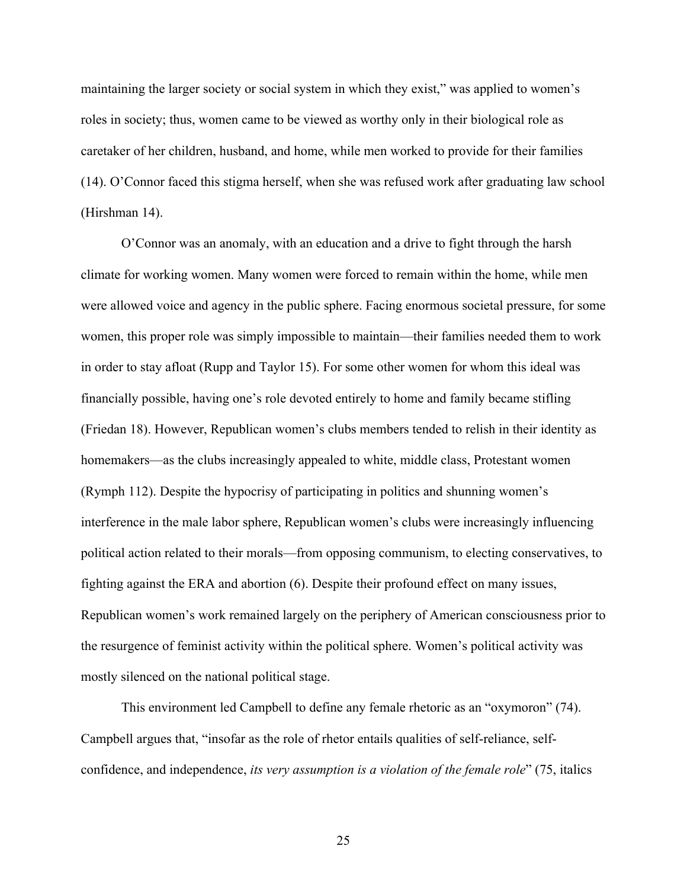maintaining the larger society or social system in which they exist," was applied to women's roles in society; thus, women came to be viewed as worthy only in their biological role as caretaker of her children, husband, and home, while men worked to provide for their families (14). O'Connor faced this stigma herself, when she was refused work after graduating law school (Hirshman 14).

O'Connor was an anomaly, with an education and a drive to fight through the harsh climate for working women. Many women were forced to remain within the home, while men were allowed voice and agency in the public sphere. Facing enormous societal pressure, for some women, this proper role was simply impossible to maintain—their families needed them to work in order to stay afloat (Rupp and Taylor 15). For some other women for whom this ideal was financially possible, having one's role devoted entirely to home and family became stifling (Friedan 18). However, Republican women's clubs members tended to relish in their identity as homemakers—as the clubs increasingly appealed to white, middle class, Protestant women (Rymph 112). Despite the hypocrisy of participating in politics and shunning women's interference in the male labor sphere, Republican women's clubs were increasingly influencing political action related to their morals—from opposing communism, to electing conservatives, to fighting against the ERA and abortion (6). Despite their profound effect on many issues, Republican women's work remained largely on the periphery of American consciousness prior to the resurgence of feminist activity within the political sphere. Women's political activity was mostly silenced on the national political stage.

This environment led Campbell to define any female rhetoric as an "oxymoron" (74). Campbell argues that, "insofar as the role of rhetor entails qualities of self-reliance, self-confidence, and independence, *its very assumption is a violation of the female role*" (75, italics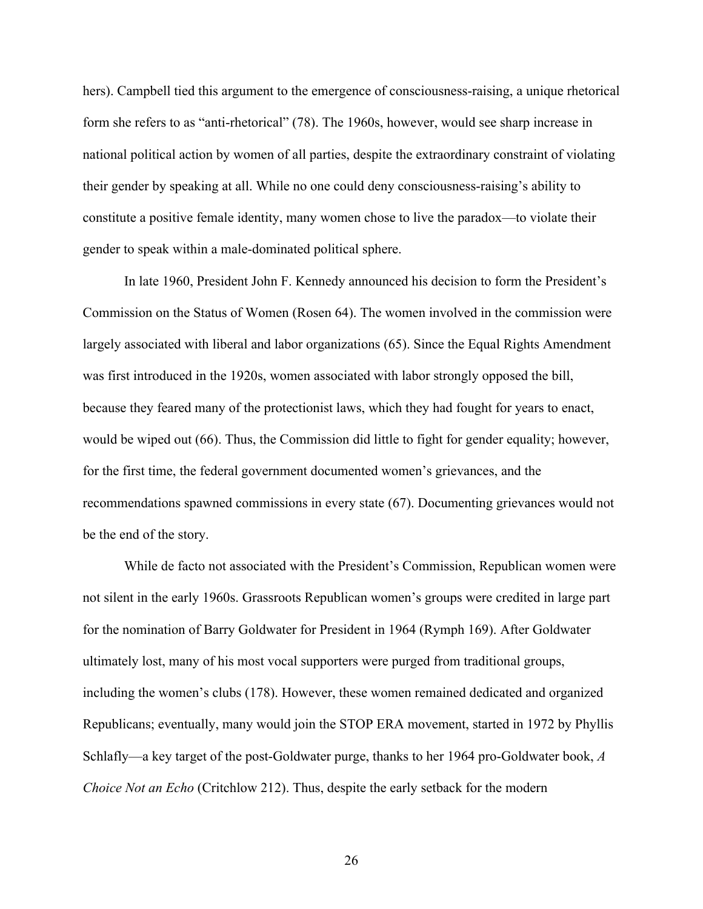hers). Campbell tied this argument to the emergence of consciousness-raising, a unique rhetorical form she refers to as "anti-rhetorical" (78). The 1960s, however, would see sharp increase in national political action by women of all parties, despite the extraordinary constraint of violating their gender by speaking at all. While no one could deny consciousness-raising's ability to constitute a positive female identity, many women chose to live the paradox—to violate their gender to speak within a male-dominated political sphere.

In late 1960, President John F. Kennedy announced his decision to form the President's Commission on the Status of Women (Rosen 64). The women involved in the commission were largely associated with liberal and labor organizations (65). Since the Equal Rights Amendment was first introduced in the 1920s, women associated with labor strongly opposed the bill, because they feared many of the protectionist laws, which they had fought for years to enact, would be wiped out (66). Thus, the Commission did little to fight for gender equality; however, for the first time, the federal government documented women's grievances, and the recommendations spawned commissions in every state (67). Documenting grievances would not be the end of the story.

While de facto not associated with the President's Commission, Republican women were not silent in the early 1960s. Grassroots Republican women's groups were credited in large part for the nomination of Barry Goldwater for President in 1964 (Rymph 169). After Goldwater ultimately lost, many of his most vocal supporters were purged from traditional groups, including the women's clubs (178). However, these women remained dedicated and organized Republicans; eventually, many would join the STOP ERA movement, started in 1972 by Phyllis Schlafly—a key target of the post-Goldwater purge, thanks to her 1964 pro-Goldwater book, *A Choice Not an Echo* (Critchlow 212). Thus, despite the early setback for the modern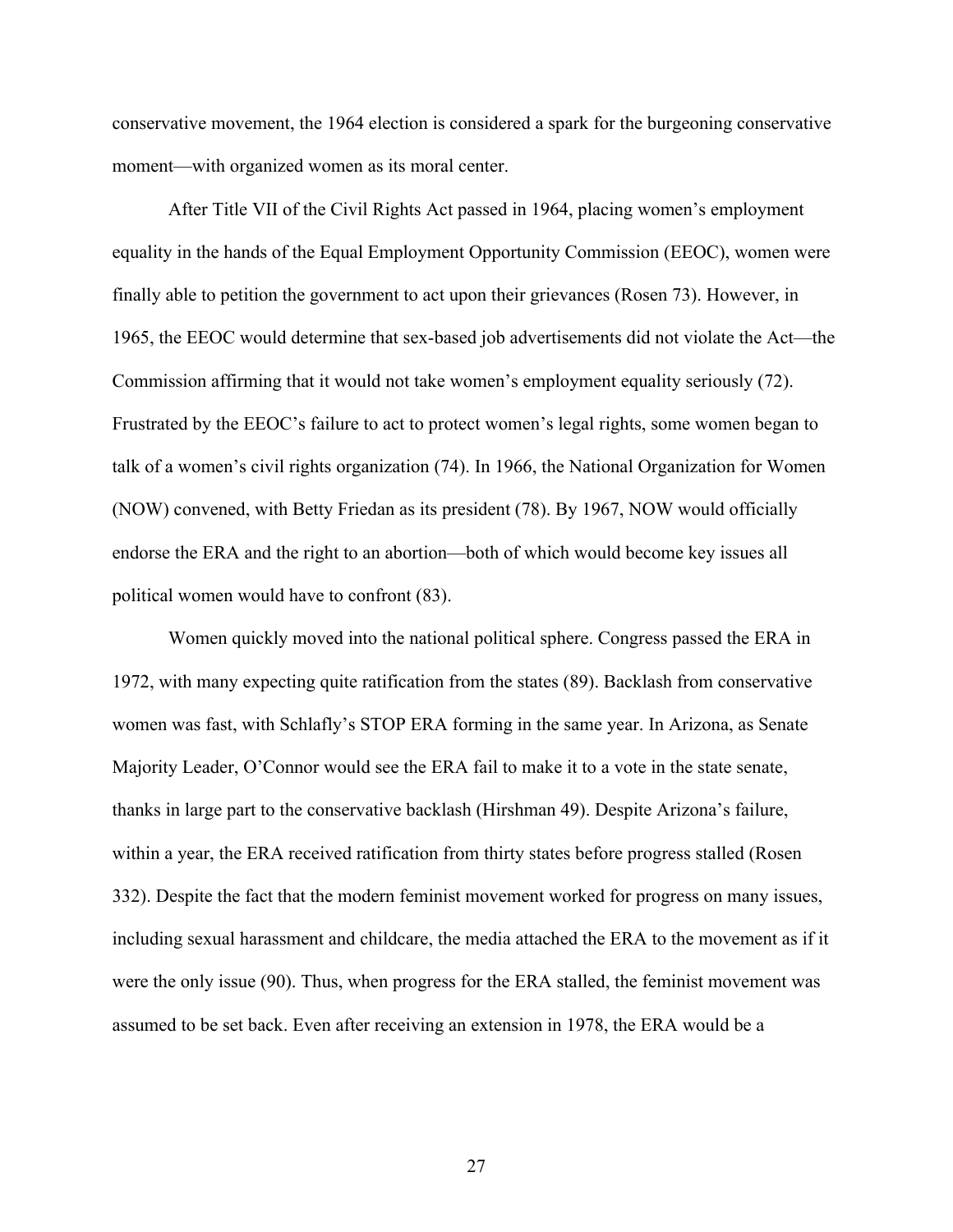conservative movement, the 1964 election is considered a spark for the burgeoning conservative moment—with organized women as its moral center.

After Title VII of the Civil Rights Act passed in 1964, placing women's employment equality in the hands of the Equal Employment Opportunity Commission (EEOC), women were finally able to petition the government to act upon their grievances (Rosen 73). However, in 1965, the EEOC would determine that sex-based job advertisements did not violate the Act—the Commission affirming that it would not take women's employment equality seriously (72). Frustrated by the EEOC's failure to act to protect women's legal rights, some women began to talk of a women's civil rights organization (74). In 1966, the National Organization for Women (NOW) convened, with Betty Friedan as its president (78). By 1967, NOW would officially endorse the ERA and the right to an abortion—both of which would become key issues all political women would have to confront (83).

Women quickly moved into the national political sphere. Congress passed the ERA in 1972, with many expecting quite ratification from the states (89). Backlash from conservative women was fast, with Schlafly's STOP ERA forming in the same year. In Arizona, as Senate Majority Leader, O'Connor would see the ERA fail to make it to a vote in the state senate, thanks in large part to the conservative backlash (Hirshman 49). Despite Arizona's failure, within a year, the ERA received ratification from thirty states before progress stalled (Rosen 332). Despite the fact that the modern feminist movement worked for progress on many issues, including sexual harassment and childcare, the media attached the ERA to the movement as if it were the only issue (90). Thus, when progress for the ERA stalled, the feminist movement was assumed to be set back. Even after receiving an extension in 1978, the ERA would be a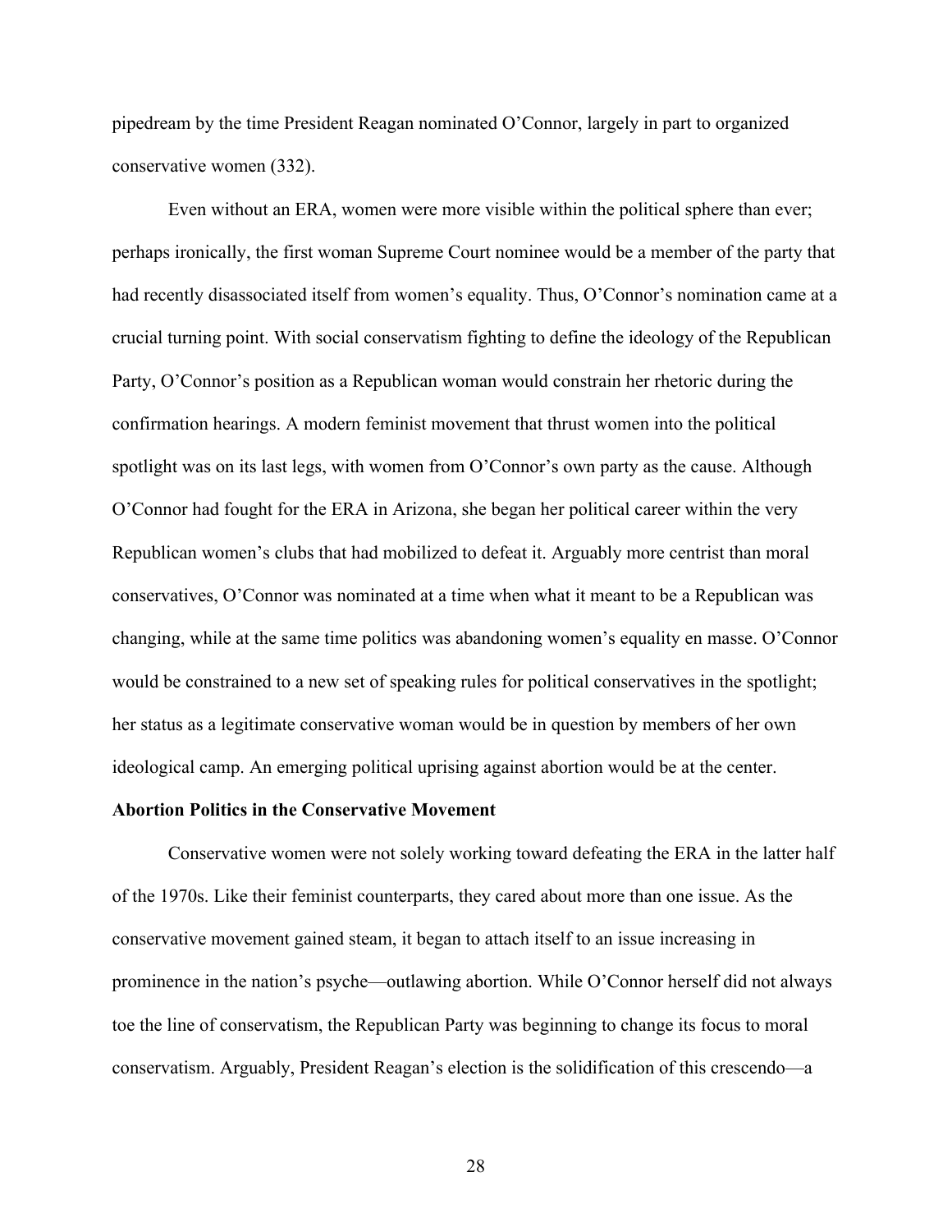pipedream by the time President Reagan nominated O'Connor, largely in part to organized conservative women (332).

Even without an ERA, women were more visible within the political sphere than ever; perhaps ironically, the first woman Supreme Court nominee would be a member of the party that had recently disassociated itself from women's equality. Thus, O'Connor's nomination came at a crucial turning point. With social conservatism fighting to define the ideology of the Republican Party, O'Connor's position as a Republican woman would constrain her rhetoric during the confirmation hearings. A modern feminist movement that thrust women into the political spotlight was on its last legs, with women from O'Connor's own party as the cause. Although O'Connor had fought for the ERA in Arizona, she began her political career within the very Republican women's clubs that had mobilized to defeat it. Arguably more centrist than moral conservatives, O'Connor was nominated at a time when what it meant to be a Republican was changing, while at the same time politics was abandoning women's equality en masse. O'Connor would be constrained to a new set of speaking rules for political conservatives in the spotlight; her status as a legitimate conservative woman would be in question by members of her own ideological camp. An emerging political uprising against abortion would be at the center.

**Abortion Politics in the Conservative Movement**

Conservative women were not solely working toward defeating the ERA in the latter half of the 1970s. Like their feminist counterparts, they cared about more than one issue. As the conservative movement gained steam, it began to attach itself to an issue increasing in prominence in the nation's psyche—outlawing abortion. While O'Connor herself did not always toe the line of conservatism, the Republican Party was beginning to change its focus to moral conservatism. Arguably, President Reagan's election is the solidification of this crescendo—a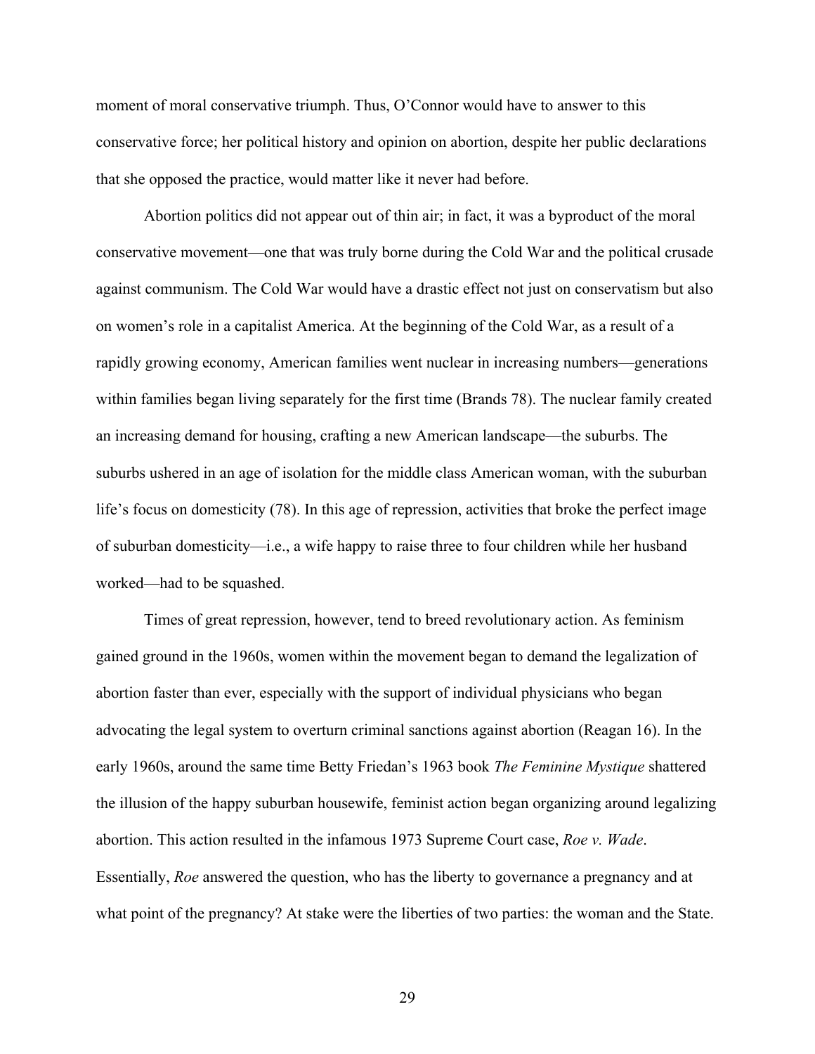moment of moral conservative triumph. Thus, O'Connor would have to answer to this conservative force; her political history and opinion on abortion, despite her public declarations that she opposed the practice, would matter like it never had before.

Abortion politics did not appear out of thin air; in fact, it was a byproduct of the moral conservative movement—one that was truly borne during the Cold War and the political crusade against communism. The Cold War would have a drastic effect not just on conservatism but also on women's role in a capitalist America. At the beginning of the Cold War, as a result of a rapidly growing economy, American families went nuclear in increasing numbers—generations within families began living separately for the first time (Brands 78). The nuclear family created an increasing demand for housing, crafting a new American landscape—the suburbs. The suburbs ushered in an age of isolation for the middle class American woman, with the suburban life's focus on domesticity (78). In this age of repression, activities that broke the perfect image of suburban domesticity—i.e., a wife happy to raise three to four children while her husband worked—had to be squashed.

Times of great repression, however, tend to breed revolutionary action. As feminism gained ground in the 1960s, women within the movement began to demand the legalization of abortion faster than ever, especially with the support of individual physicians who began advocating the legal system to overturn criminal sanctions against abortion (Reagan 16). In the early 1960s, around the same time Betty Friedan's 1963 book *The Feminine Mystique* shattered the illusion of the happy suburban housewife, feminist action began organizing around legalizing abortion. This action resulted in the infamous 1973 Supreme Court case, *Roe v. Wade*. Essentially, *Roe* answered the question, who has the liberty to governance a pregnancy and at what point of the pregnancy? At stake were the liberties of two parties: the woman and the State.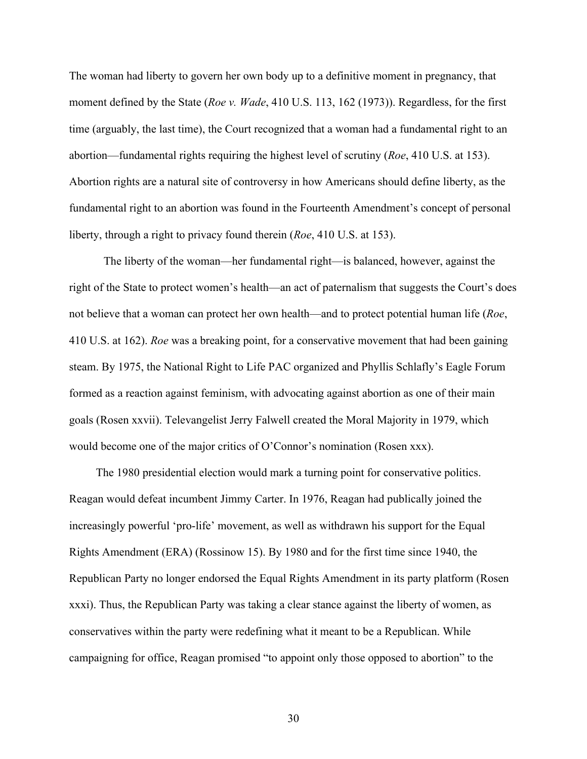The woman had liberty to govern her own body up to a definitive moment in pregnancy, that moment defined by the State (*Roe v. Wade*, 410 U.S. 113, 162 (1973)). Regardless, for the first time (arguably, the last time), the Court recognized that a woman had a fundamental right to an abortion—fundamental rights requiring the highest level of scrutiny (*Roe*, 410 U.S. at 153). Abortion rights are a natural site of controversy in how Americans should define liberty, as the fundamental right to an abortion was found in the Fourteenth Amendment's concept of personal liberty, through a right to privacy found therein (*Roe*, 410 U.S. at 153).

The liberty of the woman—her fundamental right—is balanced, however, against the right of the State to protect women's health—an act of paternalism that suggests the Court's does not believe that a woman can protect her own health—and to protect potential human life (*Roe*, 410 U.S. at 162). *Roe* was a breaking point, for a conservative movement that had been gaining steam. By 1975, the National Right to Life PAC organized and Phyllis Schlafly's Eagle Forum formed as a reaction against feminism, with advocating against abortion as one of their main goals (Rosen xxvii). Televangelist Jerry Falwell created the Moral Majority in 1979, which would become one of the major critics of O'Connor's nomination (Rosen xxx).

The 1980 presidential election would mark a turning point for conservative politics. Reagan would defeat incumbent Jimmy Carter. In 1976, Reagan had publically joined the increasingly powerful 'pro-life' movement, as well as withdrawn his support for the Equal Rights Amendment (ERA) (Rossinow 15). By 1980 and for the first time since 1940, the Republican Party no longer endorsed the Equal Rights Amendment in its party platform (Rosen xxxi). Thus, the Republican Party was taking a clear stance against the liberty of women, as conservatives within the party were redefining what it meant to be a Republican. While campaigning for office, Reagan promised "to appoint only those opposed to abortion" to the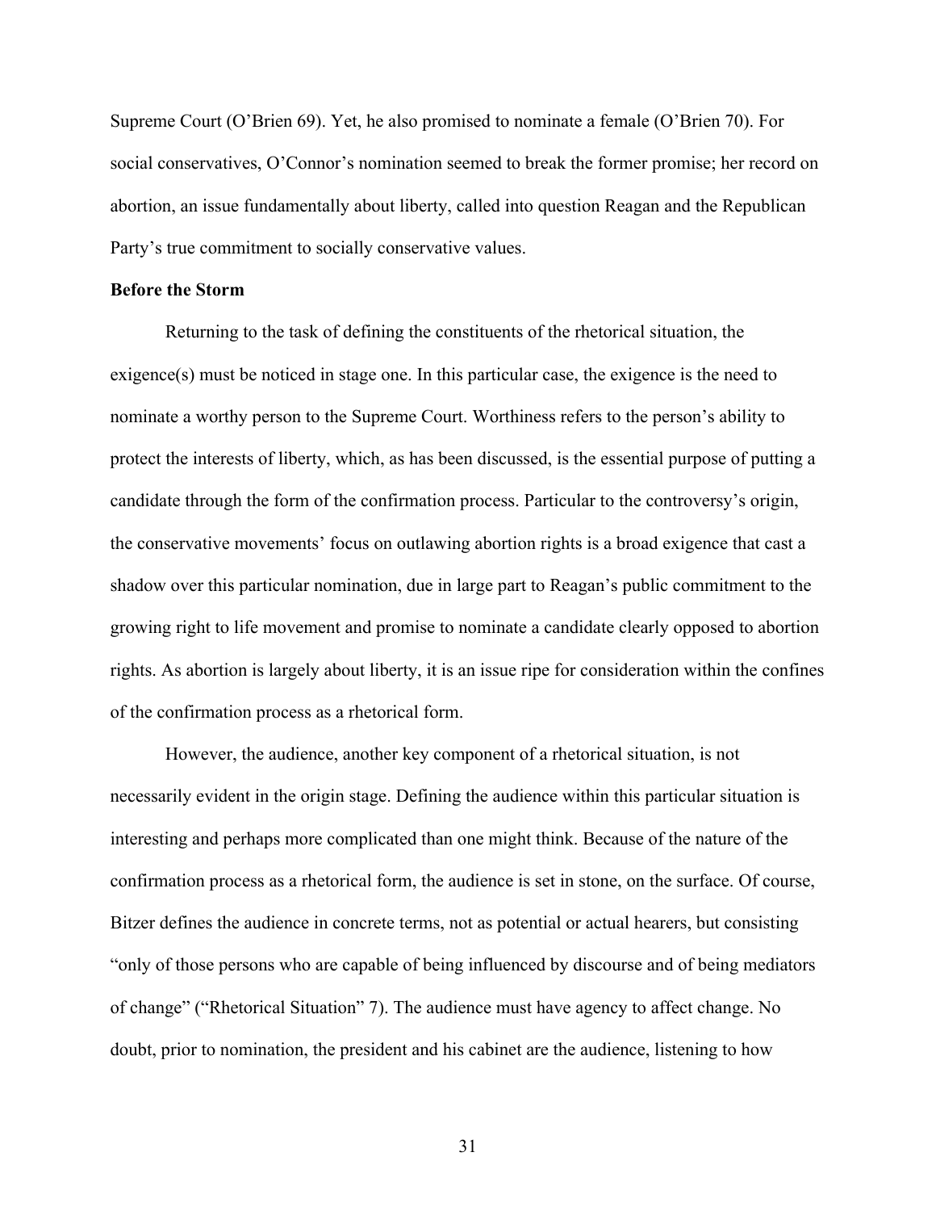Supreme Court (O'Brien 69). Yet, he also promised to nominate a female (O'Brien 70). For social conservatives, O'Connor's nomination seemed to break the former promise; her record on abortion, an issue fundamentally about liberty, called into question Reagan and the Republican Party's true commitment to socially conservative values.

**Before the Storm**

Returning to the task of defining the constituents of the rhetorical situation, the exigence(s) must be noticed in stage one. In this particular case, the exigence is the need to nominate a worthy person to the Supreme Court. Worthiness refers to the person's ability to protect the interests of liberty, which, as has been discussed, is the essential purpose of putting a candidate through the form of the confirmation process. Particular to the controversy's origin, the conservative movements' focus on outlawing abortion rights is a broad exigence that cast a shadow over this particular nomination, due in large part to Reagan's public commitment to the growing right to life movement and promise to nominate a candidate clearly opposed to abortion rights. As abortion is largely about liberty, it is an issue ripe for consideration within the confines of the confirmation process as a rhetorical form.

However, the audience, another key component of a rhetorical situation, is not necessarily evident in the origin stage. Defining the audience within this particular situation is interesting and perhaps more complicated than one might think. Because of the nature of the confirmation process as a rhetorical form, the audience is set in stone, on the surface. Of course, Bitzer defines the audience in concrete terms, not as potential or actual hearers, but consisting "only of those persons who are capable of being influenced by discourse and of being mediators of change" ("Rhetorical Situation" 7). The audience must have agency to affect change. No doubt, prior to nomination, the president and his cabinet are the audience, listening to how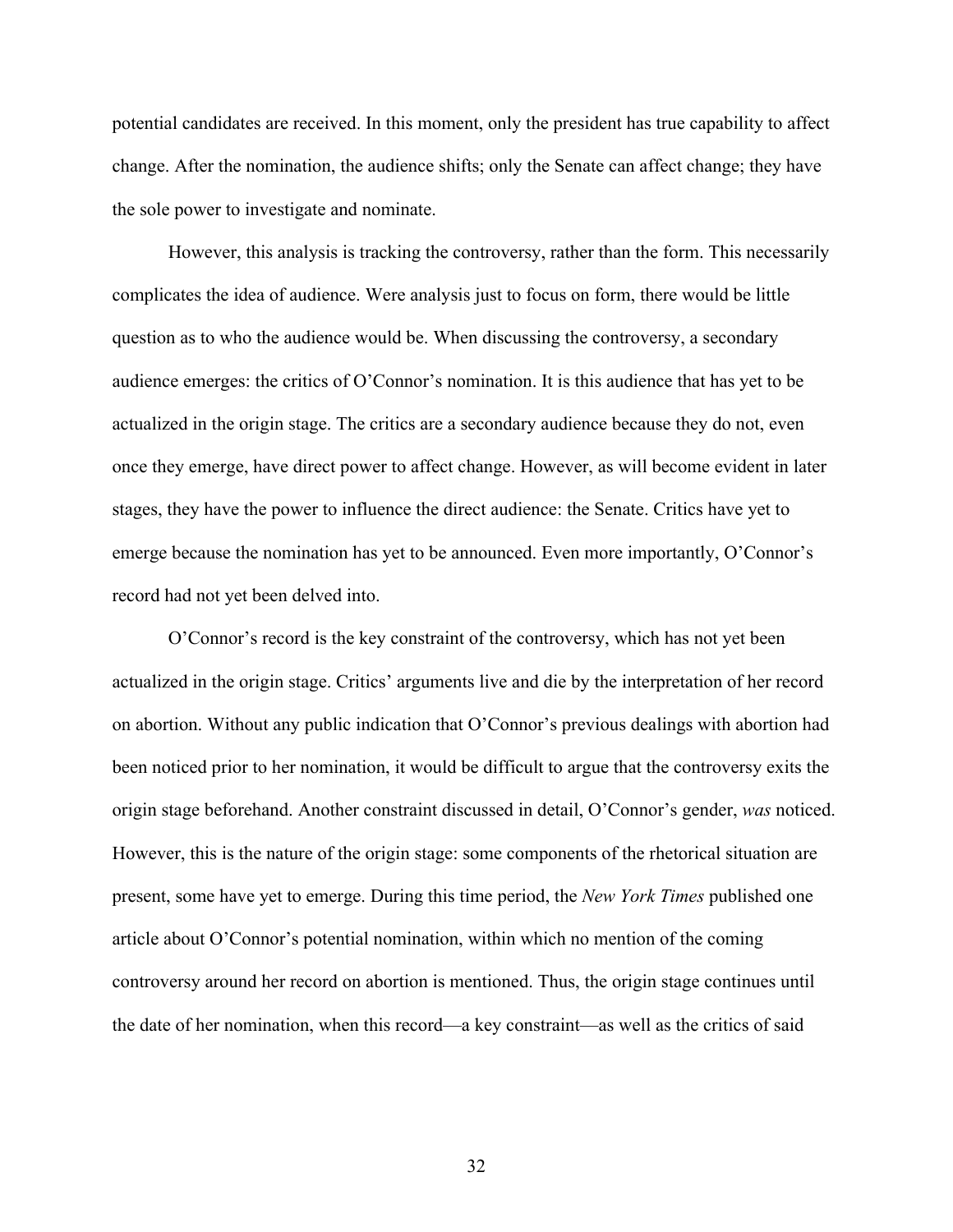potential candidates are received. In this moment, only the president has true capability to affect change. After the nomination, the audience shifts; only the Senate can affect change; they have the sole power to investigate and nominate.

However, this analysis is tracking the controversy, rather than the form. This necessarily complicates the idea of audience. Were analysis just to focus on form, there would be little question as to who the audience would be. When discussing the controversy, a secondary audience emerges: the critics of O'Connor's nomination. It is this audience that has yet to be actualized in the origin stage. The critics are a secondary audience because they do not, even once they emerge, have direct power to affect change. However, as will become evident in later stages, they have the power to influence the direct audience: the Senate. Critics have yet to emerge because the nomination has yet to be announced. Even more importantly, O'Connor's record had not yet been delved into.

O'Connor's record is the key constraint of the controversy, which has not yet been actualized in the origin stage. Critics' arguments live and die by the interpretation of her record on abortion. Without any public indication that O'Connor's previous dealings with abortion had been noticed prior to her nomination, it would be difficult to argue that the controversy exits the origin stage beforehand. Another constraint discussed in detail, O'Connor's gender, *was* noticed. However, this is the nature of the origin stage: some components of the rhetorical situation are present, some have yet to emerge. During this time period, the *New York Times* published one article about O'Connor's potential nomination, within which no mention of the coming controversy around her record on abortion is mentioned. Thus, the origin stage continues until the date of her nomination, when this record—a key constraint—as well as the critics of said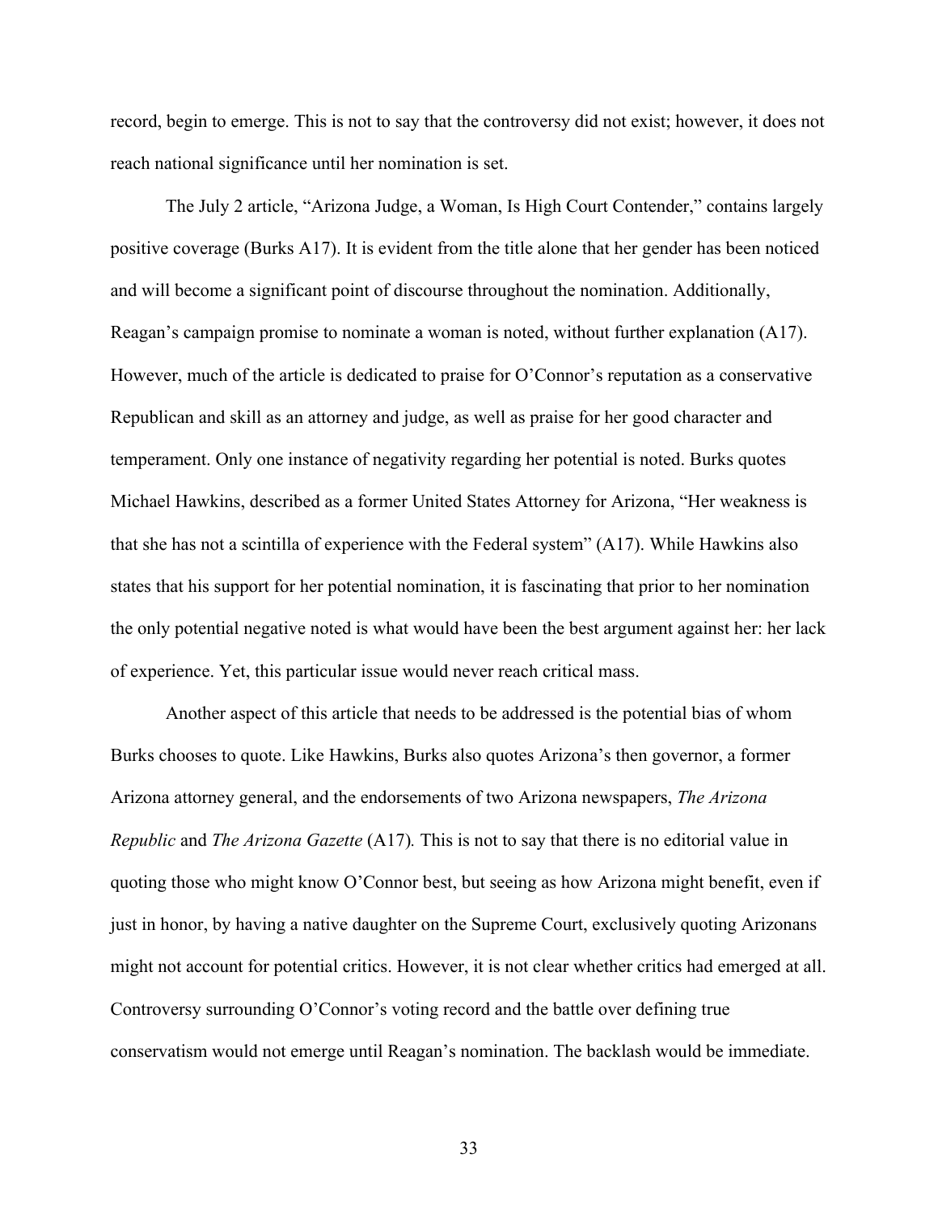record, begin to emerge. This is not to say that the controversy did not exist; however, it does not reach national significance until her nomination is set.

The July 2 article, "Arizona Judge, a Woman, Is High Court Contender," contains largely positive coverage (Burks A17). It is evident from the title alone that her gender has been noticed and will become a significant point of discourse throughout the nomination. Additionally, Reagan's campaign promise to nominate a woman is noted, without further explanation (A17). However, much of the article is dedicated to praise for O'Connor's reputation as a conservative Republican and skill as an attorney and judge, as well as praise for her good character and temperament. Only one instance of negativity regarding her potential is noted. Burks quotes Michael Hawkins, described as a former United States Attorney for Arizona, "Her weakness is that she has not a scintilla of experience with the Federal system" (A17). While Hawkins also states that his support for her potential nomination, it is fascinating that prior to her nomination the only potential negative noted is what would have been the best argument against her: her lack of experience. Yet, this particular issue would never reach critical mass.

Another aspect of this article that needs to be addressed is the potential bias of whom Burks chooses to quote. Like Hawkins, Burks also quotes Arizona's then governor, a former Arizona attorney general, and the endorsements of two Arizona newspapers, *The Arizona Republic* and *The Arizona Gazette* (A17). This is not to say that there is no editorial value in quoting those who might know O'Connor best, but seeing as how Arizona might benefit, even if just in honor, by having a native daughter on the Supreme Court, exclusively quoting Arizonans might not account for potential critics. However, it is not clear whether critics had emerged at all. Controversy surrounding O'Connor's voting record and the battle over defining true conservatism would not emerge until Reagan's nomination. The backlash would be immediate.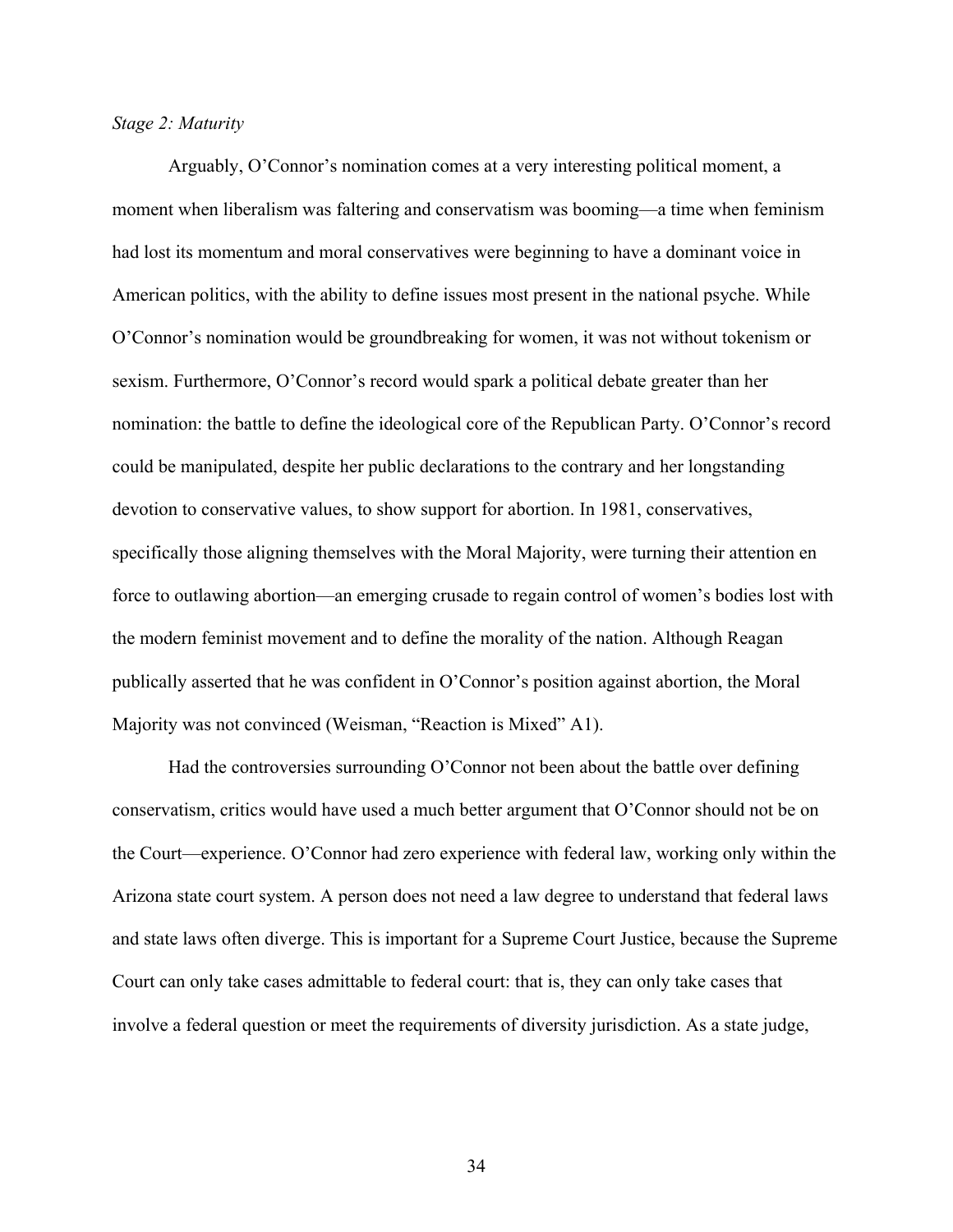*Stage 2: Maturity*

Arguably, O'Connor's nomination comes at a very interesting political moment, a moment when liberalism was faltering and conservatism was booming—a time when feminism had lost its momentum and moral conservatives were beginning to have a dominant voice in American politics, with the ability to define issues most present in the national psyche. While O'Connor's nomination would be groundbreaking for women, it was not without tokenism or sexism. Furthermore, O'Connor's record would spark a political debate greater than her nomination: the battle to define the ideological core of the Republican Party. O'Connor's record could be manipulated, despite her public declarations to the contrary and her longstanding devotion to conservative values, to show support for abortion. In 1981, conservatives, specifically those aligning themselves with the Moral Majority, were turning their attention en force to outlawing abortion—an emerging crusade to regain control of women's bodies lost with the modern feminist movement and to define the morality of the nation. Although Reagan publically asserted that he was confident in O'Connor's position against abortion, the Moral Majority was not convinced (Weisman, "Reaction is Mixed" A1).

Had the controversies surrounding O'Connor not been about the battle over defining conservatism, critics would have used a much better argument that O'Connor should not be on the Court—experience. O'Connor had zero experience with federal law, working only within the Arizona state court system. A person does not need a law degree to understand that federal laws and state laws often diverge. This is important for a Supreme Court Justice, because the Supreme Court can only take cases admittable to federal court: that is, they can only take cases that involve a federal question or meet the requirements of diversity jurisdiction. As a state judge,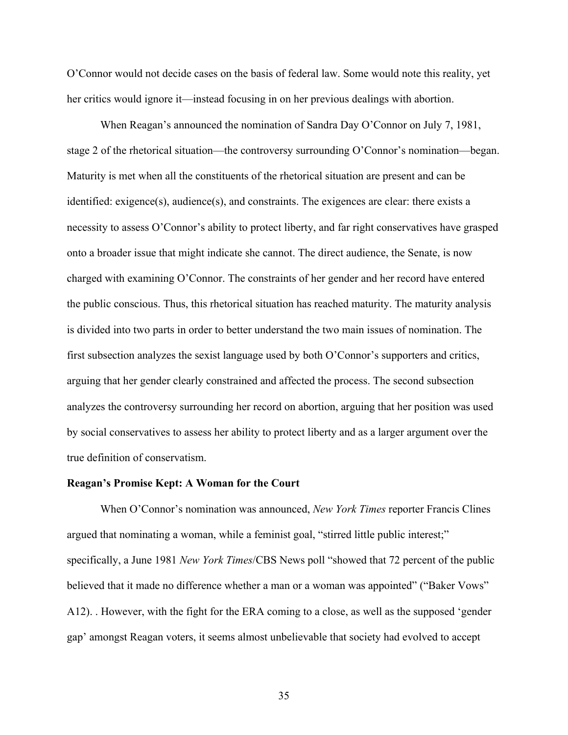O'Connor would not decide cases on the basis of federal law. Some would note this reality, yet her critics would ignore it—instead focusing in on her previous dealings with abortion.

When Reagan's announced the nomination of Sandra Day O'Connor on July 7, 1981, stage 2 of the rhetorical situation—the controversy surrounding O'Connor's nomination—began. Maturity is met when all the constituents of the rhetorical situation are present and can be identified: exigence(s), audience(s), and constraints. The exigences are clear: there exists a necessity to assess O'Connor's ability to protect liberty, and far right conservatives have grasped onto a broader issue that might indicate she cannot. The direct audience, the Senate, is now charged with examining O'Connor. The constraints of her gender and her record have entered the public conscious. Thus, this rhetorical situation has reached maturity. The maturity analysis is divided into two parts in order to better understand the two main issues of nomination. The first subsection analyzes the sexist language used by both O'Connor's supporters and critics, arguing that her gender clearly constrained and affected the process. The second subsection analyzes the controversy surrounding her record on abortion, arguing that her position was used by social conservatives to assess her ability to protect liberty and as a larger argument over the true definition of conservatism.

**Reagan's Promise Kept: A Woman for the Court**

When O'Connor's nomination was announced, *New York Times* reporter Francis Clines argued that nominating a woman, while a feminist goal, "stirred little public interest;" specifically, a June 1981 *New York Times*/CBS News poll "showed that 72 percent of the public believed that it made no difference whether a man or a woman was appointed" ("Baker Vows" A12). . However, with the fight for the ERA coming to a close, as well as the supposed 'gender gap' amongst Reagan voters, it seems almost unbelievable that society had evolved to accept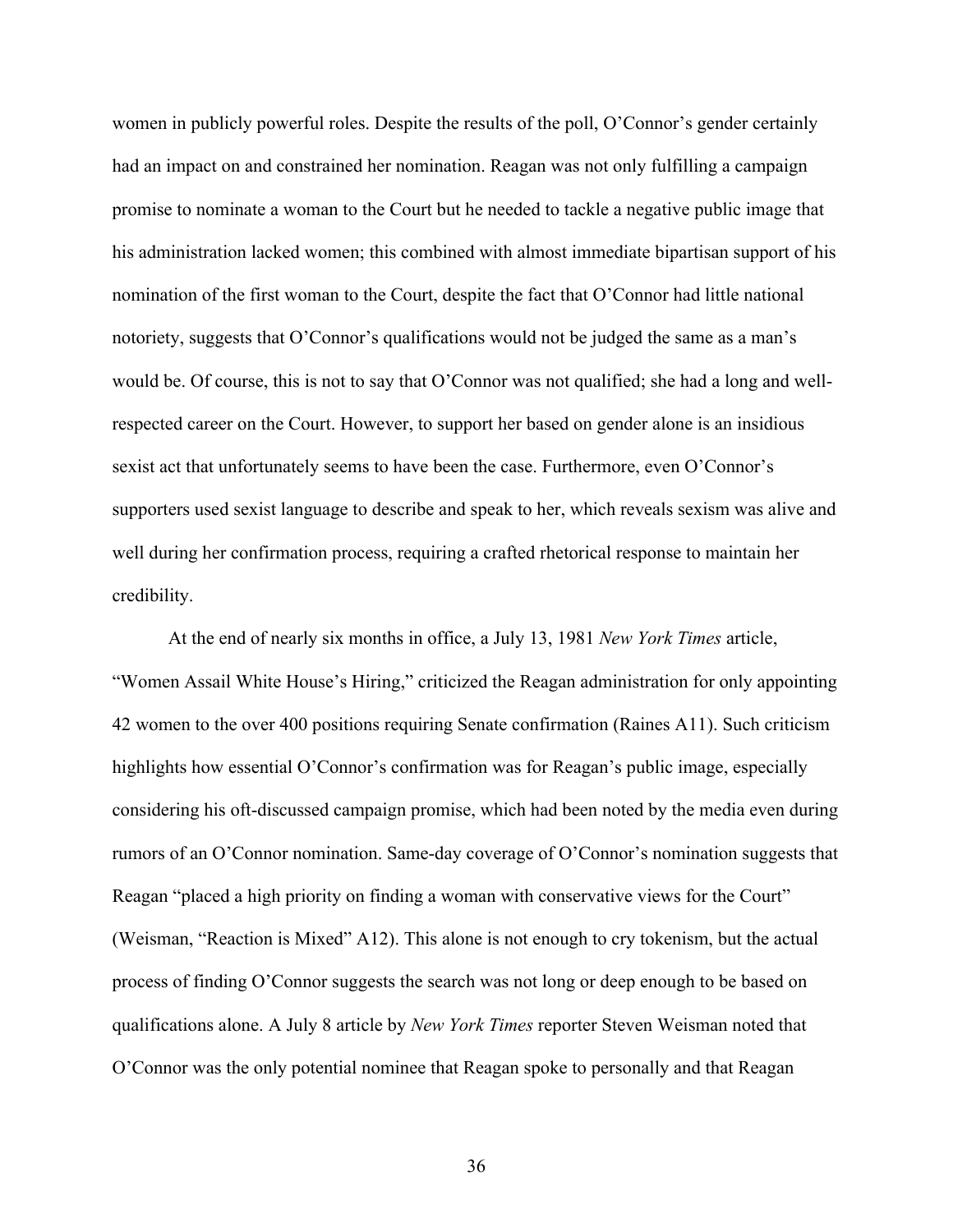women in publicly powerful roles. Despite the results of the poll, O'Connor's gender certainly had an impact on and constrained her nomination. Reagan was not only fulfilling a campaign promise to nominate a woman to the Court but he needed to tackle a negative public image that his administration lacked women; this combined with almost immediate bipartisan support of his nomination of the first woman to the Court, despite the fact that O'Connor had little national notoriety, suggests that O'Connor's qualifications would not be judged the same as a man's would be. Of course, this is not to say that O'Connor was not qualified; she had a long and well-respected career on the Court. However, to support her based on gender alone is an insidious sexist act that unfortunately seems to have been the case. Furthermore, even O'Connor's supporters used sexist language to describe and speak to her, which reveals sexism was alive and well during her confirmation process, requiring a crafted rhetorical response to maintain her credibility.

At the end of nearly six months in office, a July 13, 1981 *New York Times* article, "Women Assail White House's Hiring," criticized the Reagan administration for only appointing 42 women to the over 400 positions requiring Senate confirmation (Raines A11). Such criticism highlights how essential O'Connor's confirmation was for Reagan's public image, especially considering his oft-discussed campaign promise, which had been noted by the media even during rumors of an O'Connor nomination. Same-day coverage of O'Connor's nomination suggests that Reagan "placed a high priority on finding a woman with conservative views for the Court" (Weisman, "Reaction is Mixed" A12). This alone is not enough to cry tokenism, but the actual process of finding O'Connor suggests the search was not long or deep enough to be based on qualifications alone. A July 8 article by *New York Times* reporter Steven Weisman noted that O'Connor was the only potential nominee that Reagan spoke to personally and that Reagan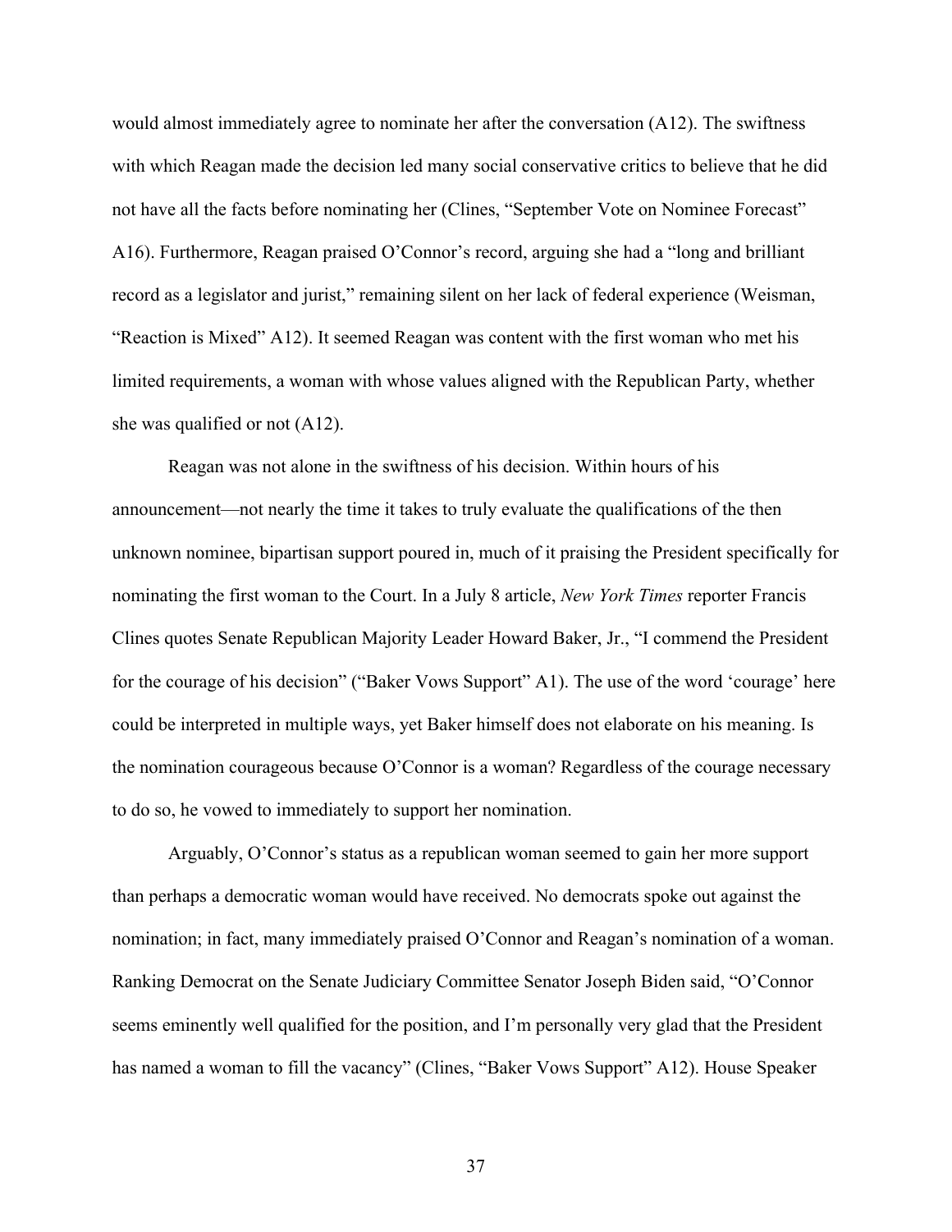would almost immediately agree to nominate her after the conversation (A12). The swiftness with which Reagan made the decision led many social conservative critics to believe that he did not have all the facts before nominating her (Clines, "September Vote on Nominee Forecast" A16). Furthermore, Reagan praised O'Connor's record, arguing she had a "long and brilliant record as a legislator and jurist," remaining silent on her lack of federal experience (Weisman, "Reaction is Mixed" A12). It seemed Reagan was content with the first woman who met his limited requirements, a woman with whose values aligned with the Republican Party, whether she was qualified or not (A12).

Reagan was not alone in the swiftness of his decision. Within hours of his announcement—not nearly the time it takes to truly evaluate the qualifications of the then unknown nominee, bipartisan support poured in, much of it praising the President specifically for nominating the first woman to the Court. In a July 8 article, *New York Times* reporter Francis Clines quotes Senate Republican Majority Leader Howard Baker, Jr., "I commend the President for the courage of his decision" ("Baker Vows Support" A1). The use of the word 'courage' here could be interpreted in multiple ways, yet Baker himself does not elaborate on his meaning. Is the nomination courageous because O'Connor is a woman? Regardless of the courage necessary to do so, he vowed to immediately to support her nomination.

Arguably, O'Connor's status as a republican woman seemed to gain her more support than perhaps a democratic woman would have received. No democrats spoke out against the nomination; in fact, many immediately praised O'Connor and Reagan's nomination of a woman. Ranking Democrat on the Senate Judiciary Committee Senator Joseph Biden said, "O'Connor seems eminently well qualified for the position, and I'm personally very glad that the President has named a woman to fill the vacancy" (Clines, "Baker Vows Support" A12). House Speaker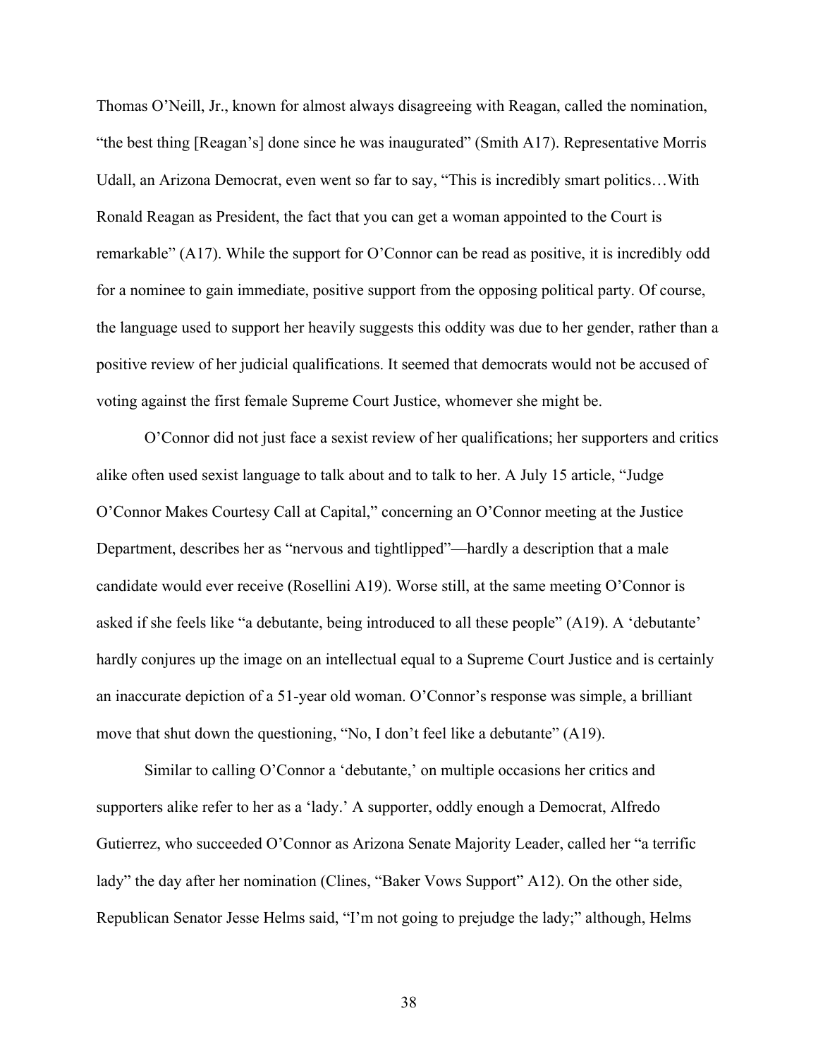Thomas O'Neill, Jr., known for almost always disagreeing with Reagan, called the nomination, "the best thing [Reagan's] done since he was inaugurated" (Smith A17). Representative Morris Udall, an Arizona Democrat, even went so far to say, "This is incredibly smart politics…With Ronald Reagan as President, the fact that you can get a woman appointed to the Court is remarkable" (A17). While the support for O'Connor can be read as positive, it is incredibly odd for a nominee to gain immediate, positive support from the opposing political party. Of course, the language used to support her heavily suggests this oddity was due to her gender, rather than a positive review of her judicial qualifications. It seemed that democrats would not be accused of voting against the first female Supreme Court Justice, whomever she might be.

O'Connor did not just face a sexist review of her qualifications; her supporters and critics alike often used sexist language to talk about and to talk to her. A July 15 article, "Judge O'Connor Makes Courtesy Call at Capital," concerning an O'Connor meeting at the Justice Department, describes her as "nervous and tightlipped"—hardly a description that a male candidate would ever receive (Rosellini A19). Worse still, at the same meeting O'Connor is asked if she feels like "a debutante, being introduced to all these people" (A19). A 'debutante' hardly conjures up the image on an intellectual equal to a Supreme Court Justice and is certainly an inaccurate depiction of a 51-year old woman. O'Connor's response was simple, a brilliant move that shut down the questioning, "No, I don't feel like a debutante" (A19).

Similar to calling O'Connor a 'debutante,' on multiple occasions her critics and supporters alike refer to her as a 'lady.' A supporter, oddly enough a Democrat, Alfredo Gutierrez, who succeeded O'Connor as Arizona Senate Majority Leader, called her "a terrific lady" the day after her nomination (Clines, "Baker Vows Support" A12). On the other side, Republican Senator Jesse Helms said, "I'm not going to prejudge the lady;" although, Helms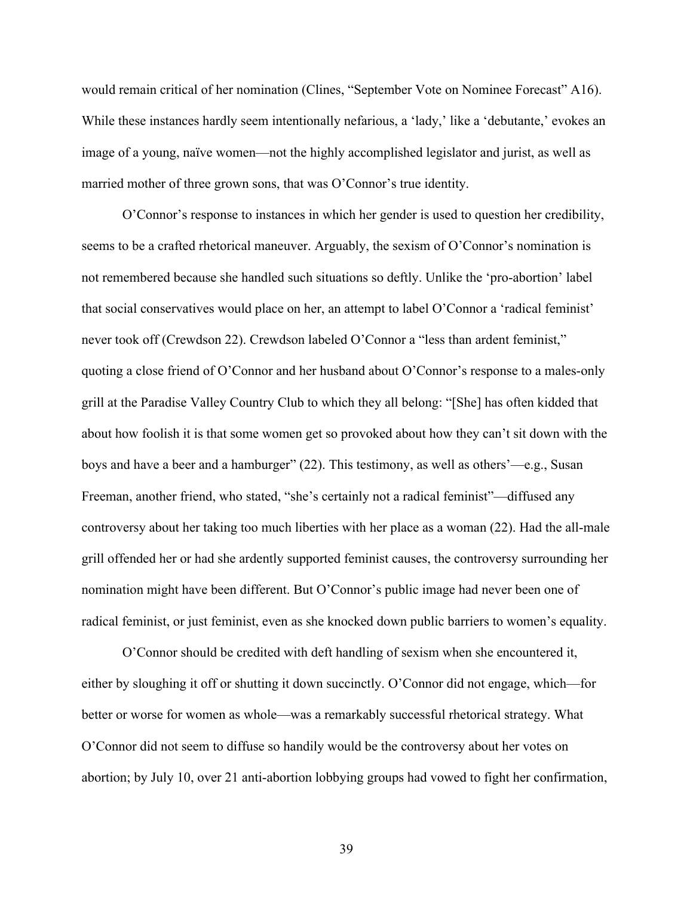would remain critical of her nomination (Clines, "September Vote on Nominee Forecast" A16). While these instances hardly seem intentionally nefarious, a 'lady,' like a 'debutante,' evokes an image of a young, naïve women—not the highly accomplished legislator and jurist, as well as married mother of three grown sons, that was O'Connor's true identity.

O'Connor's response to instances in which her gender is used to question her credibility, seems to be a crafted rhetorical maneuver. Arguably, the sexism of O'Connor's nomination is not remembered because she handled such situations so deftly. Unlike the 'pro-abortion' label that social conservatives would place on her, an attempt to label O'Connor a 'radical feminist' never took off (Crewdson 22). Crewdson labeled O'Connor a "less than ardent feminist," quoting a close friend of O'Connor and her husband about O'Connor's response to a males-only grill at the Paradise Valley Country Club to which they all belong: "[She] has often kidded that about how foolish it is that some women get so provoked about how they can't sit down with the boys and have a beer and a hamburger" (22). This testimony, as well as others'—e.g., Susan Freeman, another friend, who stated, "she's certainly not a radical feminist"—diffused any controversy about her taking too much liberties with her place as a woman (22). Had the all-male grill offended her or had she ardently supported feminist causes, the controversy surrounding her nomination might have been different. But O'Connor's public image had never been one of radical feminist, or just feminist, even as she knocked down public barriers to women's equality.

O'Connor should be credited with deft handling of sexism when she encountered it, either by sloughing it off or shutting it down succinctly. O'Connor did not engage, which—for better or worse for women as whole—was a remarkably successful rhetorical strategy. What O'Connor did not seem to diffuse so handily would be the controversy about her votes on abortion; by July 10, over 21 anti-abortion lobbying groups had vowed to fight her confirmation,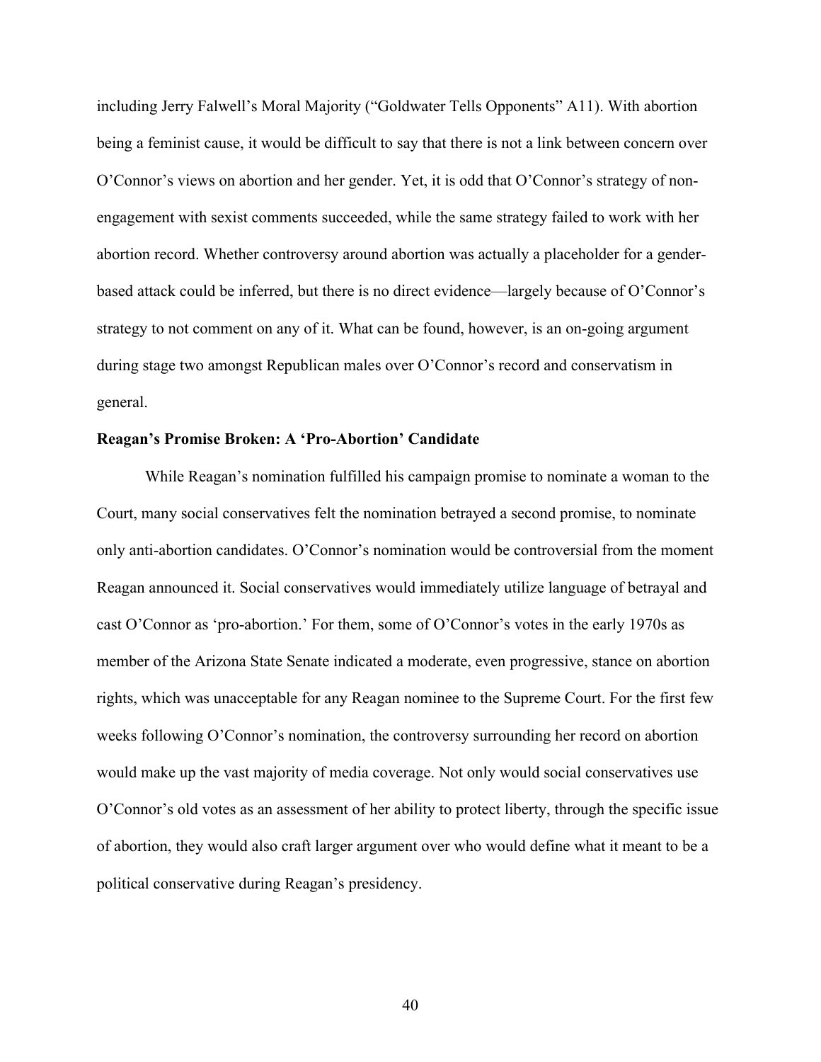including Jerry Falwell's Moral Majority ("Goldwater Tells Opponents" A11). With abortion being a feminist cause, it would be difficult to say that there is not a link between concern over O'Connor's views on abortion and her gender. Yet, it is odd that O'Connor's strategy of non-engagement with sexist comments succeeded, while the same strategy failed to work with her abortion record. Whether controversy around abortion was actually a placeholder for a gender-based attack could be inferred, but there is no direct evidence—largely because of O'Connor's strategy to not comment on any of it. What can be found, however, is an on-going argument during stage two amongst Republican males over O'Connor's record and conservatism in general.

**Reagan's Promise Broken: A 'Pro-Abortion' Candidate**

While Reagan's nomination fulfilled his campaign promise to nominate a woman to the Court, many social conservatives felt the nomination betrayed a second promise, to nominate only anti-abortion candidates. O'Connor's nomination would be controversial from the moment Reagan announced it. Social conservatives would immediately utilize language of betrayal and cast O'Connor as 'pro-abortion.' For them, some of O'Connor's votes in the early 1970s as member of the Arizona State Senate indicated a moderate, even progressive, stance on abortion rights, which was unacceptable for any Reagan nominee to the Supreme Court. For the first few weeks following O'Connor's nomination, the controversy surrounding her record on abortion would make up the vast majority of media coverage. Not only would social conservatives use O'Connor's old votes as an assessment of her ability to protect liberty, through the specific issue of abortion, they would also craft larger argument over who would define what it meant to be a political conservative during Reagan's presidency.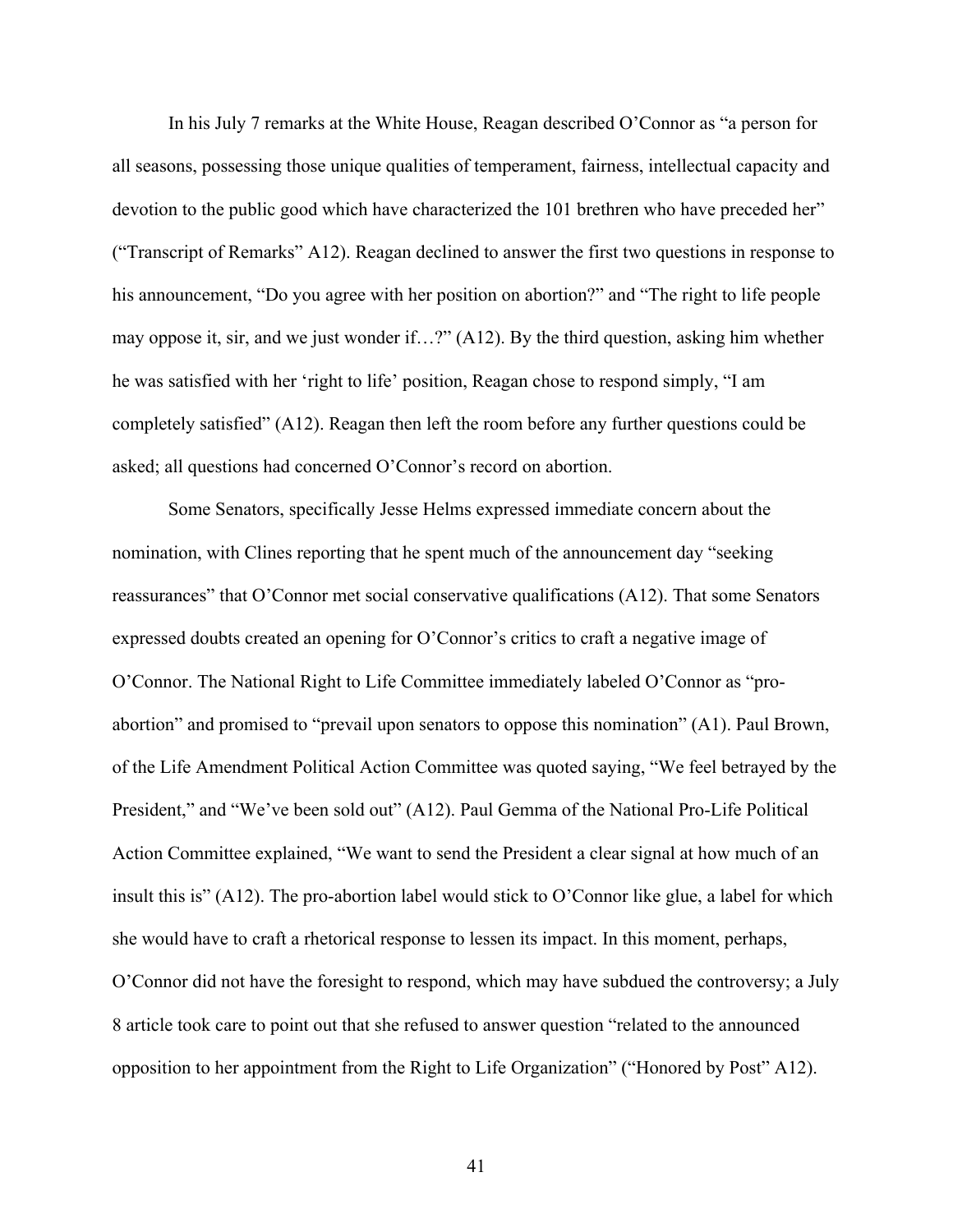In his July 7 remarks at the White House, Reagan described O'Connor as "a person for all seasons, possessing those unique qualities of temperament, fairness, intellectual capacity and devotion to the public good which have characterized the 101 brethren who have preceded her" ("Transcript of Remarks" A12). Reagan declined to answer the first two questions in response to his announcement, "Do you agree with her position on abortion?" and "The right to life people may oppose it, sir, and we just wonder if…?" (A12). By the third question, asking him whether he was satisfied with her 'right to life' position, Reagan chose to respond simply, "I am completely satisfied" (A12). Reagan then left the room before any further questions could be asked; all questions had concerned O'Connor's record on abortion.

Some Senators, specifically Jesse Helms expressed immediate concern about the nomination, with Clines reporting that he spent much of the announcement day "seeking reassurances" that O'Connor met social conservative qualifications (A12). That some Senators expressed doubts created an opening for O'Connor's critics to craft a negative image of O'Connor. The National Right to Life Committee immediately labeled O'Connor as "pro-abortion" and promised to "prevail upon senators to oppose this nomination" (A1). Paul Brown, of the Life Amendment Political Action Committee was quoted saying, "We feel betrayed by the President," and "We've been sold out" (A12). Paul Gemma of the National Pro-Life Political Action Committee explained, "We want to send the President a clear signal at how much of an insult this is" (A12). The pro-abortion label would stick to O'Connor like glue, a label for which she would have to craft a rhetorical response to lessen its impact. In this moment, perhaps, O'Connor did not have the foresight to respond, which may have subdued the controversy; a July 8 article took care to point out that she refused to answer question "related to the announced opposition to her appointment from the Right to Life Organization" ("Honored by Post" A12).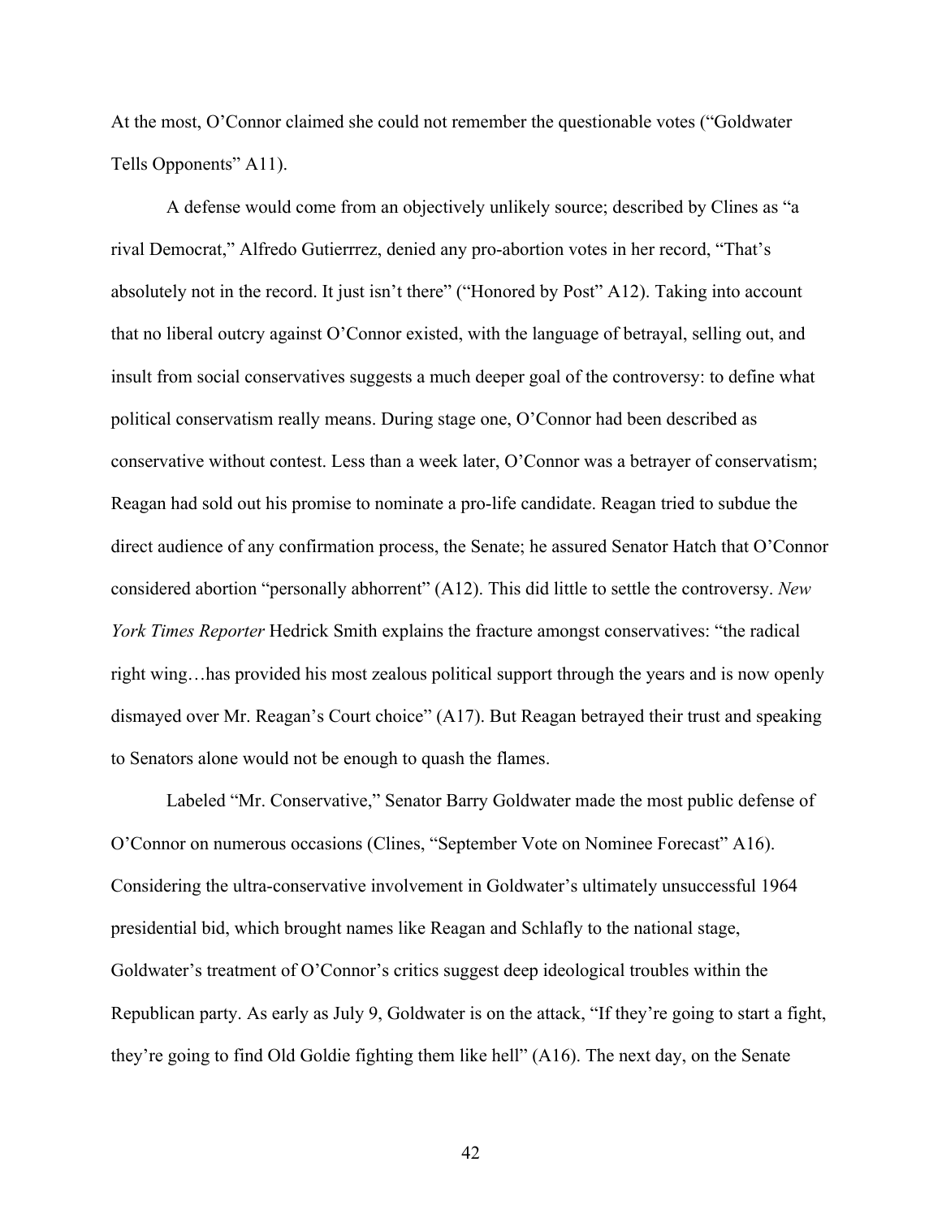At the most, O'Connor claimed she could not remember the questionable votes ("Goldwater Tells Opponents" A11).

A defense would come from an objectively unlikely source; described by Clines as "a rival Democrat," Alfredo Gutierrrez, denied any pro-abortion votes in her record, "That's absolutely not in the record. It just isn't there" ("Honored by Post" A12). Taking into account that no liberal outcry against O'Connor existed, with the language of betrayal, selling out, and insult from social conservatives suggests a much deeper goal of the controversy: to define what political conservatism really means. During stage one, O'Connor had been described as conservative without contest. Less than a week later, O'Connor was a betrayer of conservatism; Reagan had sold out his promise to nominate a pro-life candidate. Reagan tried to subdue the direct audience of any confirmation process, the Senate; he assured Senator Hatch that O'Connor considered abortion "personally abhorrent" (A12). This did little to settle the controversy. *New York Times Reporter* Hedrick Smith explains the fracture amongst conservatives: "the radical right wing…has provided his most zealous political support through the years and is now openly dismayed over Mr. Reagan's Court choice" (A17). But Reagan betrayed their trust and speaking to Senators alone would not be enough to quash the flames.

Labeled "Mr. Conservative," Senator Barry Goldwater made the most public defense of O'Connor on numerous occasions (Clines, "September Vote on Nominee Forecast" A16). Considering the ultra-conservative involvement in Goldwater's ultimately unsuccessful 1964 presidential bid, which brought names like Reagan and Schlafly to the national stage, Goldwater's treatment of O'Connor's critics suggest deep ideological troubles within the Republican party. As early as July 9, Goldwater is on the attack, "If they're going to start a fight, they're going to find Old Goldie fighting them like hell" (A16). The next day, on the Senate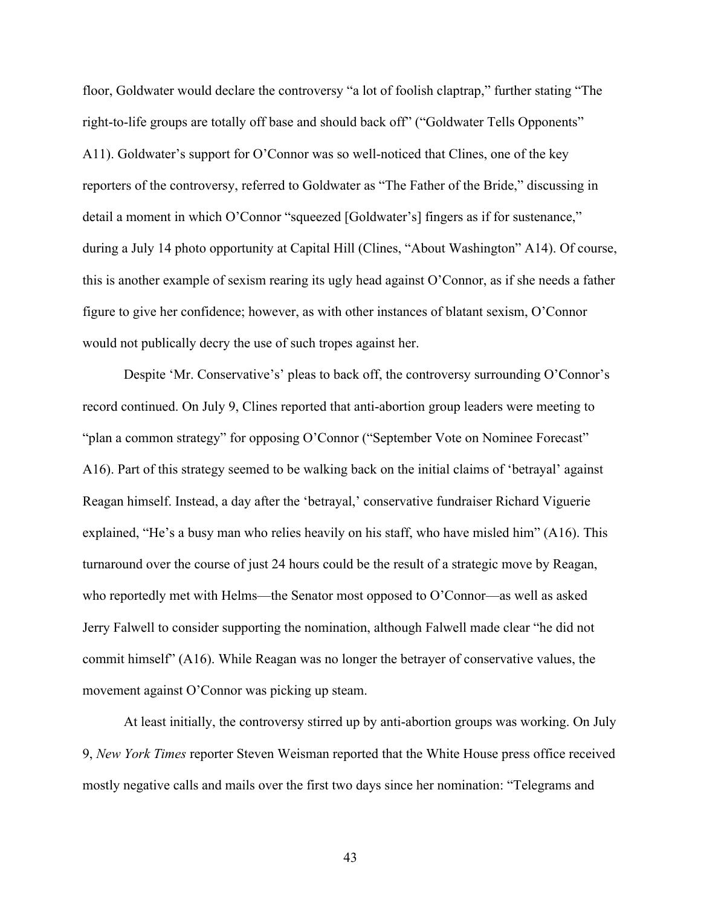floor, Goldwater would declare the controversy "a lot of foolish claptrap," further stating "The right-to-life groups are totally off base and should back off" ("Goldwater Tells Opponents" A11). Goldwater's support for O'Connor was so well-noticed that Clines, one of the key reporters of the controversy, referred to Goldwater as "The Father of the Bride," discussing in detail a moment in which O'Connor "squeezed [Goldwater's] fingers as if for sustenance," during a July 14 photo opportunity at Capital Hill (Clines, "About Washington" A14). Of course, this is another example of sexism rearing its ugly head against O'Connor, as if she needs a father figure to give her confidence; however, as with other instances of blatant sexism, O'Connor would not publically decry the use of such tropes against her.

Despite 'Mr. Conservative's' pleas to back off, the controversy surrounding O'Connor's record continued. On July 9, Clines reported that anti-abortion group leaders were meeting to "plan a common strategy" for opposing O'Connor ("September Vote on Nominee Forecast" A16). Part of this strategy seemed to be walking back on the initial claims of 'betrayal' against Reagan himself. Instead, a day after the 'betrayal,' conservative fundraiser Richard Viguerie explained, "He's a busy man who relies heavily on his staff, who have misled him" (A16). This turnaround over the course of just 24 hours could be the result of a strategic move by Reagan, who reportedly met with Helms—the Senator most opposed to O'Connor—as well as asked Jerry Falwell to consider supporting the nomination, although Falwell made clear "he did not commit himself" (A16). While Reagan was no longer the betrayer of conservative values, the movement against O'Connor was picking up steam.

At least initially, the controversy stirred up by anti-abortion groups was working. On July 9, *New York Times* reporter Steven Weisman reported that the White House press office received mostly negative calls and mails over the first two days since her nomination: "Telegrams and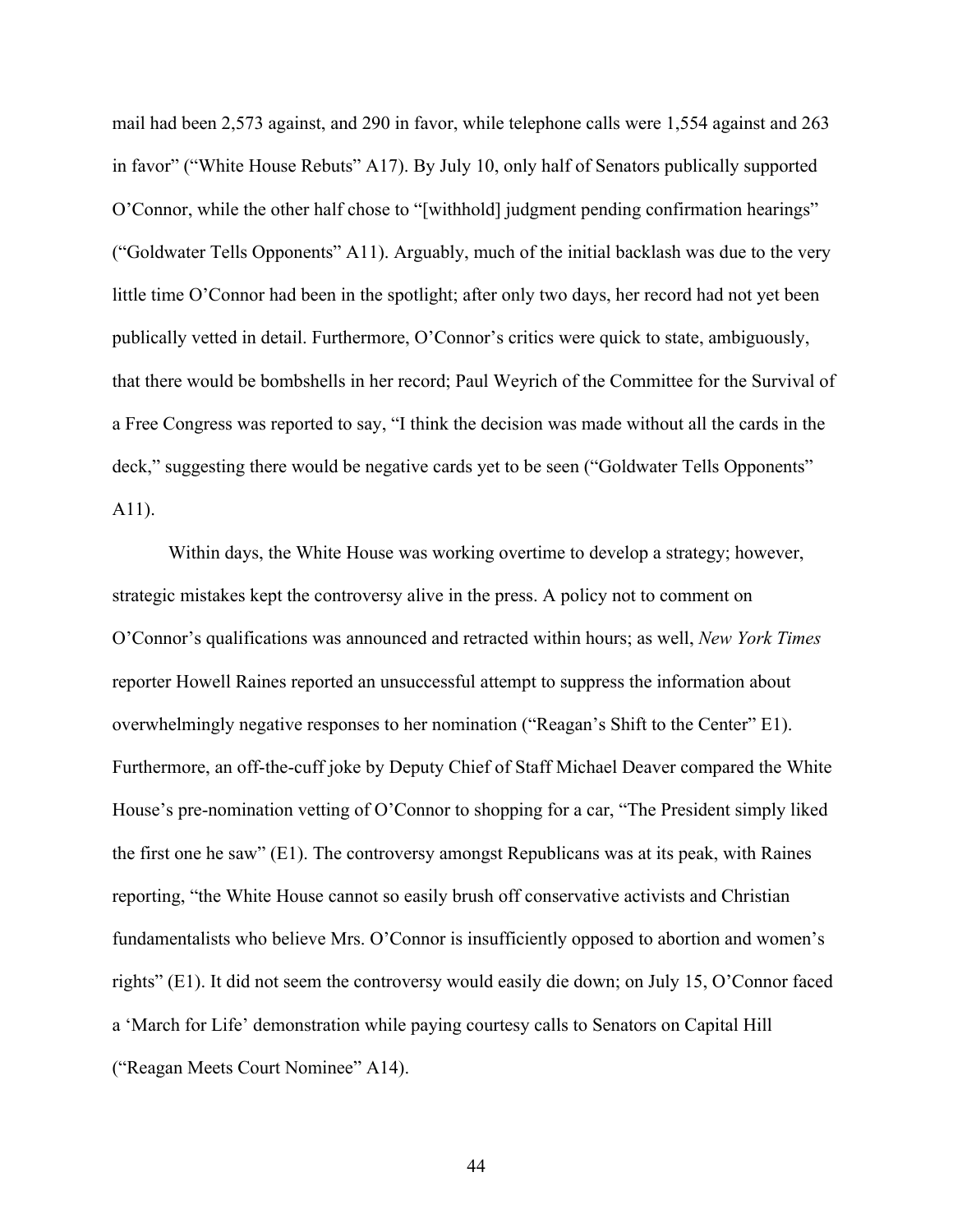mail had been 2,573 against, and 290 in favor, while telephone calls were 1,554 against and 263 in favor" ("White House Rebuts" A17). By July 10, only half of Senators publically supported O'Connor, while the other half chose to "[withhold] judgment pending confirmation hearings" ("Goldwater Tells Opponents" A11). Arguably, much of the initial backlash was due to the very little time O'Connor had been in the spotlight; after only two days, her record had not yet been publically vetted in detail. Furthermore, O'Connor's critics were quick to state, ambiguously, that there would be bombshells in her record; Paul Weyrich of the Committee for the Survival of a Free Congress was reported to say, "I think the decision was made without all the cards in the deck," suggesting there would be negative cards yet to be seen ("Goldwater Tells Opponents" A11).

Within days, the White House was working overtime to develop a strategy; however, strategic mistakes kept the controversy alive in the press. A policy not to comment on O'Connor's qualifications was announced and retracted within hours; as well, *New York Times* reporter Howell Raines reported an unsuccessful attempt to suppress the information about overwhelmingly negative responses to her nomination ("Reagan's Shift to the Center" E1). Furthermore, an off-the-cuff joke by Deputy Chief of Staff Michael Deaver compared the White House's pre-nomination vetting of O'Connor to shopping for a car, "The President simply liked the first one he saw" (E1). The controversy amongst Republicans was at its peak, with Raines reporting, "the White House cannot so easily brush off conservative activists and Christian fundamentalists who believe Mrs. O'Connor is insufficiently opposed to abortion and women's rights" (E1). It did not seem the controversy would easily die down; on July 15, O'Connor faced a 'March for Life' demonstration while paying courtesy calls to Senators on Capital Hill ("Reagan Meets Court Nominee" A14).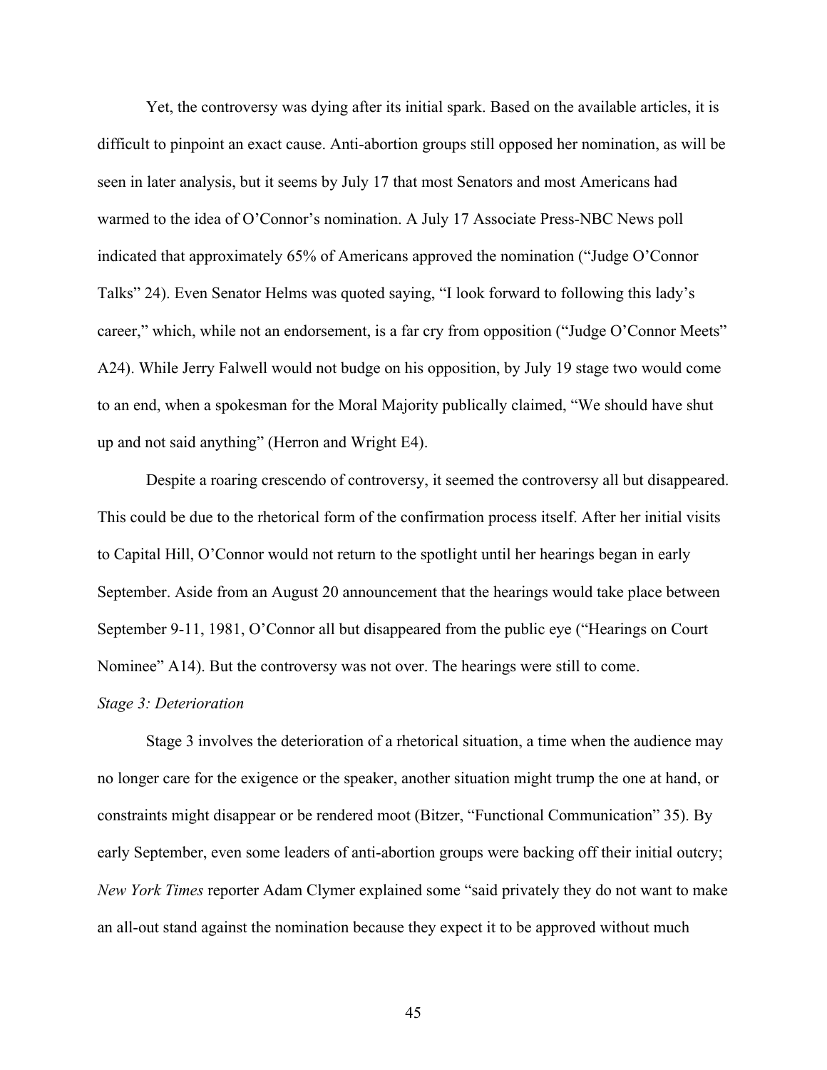Yet, the controversy was dying after its initial spark. Based on the available articles, it is difficult to pinpoint an exact cause. Anti-abortion groups still opposed her nomination, as will be seen in later analysis, but it seems by July 17 that most Senators and most Americans had warmed to the idea of O'Connor's nomination. A July 17 Associate Press-NBC News poll indicated that approximately 65% of Americans approved the nomination ("Judge O'Connor Talks" 24). Even Senator Helms was quoted saying, "I look forward to following this lady's career," which, while not an endorsement, is a far cry from opposition ("Judge O'Connor Meets" A24). While Jerry Falwell would not budge on his opposition, by July 19 stage two would come to an end, when a spokesman for the Moral Majority publically claimed, "We should have shut up and not said anything" (Herron and Wright E4).

Despite a roaring crescendo of controversy, it seemed the controversy all but disappeared. This could be due to the rhetorical form of the confirmation process itself. After her initial visits to Capital Hill, O'Connor would not return to the spotlight until her hearings began in early September. Aside from an August 20 announcement that the hearings would take place between September 9-11, 1981, O'Connor all but disappeared from the public eye ("Hearings on Court Nominee" A14). But the controversy was not over. The hearings were still to come.

*Stage 3: Deterioration*

Stage 3 involves the deterioration of a rhetorical situation, a time when the audience may no longer care for the exigence or the speaker, another situation might trump the one at hand, or constraints might disappear or be rendered moot (Bitzer, "Functional Communication" 35). By early September, even some leaders of anti-abortion groups were backing off their initial outcry; *New York Times* reporter Adam Clymer explained some "said privately they do not want to make an all-out stand against the nomination because they expect it to be approved without much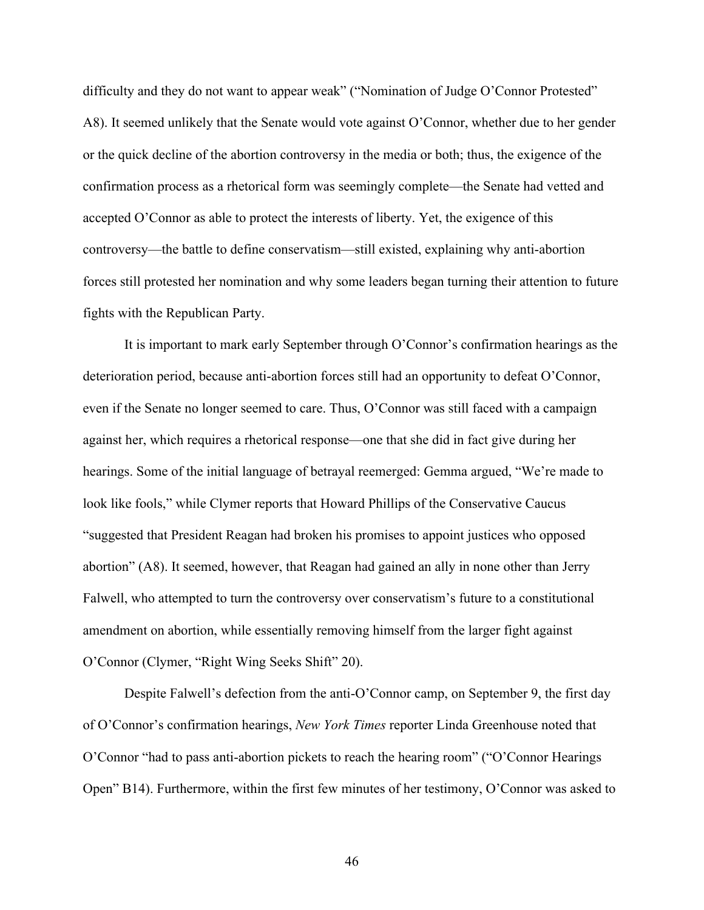difficulty and they do not want to appear weak" ("Nomination of Judge O'Connor Protested" A8). It seemed unlikely that the Senate would vote against O'Connor, whether due to her gender or the quick decline of the abortion controversy in the media or both; thus, the exigence of the confirmation process as a rhetorical form was seemingly complete—the Senate had vetted and accepted O'Connor as able to protect the interests of liberty. Yet, the exigence of this controversy—the battle to define conservatism—still existed, explaining why anti-abortion forces still protested her nomination and why some leaders began turning their attention to future fights with the Republican Party.

It is important to mark early September through O'Connor's confirmation hearings as the deterioration period, because anti-abortion forces still had an opportunity to defeat O'Connor, even if the Senate no longer seemed to care. Thus, O'Connor was still faced with a campaign against her, which requires a rhetorical response—one that she did in fact give during her hearings. Some of the initial language of betrayal reemerged: Gemma argued, "We're made to look like fools," while Clymer reports that Howard Phillips of the Conservative Caucus "suggested that President Reagan had broken his promises to appoint justices who opposed abortion" (A8). It seemed, however, that Reagan had gained an ally in none other than Jerry Falwell, who attempted to turn the controversy over conservatism's future to a constitutional amendment on abortion, while essentially removing himself from the larger fight against O'Connor (Clymer, "Right Wing Seeks Shift" 20).

Despite Falwell's defection from the anti-O'Connor camp, on September 9, the first day of O'Connor's confirmation hearings, *New York Times* reporter Linda Greenhouse noted that O'Connor "had to pass anti-abortion pickets to reach the hearing room" ("O'Connor Hearings Open" B14). Furthermore, within the first few minutes of her testimony, O'Connor was asked to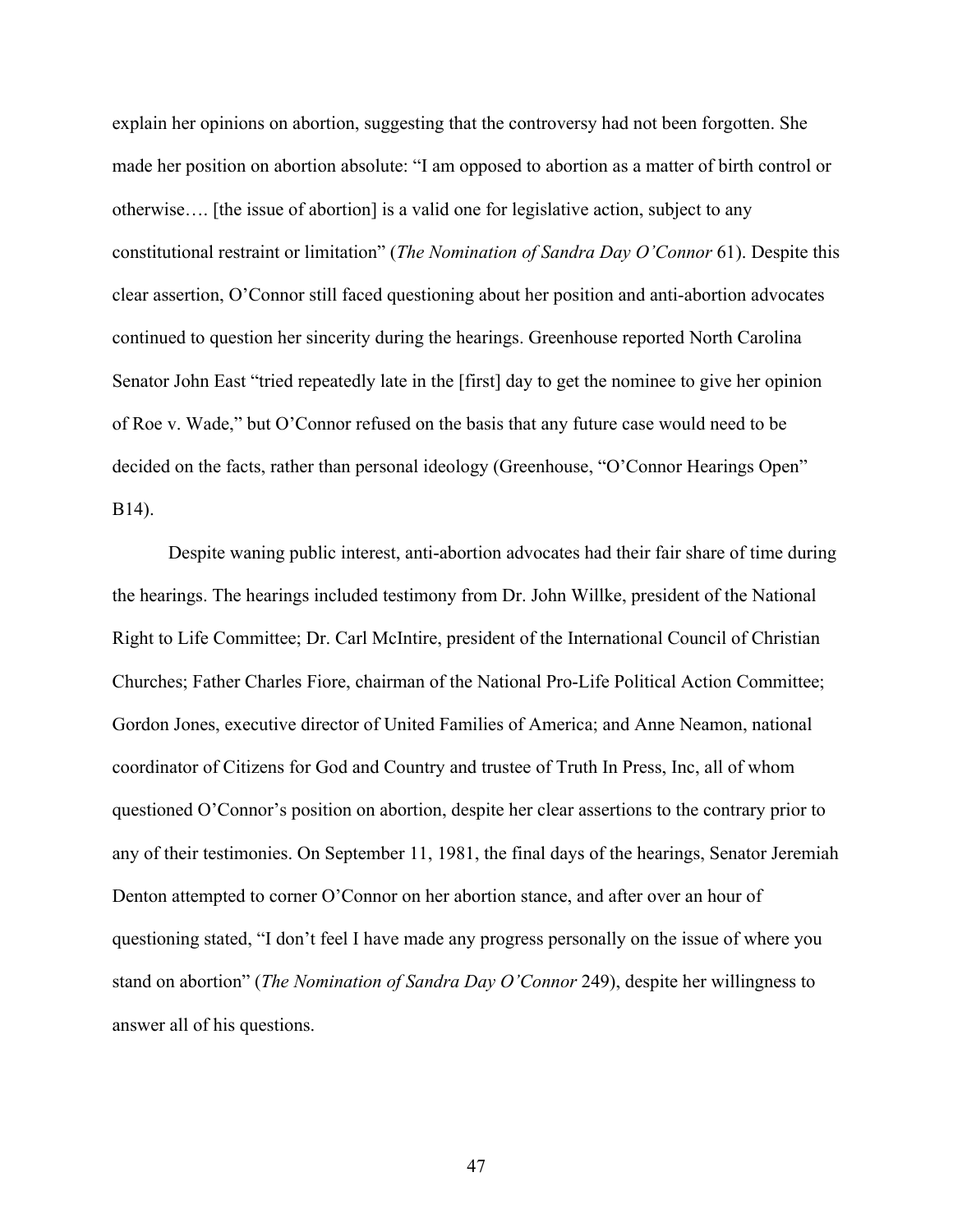explain her opinions on abortion, suggesting that the controversy had not been forgotten. She made her position on abortion absolute: "I am opposed to abortion as a matter of birth control or otherwise…. [the issue of abortion] is a valid one for legislative action, subject to any constitutional restraint or limitation" (*The Nomination of Sandra Day O'Connor* 61). Despite this clear assertion, O'Connor still faced questioning about her position and anti-abortion advocates continued to question her sincerity during the hearings. Greenhouse reported North Carolina Senator John East "tried repeatedly late in the [first] day to get the nominee to give her opinion of Roe v. Wade," but O'Connor refused on the basis that any future case would need to be decided on the facts, rather than personal ideology (Greenhouse, "O'Connor Hearings Open" B14).

Despite waning public interest, anti-abortion advocates had their fair share of time during the hearings. The hearings included testimony from Dr. John Willke, president of the National Right to Life Committee; Dr. Carl McIntire, president of the International Council of Christian Churches; Father Charles Fiore, chairman of the National Pro-Life Political Action Committee; Gordon Jones, executive director of United Families of America; and Anne Neamon, national coordinator of Citizens for God and Country and trustee of Truth In Press, Inc, all of whom questioned O'Connor's position on abortion, despite her clear assertions to the contrary prior to any of their testimonies. On September 11, 1981, the final days of the hearings, Senator Jeremiah Denton attempted to corner O'Connor on her abortion stance, and after over an hour of questioning stated, "I don't feel I have made any progress personally on the issue of where you stand on abortion" (*The Nomination of Sandra Day O'Connor* 249), despite her willingness to answer all of his questions.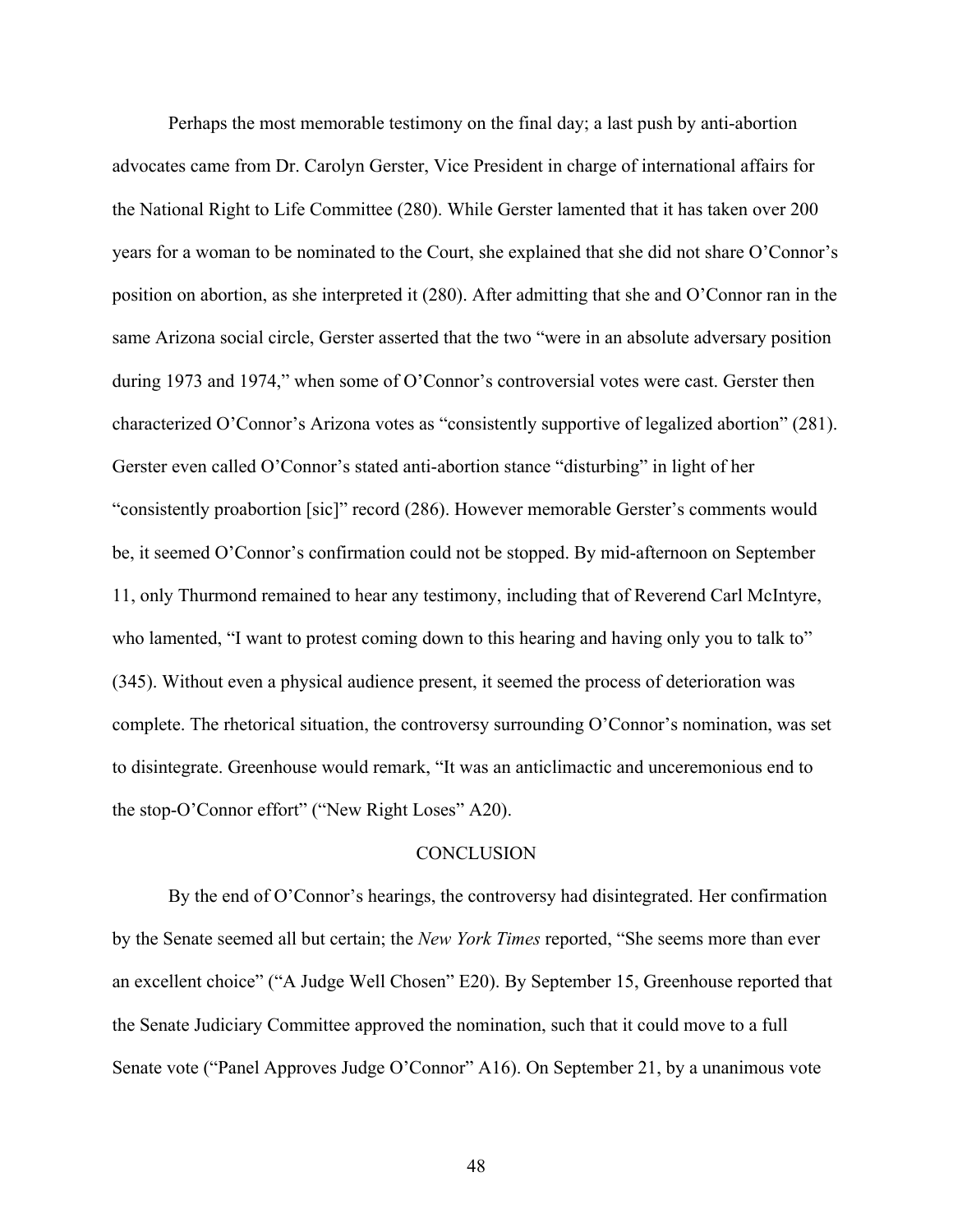Perhaps the most memorable testimony on the final day; a last push by anti-abortion advocates came from Dr. Carolyn Gerster, Vice President in charge of international affairs for the National Right to Life Committee (280). While Gerster lamented that it has taken over 200 years for a woman to be nominated to the Court, she explained that she did not share O'Connor's position on abortion, as she interpreted it (280). After admitting that she and O'Connor ran in the same Arizona social circle, Gerster asserted that the two "were in an absolute adversary position during 1973 and 1974," when some of O'Connor's controversial votes were cast. Gerster then characterized O'Connor's Arizona votes as "consistently supportive of legalized abortion" (281). Gerster even called O'Connor's stated anti-abortion stance "disturbing" in light of her "consistently proabortion [sic]" record (286). However memorable Gerster's comments would be, it seemed O'Connor's confirmation could not be stopped. By mid-afternoon on September 11, only Thurmond remained to hear any testimony, including that of Reverend Carl McIntyre, who lamented, "I want to protest coming down to this hearing and having only you to talk to" (345). Without even a physical audience present, it seemed the process of deterioration was complete. The rhetorical situation, the controversy surrounding O'Connor's nomination, was set to disintegrate. Greenhouse would remark, "It was an anticlimactic and unceremonious end to the stop-O'Connor effort" ("New Right Loses" A20).

## CONCLUSION

By the end of O'Connor's hearings, the controversy had disintegrated. Her confirmation by the Senate seemed all but certain; the *New York Times* reported, "She seems more than ever an excellent choice" ("A Judge Well Chosen" E20). By September 15, Greenhouse reported that the Senate Judiciary Committee approved the nomination, such that it could move to a full Senate vote ("Panel Approves Judge O'Connor" A16). On September 21, by a unanimous vote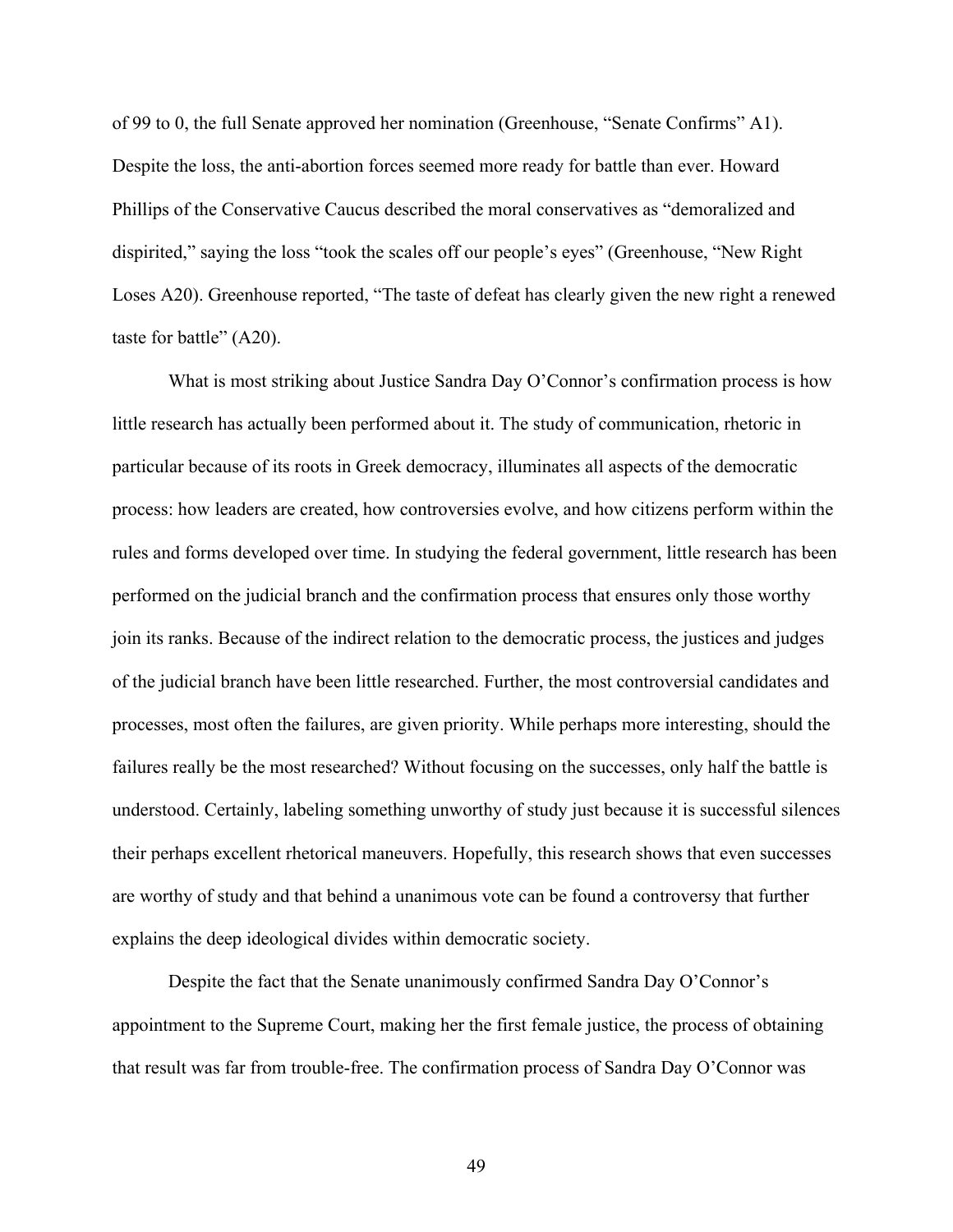of 99 to 0, the full Senate approved her nomination (Greenhouse, "Senate Confirms" A1). Despite the loss, the anti-abortion forces seemed more ready for battle than ever. Howard Phillips of the Conservative Caucus described the moral conservatives as "demoralized and dispirited," saying the loss "took the scales off our people's eyes" (Greenhouse, "New Right Loses A20). Greenhouse reported, "The taste of defeat has clearly given the new right a renewed taste for battle" (A20).

What is most striking about Justice Sandra Day O'Connor's confirmation process is how little research has actually been performed about it. The study of communication, rhetoric in particular because of its roots in Greek democracy, illuminates all aspects of the democratic process: how leaders are created, how controversies evolve, and how citizens perform within the rules and forms developed over time. In studying the federal government, little research has been performed on the judicial branch and the confirmation process that ensures only those worthy join its ranks. Because of the indirect relation to the democratic process, the justices and judges of the judicial branch have been little researched. Further, the most controversial candidates and processes, most often the failures, are given priority. While perhaps more interesting, should the failures really be the most researched? Without focusing on the successes, only half the battle is understood. Certainly, labeling something unworthy of study just because it is successful silences their perhaps excellent rhetorical maneuvers. Hopefully, this research shows that even successes are worthy of study and that behind a unanimous vote can be found a controversy that further explains the deep ideological divides within democratic society.

Despite the fact that the Senate unanimously confirmed Sandra Day O'Connor's appointment to the Supreme Court, making her the first female justice, the process of obtaining that result was far from trouble-free. The confirmation process of Sandra Day O'Connor was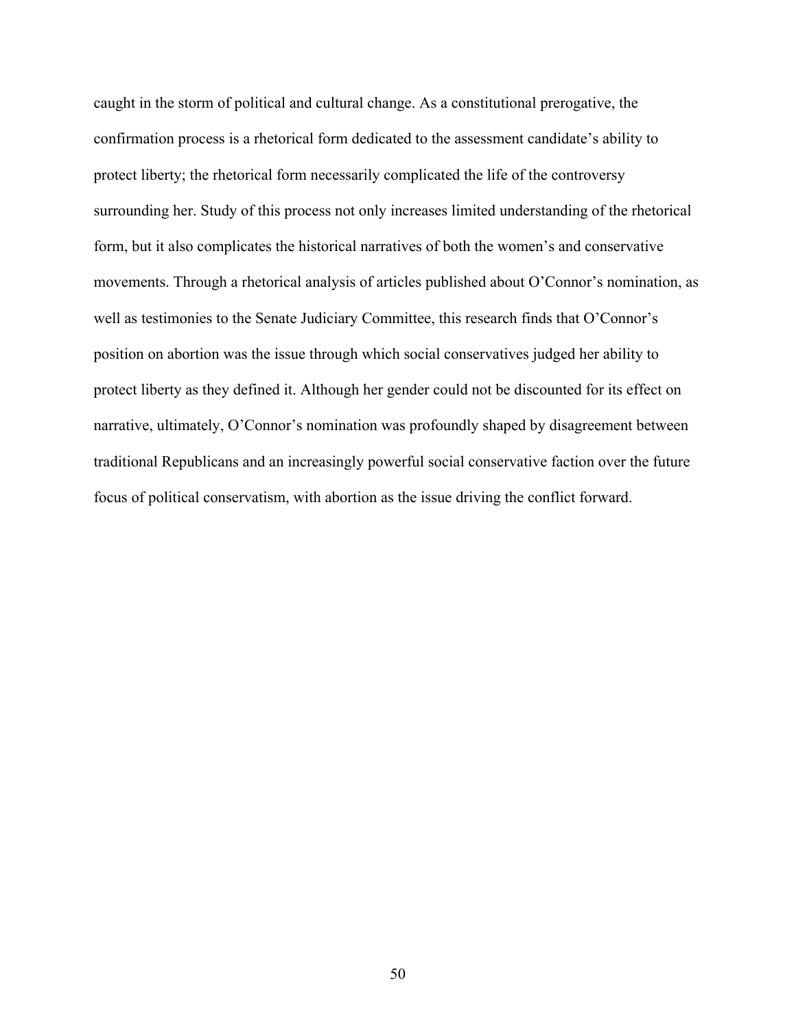caught in the storm of political and cultural change. As a constitutional prerogative, the confirmation process is a rhetorical form dedicated to the assessment candidate's ability to protect liberty; the rhetorical form necessarily complicated the life of the controversy surrounding her. Study of this process not only increases limited understanding of the rhetorical form, but it also complicates the historical narratives of both the women's and conservative movements. Through a rhetorical analysis of articles published about O'Connor's nomination, as well as testimonies to the Senate Judiciary Committee, this research finds that O'Connor's position on abortion was the issue through which social conservatives judged her ability to protect liberty as they defined it. Although her gender could not be discounted for its effect on narrative, ultimately, O'Connor's nomination was profoundly shaped by disagreement between traditional Republicans and an increasingly powerful social conservative faction over the future focus of political conservatism, with abortion as the issue driving the conflict forward.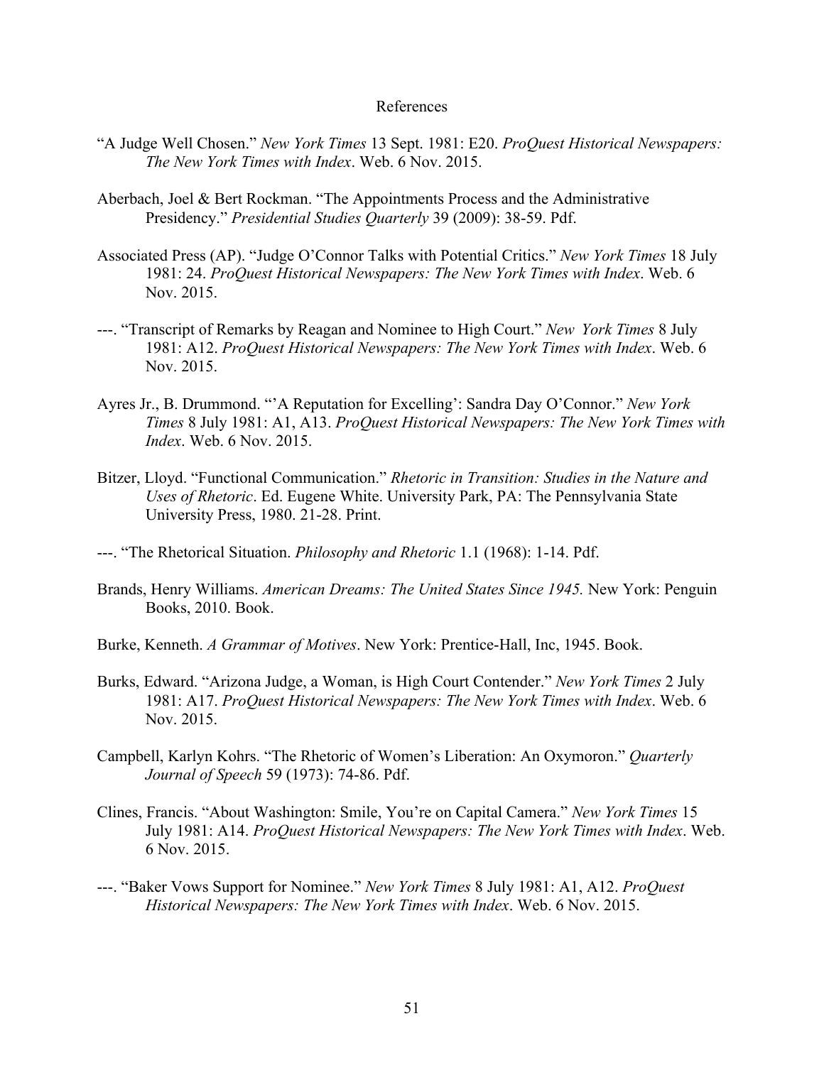# References

"A Judge Well Chosen." *New York Times* 13 Sept. 1981: E20. *ProQuest Historical Newspapers: The New York Times with Index*. Web. 6 Nov. 2015.

Aberbach, Joel & Bert Rockman. "The Appointments Process and the Administrative Presidency." *Presidential Studies Quarterly* 39 (2009): 38-59. Pdf.

Associated Press (AP). "Judge O'Connor Talks with Potential Critics." *New York Times* 18 July 1981: 24. *ProQuest Historical Newspapers: The New York Times with Index*. Web. 6 Nov. 2015.

---. "Transcript of Remarks by Reagan and Nominee to High Court." *New York Times* 8 July 1981: A12. *ProQuest Historical Newspapers: The New York Times with Index*. Web. 6 Nov. 2015.

Ayres Jr., B. Drummond. "'A Reputation for Excelling': Sandra Day O'Connor." *New York Times* 8 July 1981: A1, A13. *ProQuest Historical Newspapers: The New York Times with Index*. Web. 6 Nov. 2015.

Bitzer, Lloyd. "Functional Communication." *Rhetoric in Transition: Studies in the Nature and Uses of Rhetoric*. Ed. Eugene White. University Park, PA: The Pennsylvania State University Press, 1980. 21-28. Print.

---. "The Rhetorical Situation. *Philosophy and Rhetoric* 1.1 (1968): 1-14. Pdf.

Brands, Henry Williams. *American Dreams: The United States Since 1945.* New York: Penguin Books, 2010. Book.

Burke, Kenneth. *A Grammar of Motives*. New York: Prentice-Hall, Inc, 1945. Book.

Burks, Edward. "Arizona Judge, a Woman, is High Court Contender." *New York Times* 2 July 1981: A17. *ProQuest Historical Newspapers: The New York Times with Index*. Web. 6 Nov. 2015.

Campbell, Karlyn Kohrs. "The Rhetoric of Women's Liberation: An Oxymoron." *Quarterly Journal of Speech* 59 (1973): 74-86. Pdf.

Clines, Francis. "About Washington: Smile, You're on Capital Camera." *New York Times* 15 July 1981: A14. *ProQuest Historical Newspapers: The New York Times with Index*. Web. 6 Nov. 2015.

---. "Baker Vows Support for Nominee." *New York Times* 8 July 1981: A1, A12. *ProQuest Historical Newspapers: The New York Times with Index*. Web. 6 Nov. 2015.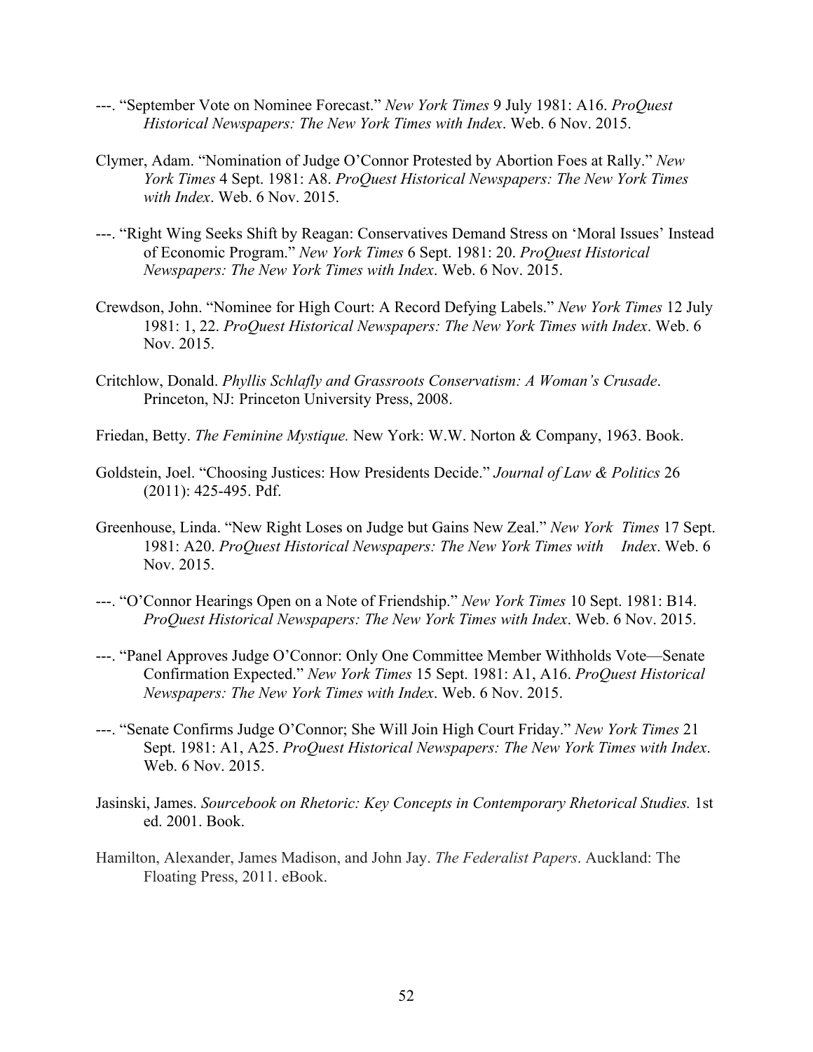---. “September Vote on Nominee Forecast.” *New York Times* 9 July 1981: A16. *ProQuest Historical Newspapers: The New York Times with Index*. Web. 6 Nov. 2015.

Clymer, Adam. “Nomination of Judge O’Connor Protested by Abortion Foes at Rally.” *New York Times* 4 Sept. 1981: A8. *ProQuest Historical Newspapers: The New York Times with Index*. Web. 6 Nov. 2015.

---. “Right Wing Seeks Shift by Reagan: Conservatives Demand Stress on ‘Moral Issues’ Instead of Economic Program.” *New York Times* 6 Sept. 1981: 20. *ProQuest Historical Newspapers: The New York Times with Index*. Web. 6 Nov. 2015.

Crewdson, John. “Nominee for High Court: A Record Defying Labels.” *New York Times* 12 July 1981: 1, 22. *ProQuest Historical Newspapers: The New York Times with Index*. Web. 6 Nov. 2015.

Critchlow, Donald. *Phyllis Schlafly and Grassroots Conservatism: A Woman’s Crusade*. Princeton, NJ: Princeton University Press, 2008.

Friedan, Betty. *The Feminine Mystique.* New York: W.W. Norton & Company, 1963. Book.

Goldstein, Joel. “Choosing Justices: How Presidents Decide.” *Journal of Law & Politics* 26 (2011): 425-495. Pdf.

Greenhouse, Linda. “New Right Loses on Judge but Gains New Zeal.” *New York Times* 17 Sept. 1981: A20. *ProQuest Historical Newspapers: The New York Times with Index*. Web. 6 Nov. 2015.

---. “O’Connor Hearings Open on a Note of Friendship.” *New York Times* 10 Sept. 1981: B14. *ProQuest Historical Newspapers: The New York Times with Index*. Web. 6 Nov. 2015.

---. “Panel Approves Judge O’Connor: Only One Committee Member Withholds Vote—Senate Confirmation Expected.” *New York Times* 15 Sept. 1981: A1, A16. *ProQuest Historical Newspapers: The New York Times with Index*. Web. 6 Nov. 2015.

---. “Senate Confirms Judge O’Connor; She Will Join High Court Friday.” *New York Times* 21 Sept. 1981: A1, A25. *ProQuest Historical Newspapers: The New York Times with Index*. Web. 6 Nov. 2015.

Jasinski, James. *Sourcebook on Rhetoric: Key Concepts in Contemporary Rhetorical Studies.* 1st ed. 2001. Book.

Hamilton, Alexander, James Madison, and John Jay. *The Federalist Papers*. Auckland: The Floating Press, 2011. eBook.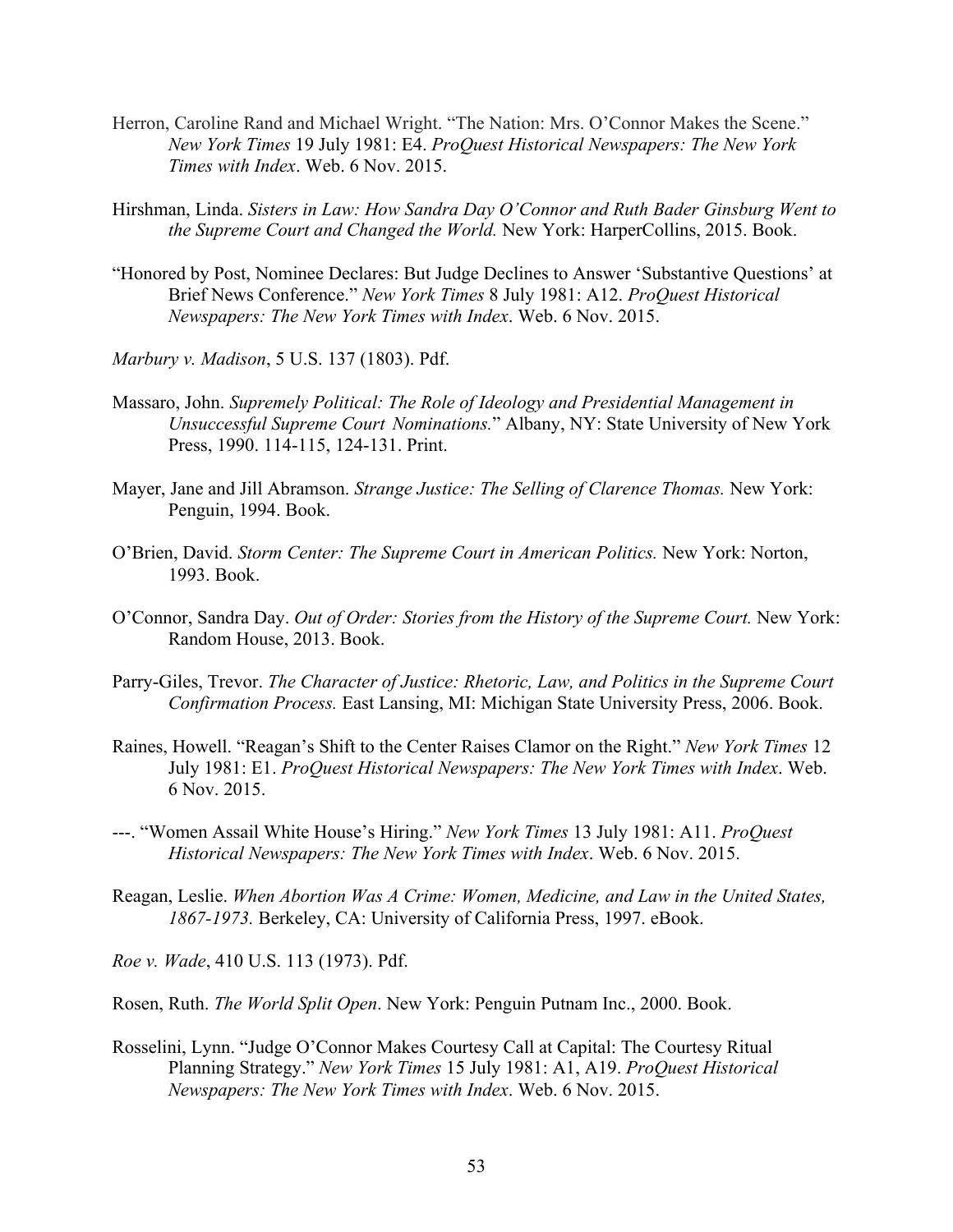Herron, Caroline Rand and Michael Wright. “The Nation: Mrs. O’Connor Makes the Scene.” *New York Times* 19 July 1981: E4. *ProQuest Historical Newspapers: The New York Times with Index*. Web. 6 Nov. 2015.

Hirshman, Linda. *Sisters in Law: How Sandra Day O’Connor and Ruth Bader Ginsburg Went to the Supreme Court and Changed the World.* New York: HarperCollins, 2015. Book.

“Honored by Post, Nominee Declares: But Judge Declines to Answer ‘Substantive Questions’ at Brief News Conference.” *New York Times* 8 July 1981: A12. *ProQuest Historical Newspapers: The New York Times with Index*. Web. 6 Nov. 2015.

*Marbury v. Madison*, 5 U.S. 137 (1803). Pdf.

Massaro, John. *Supremely Political: The Role of Ideology and Presidential Management in Unsuccessful Supreme Court Nominations.*” Albany, NY: State University of New York Press, 1990. 114-115, 124-131. Print.

Mayer, Jane and Jill Abramson. *Strange Justice: The Selling of Clarence Thomas.* New York: Penguin, 1994. Book.

O’Brien, David. *Storm Center: The Supreme Court in American Politics.* New York: Norton, 1993. Book.

O’Connor, Sandra Day. *Out of Order: Stories from the History of the Supreme Court.* New York: Random House, 2013. Book.

Parry-Giles, Trevor. *The Character of Justice: Rhetoric, Law, and Politics in the Supreme Court Confirmation Process.* East Lansing, MI: Michigan State University Press, 2006. Book.

Raines, Howell. “Reagan’s Shift to the Center Raises Clamor on the Right.” *New York Times* 12 July 1981: E1. *ProQuest Historical Newspapers: The New York Times with Index*. Web. 6 Nov. 2015.

---. “Women Assail White House’s Hiring.” *New York Times* 13 July 1981: A11. *ProQuest Historical Newspapers: The New York Times with Index*. Web. 6 Nov. 2015.

Reagan, Leslie. *When Abortion Was A Crime: Women, Medicine, and Law in the United States, 1867-1973.* Berkeley, CA: University of California Press, 1997. eBook.

*Roe v. Wade*, 410 U.S. 113 (1973). Pdf.

Rosen, Ruth. *The World Split Open*. New York: Penguin Putnam Inc., 2000. Book.

Rosselini, Lynn. “Judge O’Connor Makes Courtesy Call at Capital: The Courtesy Ritual Planning Strategy.” *New York Times* 15 July 1981: A1, A19. *ProQuest Historical Newspapers: The New York Times with Index*. Web. 6 Nov. 2015.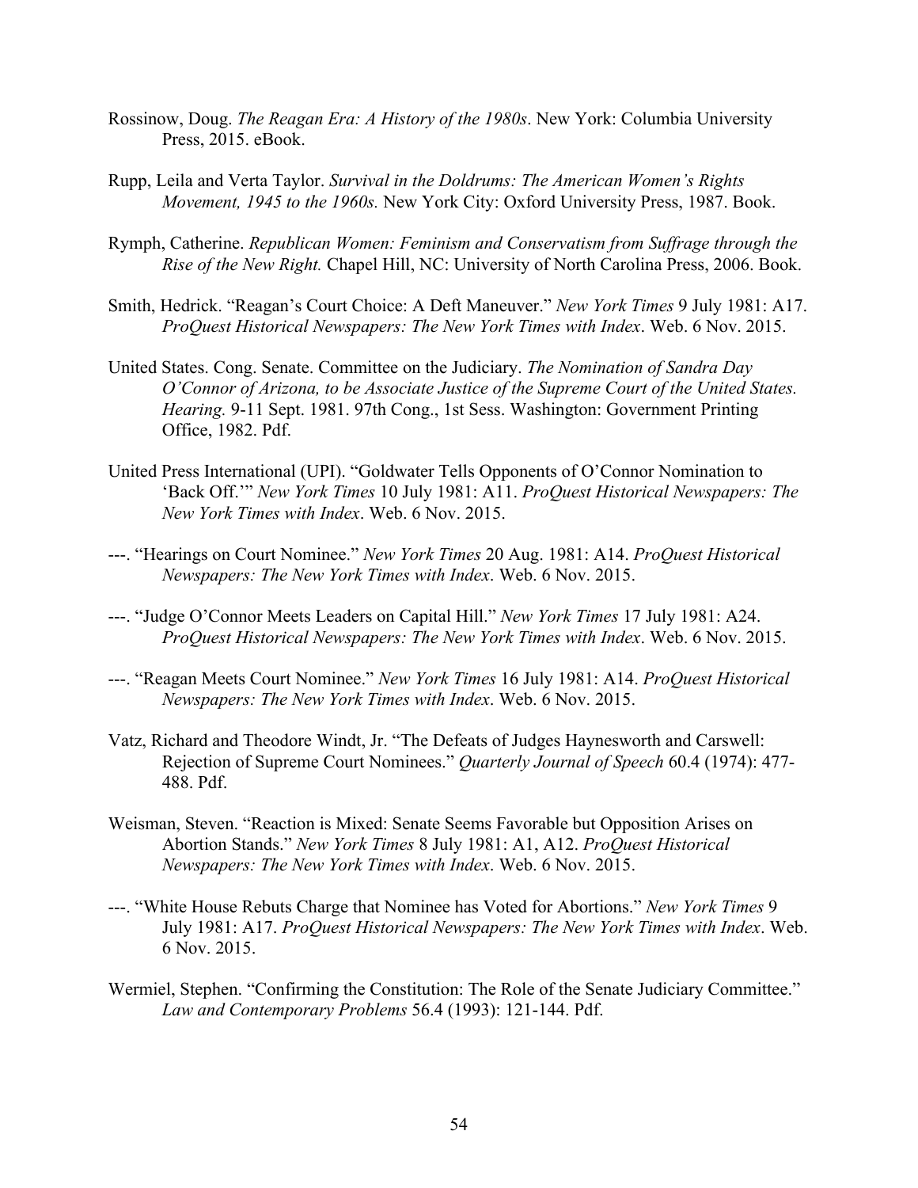Rossinow, Doug. *The Reagan Era: A History of the 1980s*. New York: Columbia University Press, 2015. eBook.

Rupp, Leila and Verta Taylor. *Survival in the Doldrums: The American Women's Rights Movement, 1945 to the 1960s.* New York City: Oxford University Press, 1987. Book.

Rymph, Catherine. *Republican Women: Feminism and Conservatism from Suffrage through the Rise of the New Right.* Chapel Hill, NC: University of North Carolina Press, 2006. Book.

Smith, Hedrick. "Reagan's Court Choice: A Deft Maneuver." *New York Times* 9 July 1981: A17. *ProQuest Historical Newspapers: The New York Times with Index*. Web. 6 Nov. 2015.

United States. Cong. Senate. Committee on the Judiciary. *The Nomination of Sandra Day O'Connor of Arizona, to be Associate Justice of the Supreme Court of the United States. Hearing.* 9-11 Sept. 1981. 97th Cong., 1st Sess. Washington: Government Printing Office, 1982. Pdf.

United Press International (UPI). "Goldwater Tells Opponents of O'Connor Nomination to 'Back Off.'" *New York Times* 10 July 1981: A11. *ProQuest Historical Newspapers: The New York Times with Index*. Web. 6 Nov. 2015.

---. "Hearings on Court Nominee." *New York Times* 20 Aug. 1981: A14. *ProQuest Historical Newspapers: The New York Times with Index*. Web. 6 Nov. 2015.

---. "Judge O'Connor Meets Leaders on Capital Hill." *New York Times* 17 July 1981: A24. *ProQuest Historical Newspapers: The New York Times with Index*. Web. 6 Nov. 2015.

---. "Reagan Meets Court Nominee." *New York Times* 16 July 1981: A14. *ProQuest Historical Newspapers: The New York Times with Index*. Web. 6 Nov. 2015.

Vatz, Richard and Theodore Windt, Jr. "The Defeats of Judges Haynesworth and Carswell: Rejection of Supreme Court Nominees." *Quarterly Journal of Speech* 60.4 (1974): 477-488. Pdf.

Weisman, Steven. "Reaction is Mixed: Senate Seems Favorable but Opposition Arises on Abortion Stands." *New York Times* 8 July 1981: A1, A12. *ProQuest Historical Newspapers: The New York Times with Index*. Web. 6 Nov. 2015.

---. "White House Rebuts Charge that Nominee has Voted for Abortions." *New York Times* 9 July 1981: A17. *ProQuest Historical Newspapers: The New York Times with Index*. Web. 6 Nov. 2015.

Wermiel, Stephen. "Confirming the Constitution: The Role of the Senate Judiciary Committee." *Law and Contemporary Problems* 56.4 (1993): 121-144. Pdf.